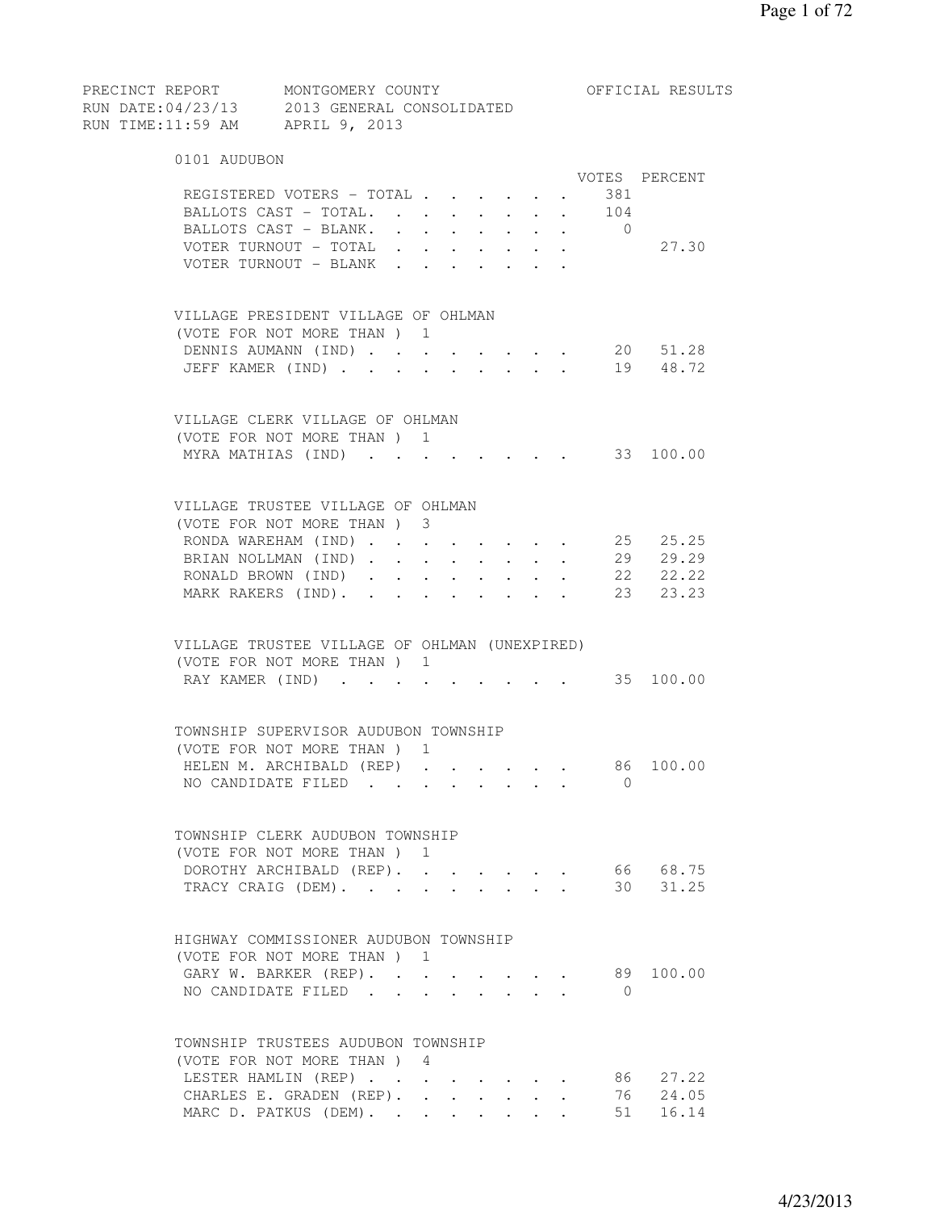PRECINCT REPORT MONTGOMERY COUNTY OFFICIAL RESULTS
RUN DATE:04/23/13 2013 GENERAL CONSOLIDATED
RUN TIME:11:59 AM APRIL 9, 2013

## 0101 AUDUBON

| | VOTES | PERCENT |
|---|---|---|
| REGISTERED VOTERS - TOTAL | 381 | |
| BALLOTS CAST - TOTAL. | 104 | |
| BALLOTS CAST - BLANK. | 0 | |
| VOTER TURNOUT - TOTAL | | 27.30 |
| VOTER TURNOUT - BLANK | | |

### VILLAGE PRESIDENT VILLAGE OF OHLMAN
(VOTE FOR NOT MORE THAN ) 1

| | VOTES | PERCENT |
|---|---|---|
| DENNIS AUMANN (IND) | 20 | 51.28 |
| JEFF KAMER (IND) | 19 | 48.72 |

### VILLAGE CLERK VILLAGE OF OHLMAN
(VOTE FOR NOT MORE THAN ) 1

| | VOTES | PERCENT |
|---|---|---|
| MYRA MATHIAS (IND) | 33 | 100.00 |

### VILLAGE TRUSTEE VILLAGE OF OHLMAN
(VOTE FOR NOT MORE THAN ) 3

| | VOTES | PERCENT |
|---|---|---|
| RONDA WAREHAM (IND) | 25 | 25.25 |
| BRIAN NOLLMAN (IND) | 29 | 29.29 |
| RONALD BROWN (IND) | 22 | 22.22 |
| MARK RAKERS (IND). | 23 | 23.23 |

### VILLAGE TRUSTEE VILLAGE OF OHLMAN (UNEXPIRED)
(VOTE FOR NOT MORE THAN ) 1

| | VOTES | PERCENT |
|---|---|---|
| RAY KAMER (IND) | 35 | 100.00 |

### TOWNSHIP SUPERVISOR AUDUBON TOWNSHIP
(VOTE FOR NOT MORE THAN ) 1

| | VOTES | PERCENT |
|---|---|---|
| HELEN M. ARCHIBALD (REP) | 86 | 100.00 |
| NO CANDIDATE FILED | 0 | |

### TOWNSHIP CLERK AUDUBON TOWNSHIP
(VOTE FOR NOT MORE THAN ) 1

| | VOTES | PERCENT |
|---|---|---|
| DOROTHY ARCHIBALD (REP). | 66 | 68.75 |
| TRACY CRAIG (DEM). | 30 | 31.25 |

### HIGHWAY COMMISSIONER AUDUBON TOWNSHIP
(VOTE FOR NOT MORE THAN ) 1

| | VOTES | PERCENT |
|---|---|---|
| GARY W. BARKER (REP). | 89 | 100.00 |
| NO CANDIDATE FILED | 0 | |

### TOWNSHIP TRUSTEES AUDUBON TOWNSHIP
(VOTE FOR NOT MORE THAN ) 4

| | VOTES | PERCENT |
|---|---|---|
| LESTER HAMLIN (REP) | 86 | 27.22 |
| CHARLES E. GRADEN (REP). | 76 | 24.05 |
| MARC D. PATKUS (DEM). | 51 | 16.14 |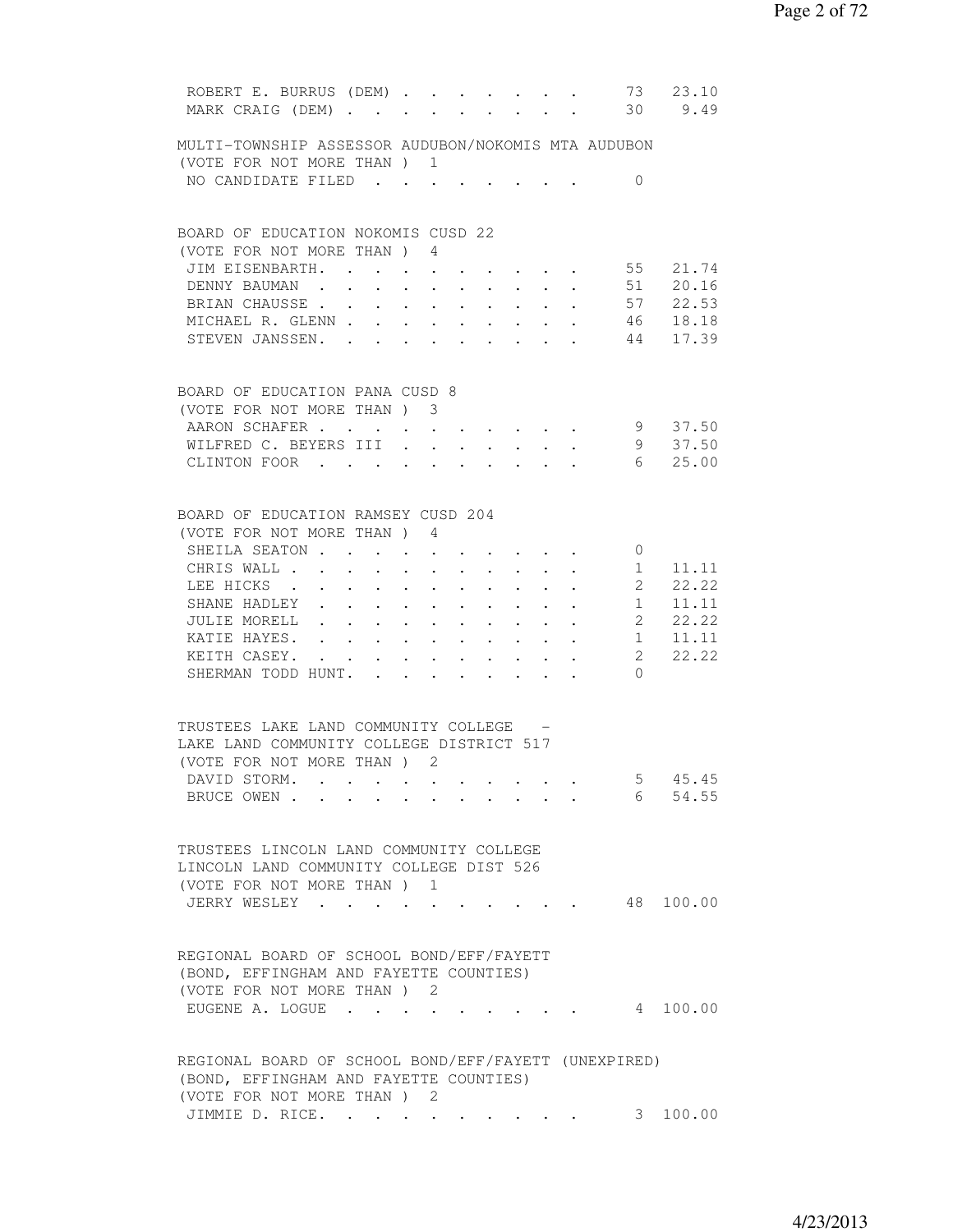| | | |
|---|---|---|
| ROBERT E. BURRUS (DEM) | 73 | 23.10 |
| MARK CRAIG (DEM) | 30 | 9.49 |

MULTI-TOWNSHIP ASSESSOR AUDUBON/NOKOMIS MTA AUDUBON
(VOTE FOR NOT MORE THAN ) 1

| | | |
|---|---|---|
| NO CANDIDATE FILED | 0 | |

BOARD OF EDUCATION NOKOMIS CUSD 22
(VOTE FOR NOT MORE THAN ) 4

| | | |
|---|---|---|
| JIM EISENBARTH. | 55 | 21.74 |
| DENNY BAUMAN | 51 | 20.16 |
| BRIAN CHAUSSE | 57 | 22.53 |
| MICHAEL R. GLENN | 46 | 18.18 |
| STEVEN JANSSEN. | 44 | 17.39 |

BOARD OF EDUCATION PANA CUSD 8
(VOTE FOR NOT MORE THAN ) 3

| | | |
|---|---|---|
| AARON SCHAFER | 9 | 37.50 |
| WILFRED C. BEYERS III | 9 | 37.50 |
| CLINTON FOOR | 6 | 25.00 |

BOARD OF EDUCATION RAMSEY CUSD 204
(VOTE FOR NOT MORE THAN ) 4

| | | |
|---|---|---|
| SHEILA SEATON | 0 | |
| CHRIS WALL | 1 | 11.11 |
| LEE HICKS | 2 | 22.22 |
| SHANE HADLEY | 1 | 11.11 |
| JULIE MORELL | 2 | 22.22 |
| KATIE HAYES. | 1 | 11.11 |
| KEITH CASEY. | 2 | 22.22 |
| SHERMAN TODD HUNT. | 0 | |

TRUSTEES LAKE LAND COMMUNITY COLLEGE -
LAKE LAND COMMUNITY COLLEGE DISTRICT 517
(VOTE FOR NOT MORE THAN ) 2

| | | |
|---|---|---|
| DAVID STORM. | 5 | 45.45 |
| BRUCE OWEN | 6 | 54.55 |

TRUSTEES LINCOLN LAND COMMUNITY COLLEGE
LINCOLN LAND COMMUNITY COLLEGE DIST 526
(VOTE FOR NOT MORE THAN ) 1

| | | |
|---|---|---|
| JERRY WESLEY | 48 | 100.00 |

REGIONAL BOARD OF SCHOOL BOND/EFF/FAYETT
(BOND, EFFINGHAM AND FAYETTE COUNTIES)
(VOTE FOR NOT MORE THAN ) 2

| | | |
|---|---|---|
| EUGENE A. LOGUE | 4 | 100.00 |

REGIONAL BOARD OF SCHOOL BOND/EFF/FAYETT (UNEXPIRED)
(BOND, EFFINGHAM AND FAYETTE COUNTIES)
(VOTE FOR NOT MORE THAN ) 2

| | | |
|---|---|---|
| JIMMIE D. RICE. | 3 | 100.00 |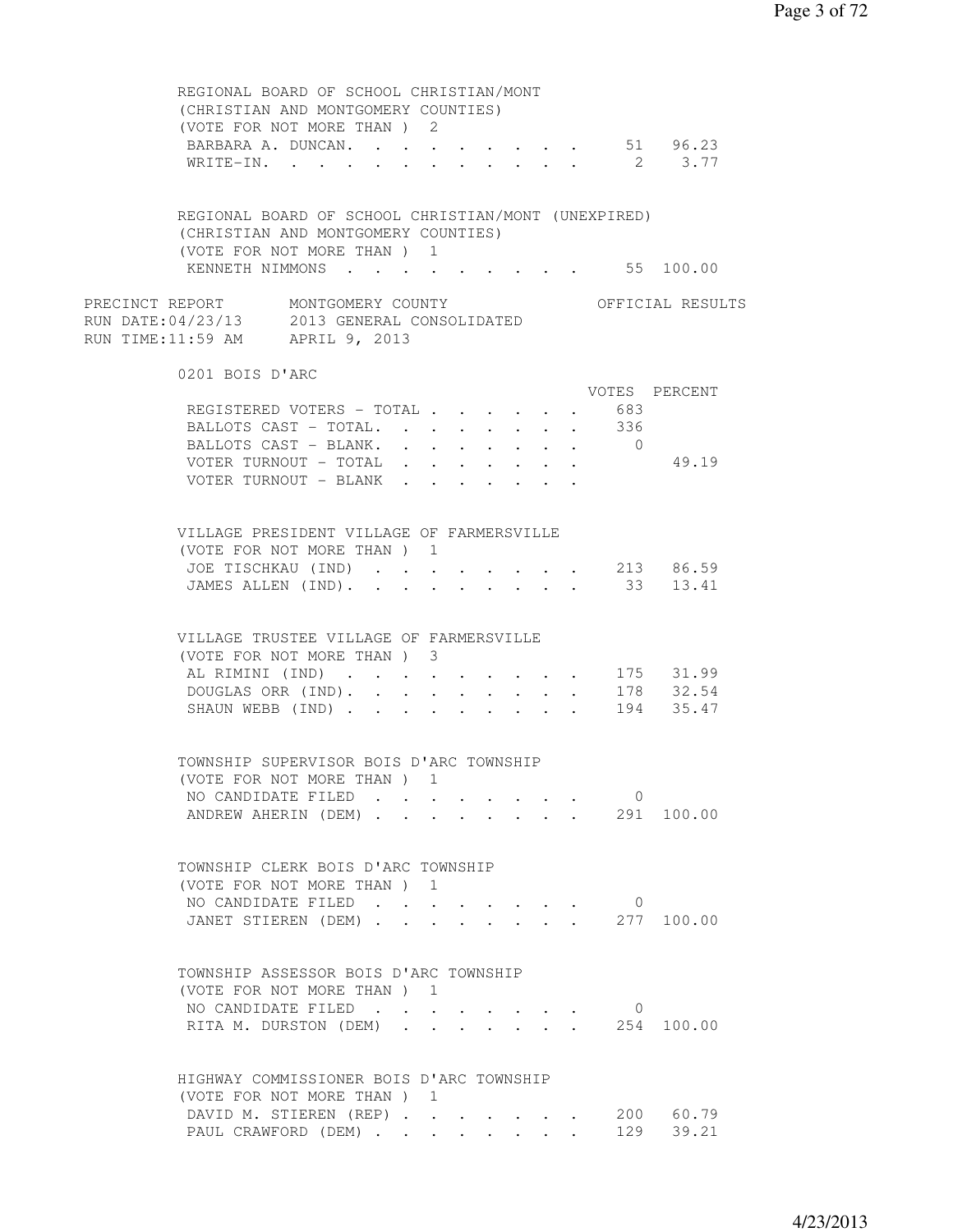REGIONAL BOARD OF SCHOOL CHRISTIAN/MONT
(CHRISTIAN AND MONTGOMERY COUNTIES)
(VOTE FOR NOT MORE THAN ) 2

| Candidate | Votes | Percent |
|---|---|---|
| BARBARA A. DUNCAN | 51 | 96.23 |
| WRITE-IN | 2 | 3.77 |

REGIONAL BOARD OF SCHOOL CHRISTIAN/MONT (UNEXPIRED)
(CHRISTIAN AND MONTGOMERY COUNTIES)
(VOTE FOR NOT MORE THAN ) 1

| Candidate | Votes | Percent |
|---|---|---|
| KENNETH NIMMONS | 55 | 100.00 |

PRECINCT REPORT MONTGOMERY COUNTY OFFICIAL RESULTS
RUN DATE:04/23/13 2013 GENERAL CONSOLIDATED
RUN TIME:11:59 AM APRIL 9, 2013

## 0201 BOIS D'ARC

| | VOTES | PERCENT |
|---|---|---|
| REGISTERED VOTERS - TOTAL | 683 | |
| BALLOTS CAST - TOTAL. | 336 | |
| BALLOTS CAST - BLANK. | 0 | |
| VOTER TURNOUT - TOTAL | | 49.19 |
| VOTER TURNOUT - BLANK | | |

VILLAGE PRESIDENT VILLAGE OF FARMERSVILLE
(VOTE FOR NOT MORE THAN ) 1

| Candidate | Votes | Percent |
|---|---|---|
| JOE TISCHKAU (IND) | 213 | 86.59 |
| JAMES ALLEN (IND). | 33 | 13.41 |

VILLAGE TRUSTEE VILLAGE OF FARMERSVILLE
(VOTE FOR NOT MORE THAN ) 3

| Candidate | Votes | Percent |
|---|---|---|
| AL RIMINI (IND) | 175 | 31.99 |
| DOUGLAS ORR (IND). | 178 | 32.54 |
| SHAUN WEBB (IND) | 194 | 35.47 |

TOWNSHIP SUPERVISOR BOIS D'ARC TOWNSHIP
(VOTE FOR NOT MORE THAN ) 1

| Candidate | Votes | Percent |
|---|---|---|
| NO CANDIDATE FILED | 0 | |
| ANDREW AHERIN (DEM) | 291 | 100.00 |

TOWNSHIP CLERK BOIS D'ARC TOWNSHIP
(VOTE FOR NOT MORE THAN ) 1

| Candidate | Votes | Percent |
|---|---|---|
| NO CANDIDATE FILED | 0 | |
| JANET STIEREN (DEM) | 277 | 100.00 |

TOWNSHIP ASSESSOR BOIS D'ARC TOWNSHIP
(VOTE FOR NOT MORE THAN ) 1

| Candidate | Votes | Percent |
|---|---|---|
| NO CANDIDATE FILED | 0 | |
| RITA M. DURSTON (DEM) | 254 | 100.00 |

HIGHWAY COMMISSIONER BOIS D'ARC TOWNSHIP
(VOTE FOR NOT MORE THAN ) 1

| Candidate | Votes | Percent |
|---|---|---|
| DAVID M. STIEREN (REP) | 200 | 60.79 |
| PAUL CRAWFORD (DEM) | 129 | 39.21 |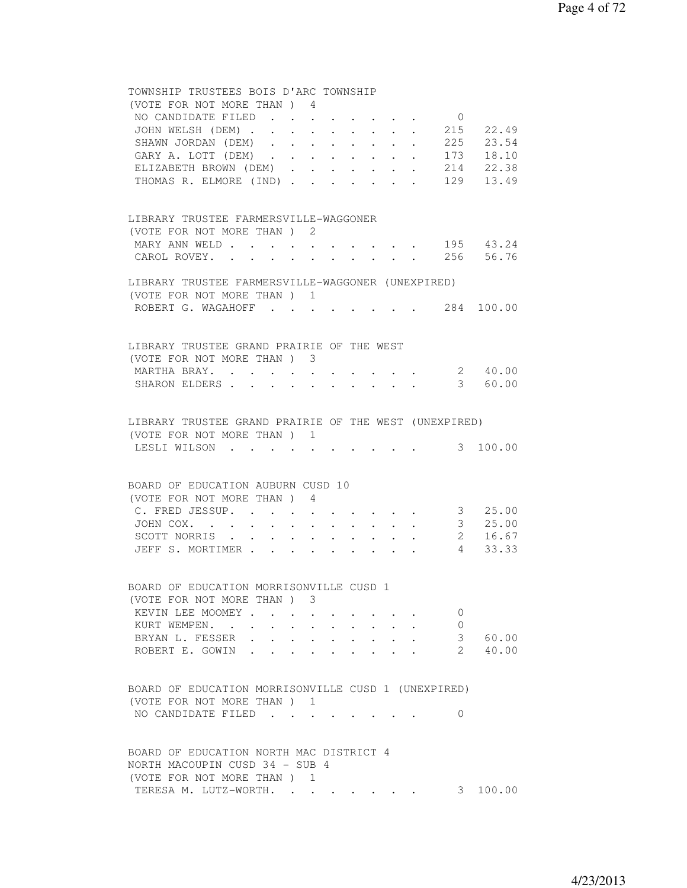TOWNSHIP TRUSTEES BOIS D'ARC TOWNSHIP
(VOTE FOR NOT MORE THAN ) 4

| Candidate | Votes | Percent |
|---|---|---|
| NO CANDIDATE FILED | 0 | |
| JOHN WELSH (DEM) | 215 | 22.49 |
| SHAWN JORDAN (DEM) | 225 | 23.54 |
| GARY A. LOTT (DEM) | 173 | 18.10 |
| ELIZABETH BROWN (DEM) | 214 | 22.38 |
| THOMAS R. ELMORE (IND) | 129 | 13.49 |

LIBRARY TRUSTEE FARMERSVILLE-WAGGONER
(VOTE FOR NOT MORE THAN ) 2

| Candidate | Votes | Percent |
|---|---|---|
| MARY ANN WELD | 195 | 43.24 |
| CAROL ROVEY | 256 | 56.76 |

LIBRARY TRUSTEE FARMERSVILLE-WAGGONER (UNEXPIRED)
(VOTE FOR NOT MORE THAN ) 1

| Candidate | Votes | Percent |
|---|---|---|
| ROBERT G. WAGAHOFF | 284 | 100.00 |

LIBRARY TRUSTEE GRAND PRAIRIE OF THE WEST
(VOTE FOR NOT MORE THAN ) 3

| Candidate | Votes | Percent |
|---|---|---|
| MARTHA BRAY | 2 | 40.00 |
| SHARON ELDERS | 3 | 60.00 |

LIBRARY TRUSTEE GRAND PRAIRIE OF THE WEST (UNEXPIRED)
(VOTE FOR NOT MORE THAN ) 1

| Candidate | Votes | Percent |
|---|---|---|
| LESLI WILSON | 3 | 100.00 |

BOARD OF EDUCATION AUBURN CUSD 10
(VOTE FOR NOT MORE THAN ) 4

| Candidate | Votes | Percent |
|---|---|---|
| C. FRED JESSUP | 3 | 25.00 |
| JOHN COX | 3 | 25.00 |
| SCOTT NORRIS | 2 | 16.67 |
| JEFF S. MORTIMER | 4 | 33.33 |

BOARD OF EDUCATION MORRISONVILLE CUSD 1
(VOTE FOR NOT MORE THAN ) 3

| Candidate | Votes | Percent |
|---|---|---|
| KEVIN LEE MOOMEY | 0 | |
| KURT WEMPEN | 0 | |
| BRYAN L. FESSER | 3 | 60.00 |
| ROBERT E. GOWIN | 2 | 40.00 |

BOARD OF EDUCATION MORRISONVILLE CUSD 1 (UNEXPIRED)
(VOTE FOR NOT MORE THAN ) 1

| Candidate | Votes | Percent |
|---|---|---|
| NO CANDIDATE FILED | 0 | |

BOARD OF EDUCATION NORTH MAC DISTRICT 4
NORTH MACOUPIN CUSD 34 - SUB 4
(VOTE FOR NOT MORE THAN ) 1

| Candidate | Votes | Percent |
|---|---|---|
| TERESA M. LUTZ-WORTH | 3 | 100.00 |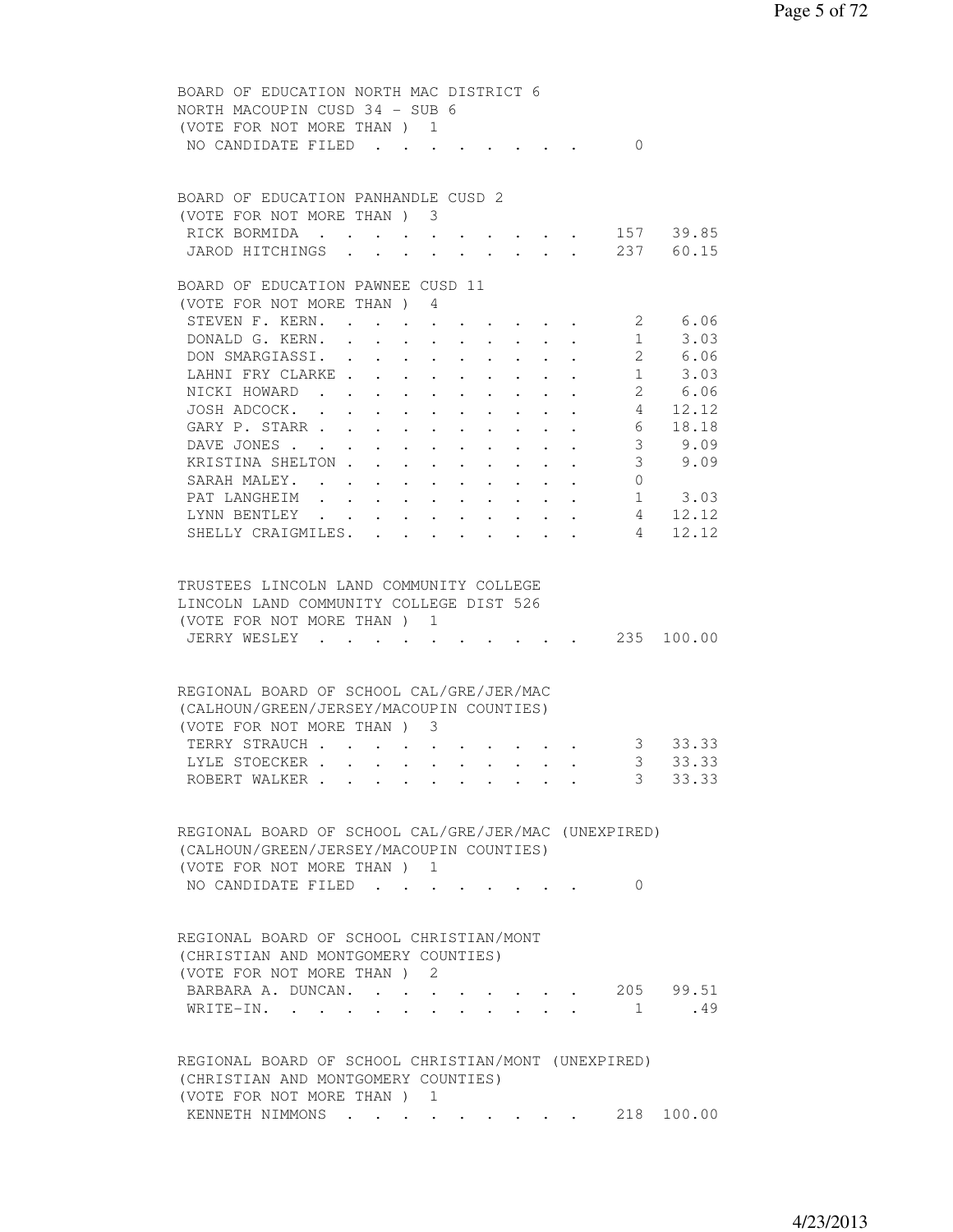BOARD OF EDUCATION NORTH MAC DISTRICT 6
NORTH MACOUPIN CUSD 34 - SUB 6
(VOTE FOR NOT MORE THAN ) 1

| | | |
|---|---|---|
| NO CANDIDATE FILED | 0 | |

BOARD OF EDUCATION PANHANDLE CUSD 2
(VOTE FOR NOT MORE THAN ) 3

| | | |
|---|---|---|
| RICK BORMIDA | 157 | 39.85 |
| JAROD HITCHINGS | 237 | 60.15 |

BOARD OF EDUCATION PAWNEE CUSD 11
(VOTE FOR NOT MORE THAN ) 4

| | | |
|---|---|---|
| STEVEN F. KERN. | 2 | 6.06 |
| DONALD G. KERN. | 1 | 3.03 |
| DON SMARGIASSI. | 2 | 6.06 |
| LAHNI FRY CLARKE | 1 | 3.03 |
| NICKI HOWARD | 2 | 6.06 |
| JOSH ADCOCK. | 4 | 12.12 |
| GARY P. STARR | 6 | 18.18 |
| DAVE JONES | 3 | 9.09 |
| KRISTINA SHELTON | 3 | 9.09 |
| SARAH MALEY. | 0 | |
| PAT LANGHEIM | 1 | 3.03 |
| LYNN BENTLEY | 4 | 12.12 |
| SHELLY CRAIGMILES. | 4 | 12.12 |

TRUSTEES LINCOLN LAND COMMUNITY COLLEGE
LINCOLN LAND COMMUNITY COLLEGE DIST 526
(VOTE FOR NOT MORE THAN ) 1

| | | |
|---|---|---|
| JERRY WESLEY | 235 | 100.00 |

REGIONAL BOARD OF SCHOOL CAL/GRE/JER/MAC
(CALHOUN/GREEN/JERSEY/MACOUPIN COUNTIES)
(VOTE FOR NOT MORE THAN ) 3

| | | |
|---|---|---|
| TERRY STRAUCH | 3 | 33.33 |
| LYLE STOECKER | 3 | 33.33 |
| ROBERT WALKER | 3 | 33.33 |

REGIONAL BOARD OF SCHOOL CAL/GRE/JER/MAC (UNEXPIRED)
(CALHOUN/GREEN/JERSEY/MACOUPIN COUNTIES)
(VOTE FOR NOT MORE THAN ) 1

| | | |
|---|---|---|
| NO CANDIDATE FILED | 0 | |

REGIONAL BOARD OF SCHOOL CHRISTIAN/MONT
(CHRISTIAN AND MONTGOMERY COUNTIES)
(VOTE FOR NOT MORE THAN ) 2

| | | |
|---|---|---|
| BARBARA A. DUNCAN. | 205 | 99.51 |
| WRITE-IN. | 1 | .49 |

REGIONAL BOARD OF SCHOOL CHRISTIAN/MONT (UNEXPIRED)
(CHRISTIAN AND MONTGOMERY COUNTIES)
(VOTE FOR NOT MORE THAN ) 1

| | | |
|---|---|---|
| KENNETH NIMMONS | 218 | 100.00 |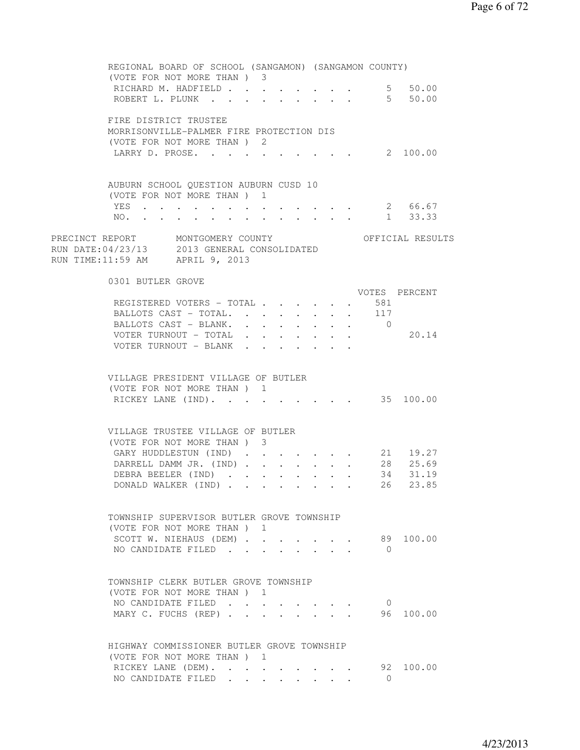REGIONAL BOARD OF SCHOOL (SANGAMON) (SANGAMON COUNTY)
(VOTE FOR NOT MORE THAN ) 3

| | | |
|---|---|---|
| RICHARD M. HADFIELD | 5 | 50.00 |
| ROBERT L. PLUNK | 5 | 50.00 |

FIRE DISTRICT TRUSTEE
MORRISONVILLE-PALMER FIRE PROTECTION DIS
(VOTE FOR NOT MORE THAN ) 2

| | | |
|---|---|---|
| LARRY D. PROSE. | 2 | 100.00 |

AUBURN SCHOOL QUESTION AUBURN CUSD 10
(VOTE FOR NOT MORE THAN ) 1

| | | |
|---|---|---|
| YES | 2 | 66.67 |
| NO. | 1 | 33.33 |

PRECINCT REPORT MONTGOMERY COUNTY OFFICIAL RESULTS
RUN DATE:04/23/13 2013 GENERAL CONSOLIDATED
RUN TIME:11:59 AM APRIL 9, 2013

0301 BUTLER GROVE

| | VOTES | PERCENT |
|---|---|---|
| REGISTERED VOTERS - TOTAL | 581 | |
| BALLOTS CAST - TOTAL. | 117 | |
| BALLOTS CAST - BLANK. | 0 | |
| VOTER TURNOUT - TOTAL | | 20.14 |
| VOTER TURNOUT - BLANK | | |

VILLAGE PRESIDENT VILLAGE OF BUTLER
(VOTE FOR NOT MORE THAN ) 1

| | | |
|---|---|---|
| RICKEY LANE (IND). | 35 | 100.00 |

VILLAGE TRUSTEE VILLAGE OF BUTLER
(VOTE FOR NOT MORE THAN ) 3

| | | |
|---|---|---|
| GARY HUDDLESTUN (IND) | 21 | 19.27 |
| DARRELL DAMM JR. (IND) | 28 | 25.69 |
| DEBRA BEELER (IND) | 34 | 31.19 |
| DONALD WALKER (IND) | 26 | 23.85 |

TOWNSHIP SUPERVISOR BUTLER GROVE TOWNSHIP
(VOTE FOR NOT MORE THAN ) 1

| | | |
|---|---|---|
| SCOTT W. NIEHAUS (DEM) | 89 | 100.00 |
| NO CANDIDATE FILED | 0 | |

TOWNSHIP CLERK BUTLER GROVE TOWNSHIP
(VOTE FOR NOT MORE THAN ) 1

| | | |
|---|---|---|
| NO CANDIDATE FILED | 0 | |
| MARY C. FUCHS (REP) | 96 | 100.00 |

HIGHWAY COMMISSIONER BUTLER GROVE TOWNSHIP
(VOTE FOR NOT MORE THAN ) 1

| | | |
|---|---|---|
| RICKEY LANE (DEM). | 92 | 100.00 |
| NO CANDIDATE FILED | 0 | |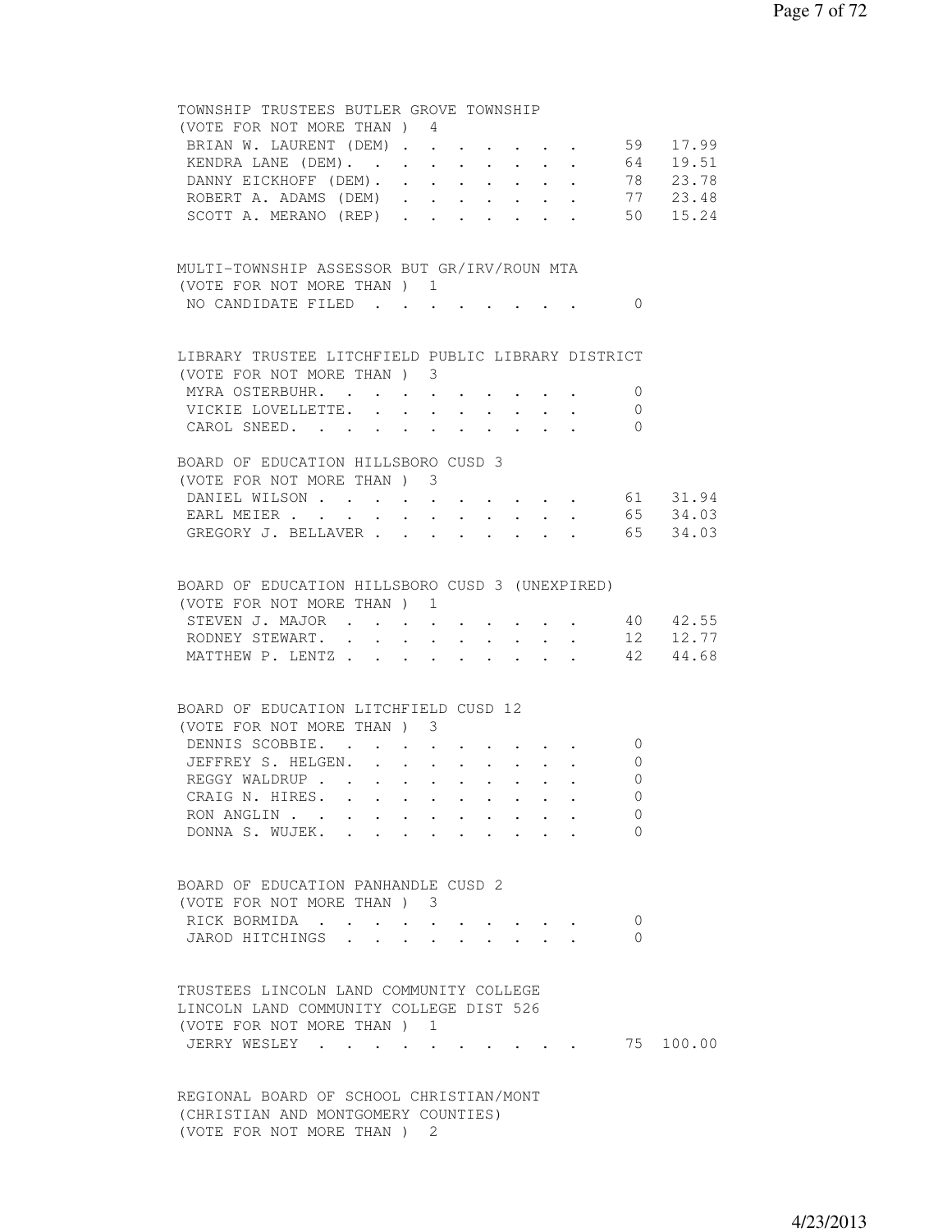TOWNSHIP TRUSTEES BUTLER GROVE TOWNSHIP
(VOTE FOR NOT MORE THAN ) 4

| Candidate | Votes | Percent |
|---|---|---|
| BRIAN W. LAURENT (DEM) | 59 | 17.99 |
| KENDRA LANE (DEM) | 64 | 19.51 |
| DANNY EICKHOFF (DEM) | 78 | 23.78 |
| ROBERT A. ADAMS (DEM) | 77 | 23.48 |
| SCOTT A. MERANO (REP) | 50 | 15.24 |

MULTI-TOWNSHIP ASSESSOR BUT GR/IRV/ROUN MTA
(VOTE FOR NOT MORE THAN ) 1

| Candidate | Votes | Percent |
|---|---|---|
| NO CANDIDATE FILED | 0 | |

LIBRARY TRUSTEE LITCHFIELD PUBLIC LIBRARY DISTRICT
(VOTE FOR NOT MORE THAN ) 3

| Candidate | Votes | Percent |
|---|---|---|
| MYRA OSTERBUHR | 0 | |
| VICKIE LOVELLETTE | 0 | |
| CAROL SNEED | 0 | |

BOARD OF EDUCATION HILLSBORO CUSD 3
(VOTE FOR NOT MORE THAN ) 3

| Candidate | Votes | Percent |
|---|---|---|
| DANIEL WILSON | 61 | 31.94 |
| EARL MEIER | 65 | 34.03 |
| GREGORY J. BELLAVER | 65 | 34.03 |

BOARD OF EDUCATION HILLSBORO CUSD 3 (UNEXPIRED)
(VOTE FOR NOT MORE THAN ) 1

| Candidate | Votes | Percent |
|---|---|---|
| STEVEN J. MAJOR | 40 | 42.55 |
| RODNEY STEWART | 12 | 12.77 |
| MATTHEW P. LENTZ | 42 | 44.68 |

BOARD OF EDUCATION LITCHFIELD CUSD 12
(VOTE FOR NOT MORE THAN ) 3

| Candidate | Votes | Percent |
|---|---|---|
| DENNIS SCOBBIE | 0 | |
| JEFFREY S. HELGEN | 0 | |
| REGGY WALDRUP | 0 | |
| CRAIG N. HIRES | 0 | |
| RON ANGLIN | 0 | |
| DONNA S. WUJEK | 0 | |

BOARD OF EDUCATION PANHANDLE CUSD 2
(VOTE FOR NOT MORE THAN ) 3

| Candidate | Votes | Percent |
|---|---|---|
| RICK BORMIDA | 0 | |
| JAROD HITCHINGS | 0 | |

TRUSTEES LINCOLN LAND COMMUNITY COLLEGE
LINCOLN LAND COMMUNITY COLLEGE DIST 526
(VOTE FOR NOT MORE THAN ) 1

| Candidate | Votes | Percent |
|---|---|---|
| JERRY WESLEY | 75 | 100.00 |

REGIONAL BOARD OF SCHOOL CHRISTIAN/MONT
(CHRISTIAN AND MONTGOMERY COUNTIES)
(VOTE FOR NOT MORE THAN ) 2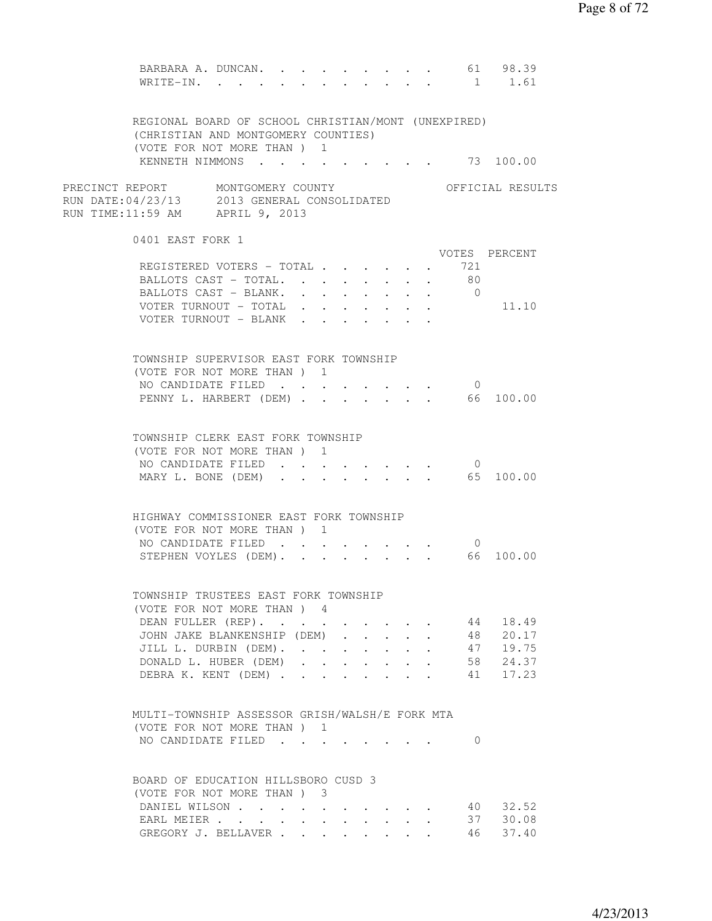| | VOTES | PERCENT |
|---|---|---|
| BARBARA A. DUNCAN | 61 | 98.39 |
| WRITE-IN | 1 | 1.61 |

REGIONAL BOARD OF SCHOOL CHRISTIAN/MONT (UNEXPIRED)
(CHRISTIAN AND MONTGOMERY COUNTIES)
(VOTE FOR NOT MORE THAN ) 1

| | VOTES | PERCENT |
|---|---|---|
| KENNETH NIMMONS | 73 | 100.00 |

PRECINCT REPORT MONTGOMERY COUNTY OFFICIAL RESULTS
RUN DATE:04/23/13 2013 GENERAL CONSOLIDATED
RUN TIME:11:59 AM APRIL 9, 2013

## 0401 EAST FORK 1

| | VOTES | PERCENT |
|---|---|---|
| REGISTERED VOTERS - TOTAL | 721 | |
| BALLOTS CAST - TOTAL | 80 | |
| BALLOTS CAST - BLANK | 0 | |
| VOTER TURNOUT - TOTAL | | 11.10 |
| VOTER TURNOUT - BLANK | | |

TOWNSHIP SUPERVISOR EAST FORK TOWNSHIP
(VOTE FOR NOT MORE THAN ) 1

| | VOTES | PERCENT |
|---|---|---|
| NO CANDIDATE FILED | 0 | |
| PENNY L. HARBERT (DEM) | 66 | 100.00 |

TOWNSHIP CLERK EAST FORK TOWNSHIP
(VOTE FOR NOT MORE THAN ) 1

| | VOTES | PERCENT |
|---|---|---|
| NO CANDIDATE FILED | 0 | |
| MARY L. BONE (DEM) | 65 | 100.00 |

HIGHWAY COMMISSIONER EAST FORK TOWNSHIP
(VOTE FOR NOT MORE THAN ) 1

| | VOTES | PERCENT |
|---|---|---|
| NO CANDIDATE FILED | 0 | |
| STEPHEN VOYLES (DEM) | 66 | 100.00 |

TOWNSHIP TRUSTEES EAST FORK TOWNSHIP
(VOTE FOR NOT MORE THAN ) 4

| | VOTES | PERCENT |
|---|---|---|
| DEAN FULLER (REP) | 44 | 18.49 |
| JOHN JAKE BLANKENSHIP (DEM) | 48 | 20.17 |
| JILL L. DURBIN (DEM) | 47 | 19.75 |
| DONALD L. HUBER (DEM) | 58 | 24.37 |
| DEBRA K. KENT (DEM) | 41 | 17.23 |

MULTI-TOWNSHIP ASSESSOR GRISH/WALSH/E FORK MTA
(VOTE FOR NOT MORE THAN ) 1

| | VOTES | PERCENT |
|---|---|---|
| NO CANDIDATE FILED | 0 | |

BOARD OF EDUCATION HILLSBORO CUSD 3
(VOTE FOR NOT MORE THAN ) 3

| | VOTES | PERCENT |
|---|---|---|
| DANIEL WILSON | 40 | 32.52 |
| EARL MEIER | 37 | 30.08 |
| GREGORY J. BELLAVER | 46 | 37.40 |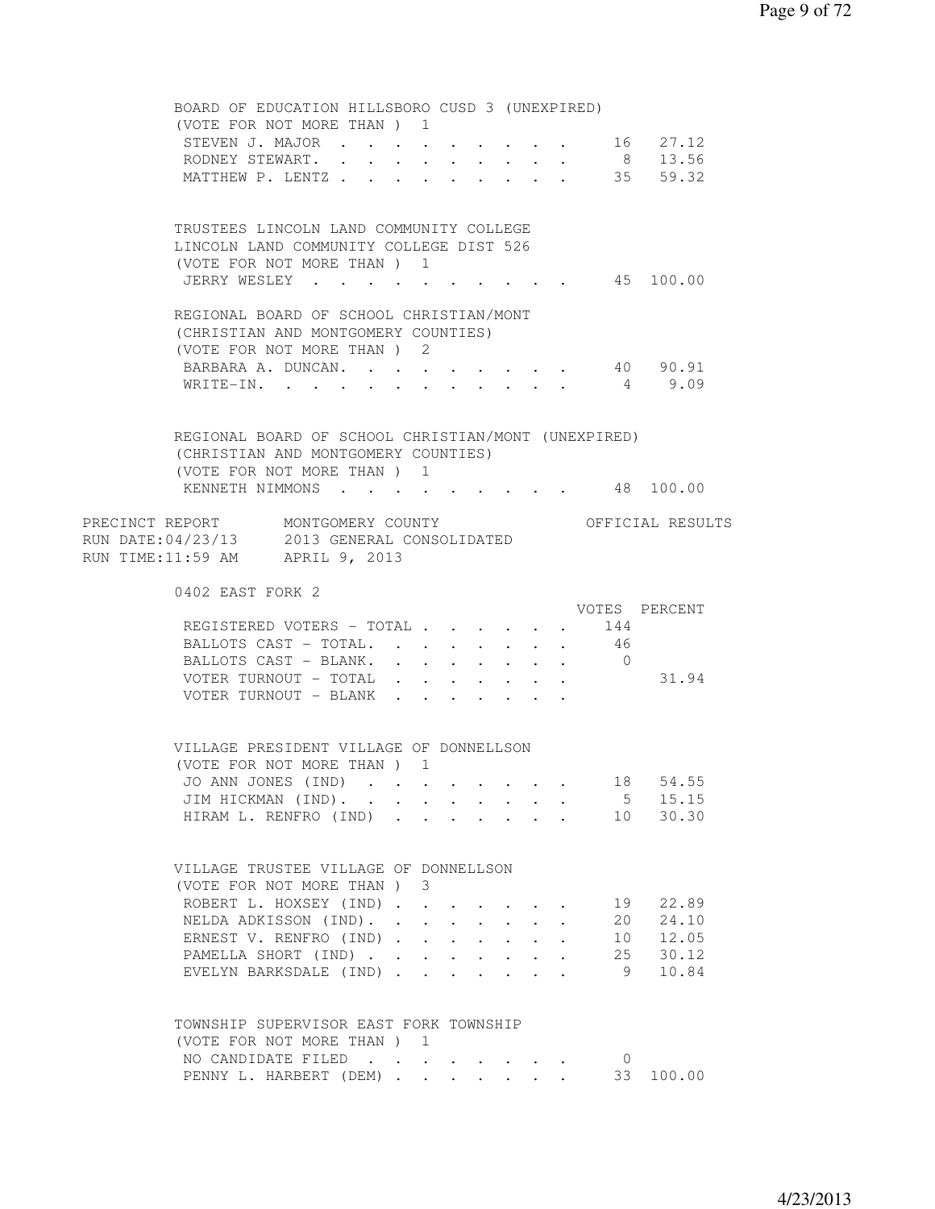BOARD OF EDUCATION HILLSBORO CUSD 3 (UNEXPIRED)
(VOTE FOR NOT MORE THAN ) 1

| | VOTES | PERCENT |
|---|---|---|
| STEVEN J. MAJOR | 16 | 27.12 |
| RODNEY STEWART. | 8 | 13.56 |
| MATTHEW P. LENTZ | 35 | 59.32 |

TRUSTEES LINCOLN LAND COMMUNITY COLLEGE
LINCOLN LAND COMMUNITY COLLEGE DIST 526
(VOTE FOR NOT MORE THAN ) 1

| | VOTES | PERCENT |
|---|---|---|
| JERRY WESLEY | 45 | 100.00 |

REGIONAL BOARD OF SCHOOL CHRISTIAN/MONT
(CHRISTIAN AND MONTGOMERY COUNTIES)
(VOTE FOR NOT MORE THAN ) 2

| | VOTES | PERCENT |
|---|---|---|
| BARBARA A. DUNCAN. | 40 | 90.91 |
| WRITE-IN. | 4 | 9.09 |

REGIONAL BOARD OF SCHOOL CHRISTIAN/MONT (UNEXPIRED)
(CHRISTIAN AND MONTGOMERY COUNTIES)
(VOTE FOR NOT MORE THAN ) 1

| | VOTES | PERCENT |
|---|---|---|
| KENNETH NIMMONS | 48 | 100.00 |

PRECINCT REPORT MONTGOMERY COUNTY OFFICIAL RESULTS
RUN DATE:04/23/13 2013 GENERAL CONSOLIDATED
RUN TIME:11:59 AM APRIL 9, 2013

0402 EAST FORK 2

| | VOTES | PERCENT |
|---|---|---|
| REGISTERED VOTERS - TOTAL | 144 | |
| BALLOTS CAST - TOTAL. | 46 | |
| BALLOTS CAST - BLANK. | 0 | |
| VOTER TURNOUT - TOTAL | | 31.94 |
| VOTER TURNOUT - BLANK | | |

VILLAGE PRESIDENT VILLAGE OF DONNELLSON
(VOTE FOR NOT MORE THAN ) 1

| | VOTES | PERCENT |
|---|---|---|
| JO ANN JONES (IND) | 18 | 54.55 |
| JIM HICKMAN (IND). | 5 | 15.15 |
| HIRAM L. RENFRO (IND) | 10 | 30.30 |

VILLAGE TRUSTEE VILLAGE OF DONNELLSON
(VOTE FOR NOT MORE THAN ) 3

| | VOTES | PERCENT |
|---|---|---|
| ROBERT L. HOXSEY (IND) | 19 | 22.89 |
| NELDA ADKISSON (IND). | 20 | 24.10 |
| ERNEST V. RENFRO (IND) | 10 | 12.05 |
| PAMELLA SHORT (IND) | 25 | 30.12 |
| EVELYN BARKSDALE (IND) | 9 | 10.84 |

TOWNSHIP SUPERVISOR EAST FORK TOWNSHIP
(VOTE FOR NOT MORE THAN ) 1

| | VOTES | PERCENT |
|---|---|---|
| NO CANDIDATE FILED | 0 | |
| PENNY L. HARBERT (DEM) | 33 | 100.00 |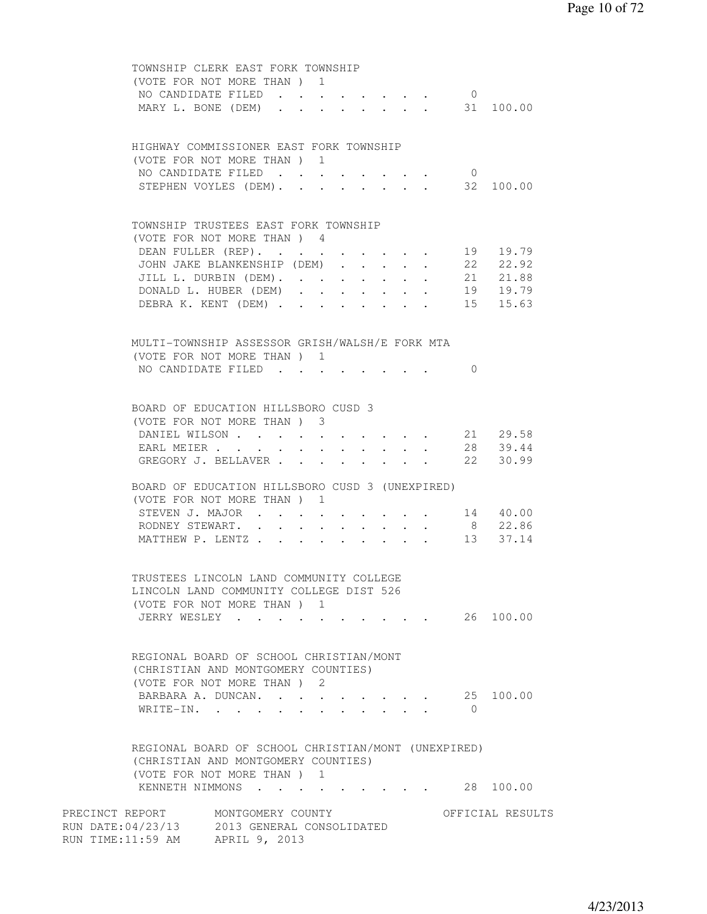TOWNSHIP CLERK EAST FORK TOWNSHIP
(VOTE FOR NOT MORE THAN ) 1

| Candidate | Votes | Percent |
|---|---|---|
| NO CANDIDATE FILED | 0 | |
| MARY L. BONE (DEM) | 31 | 100.00 |

HIGHWAY COMMISSIONER EAST FORK TOWNSHIP
(VOTE FOR NOT MORE THAN ) 1

| Candidate | Votes | Percent |
|---|---|---|
| NO CANDIDATE FILED | 0 | |
| STEPHEN VOYLES (DEM). | 32 | 100.00 |

TOWNSHIP TRUSTEES EAST FORK TOWNSHIP
(VOTE FOR NOT MORE THAN ) 4

| Candidate | Votes | Percent |
|---|---|---|
| DEAN FULLER (REP). | 19 | 19.79 |
| JOHN JAKE BLANKENSHIP (DEM) | 22 | 22.92 |
| JILL L. DURBIN (DEM). | 21 | 21.88 |
| DONALD L. HUBER (DEM) | 19 | 19.79 |
| DEBRA K. KENT (DEM) | 15 | 15.63 |

MULTI-TOWNSHIP ASSESSOR GRISH/WALSH/E FORK MTA
(VOTE FOR NOT MORE THAN ) 1

| Candidate | Votes | Percent |
|---|---|---|
| NO CANDIDATE FILED | 0 | |

BOARD OF EDUCATION HILLSBORO CUSD 3
(VOTE FOR NOT MORE THAN ) 3

| Candidate | Votes | Percent |
|---|---|---|
| DANIEL WILSON | 21 | 29.58 |
| EARL MEIER | 28 | 39.44 |
| GREGORY J. BELLAVER | 22 | 30.99 |

BOARD OF EDUCATION HILLSBORO CUSD 3 (UNEXPIRED)
(VOTE FOR NOT MORE THAN ) 1

| Candidate | Votes | Percent |
|---|---|---|
| STEVEN J. MAJOR | 14 | 40.00 |
| RODNEY STEWART. | 8 | 22.86 |
| MATTHEW P. LENTZ | 13 | 37.14 |

TRUSTEES LINCOLN LAND COMMUNITY COLLEGE
LINCOLN LAND COMMUNITY COLLEGE DIST 526
(VOTE FOR NOT MORE THAN ) 1

| Candidate | Votes | Percent |
|---|---|---|
| JERRY WESLEY | 26 | 100.00 |

REGIONAL BOARD OF SCHOOL CHRISTIAN/MONT
(CHRISTIAN AND MONTGOMERY COUNTIES)
(VOTE FOR NOT MORE THAN ) 2

| Candidate | Votes | Percent |
|---|---|---|
| BARBARA A. DUNCAN. | 25 | 100.00 |
| WRITE-IN. | 0 | |

REGIONAL BOARD OF SCHOOL CHRISTIAN/MONT (UNEXPIRED)
(CHRISTIAN AND MONTGOMERY COUNTIES)
(VOTE FOR NOT MORE THAN ) 1

| Candidate | Votes | Percent |
|---|---|---|
| KENNETH NIMMONS | 28 | 100.00 |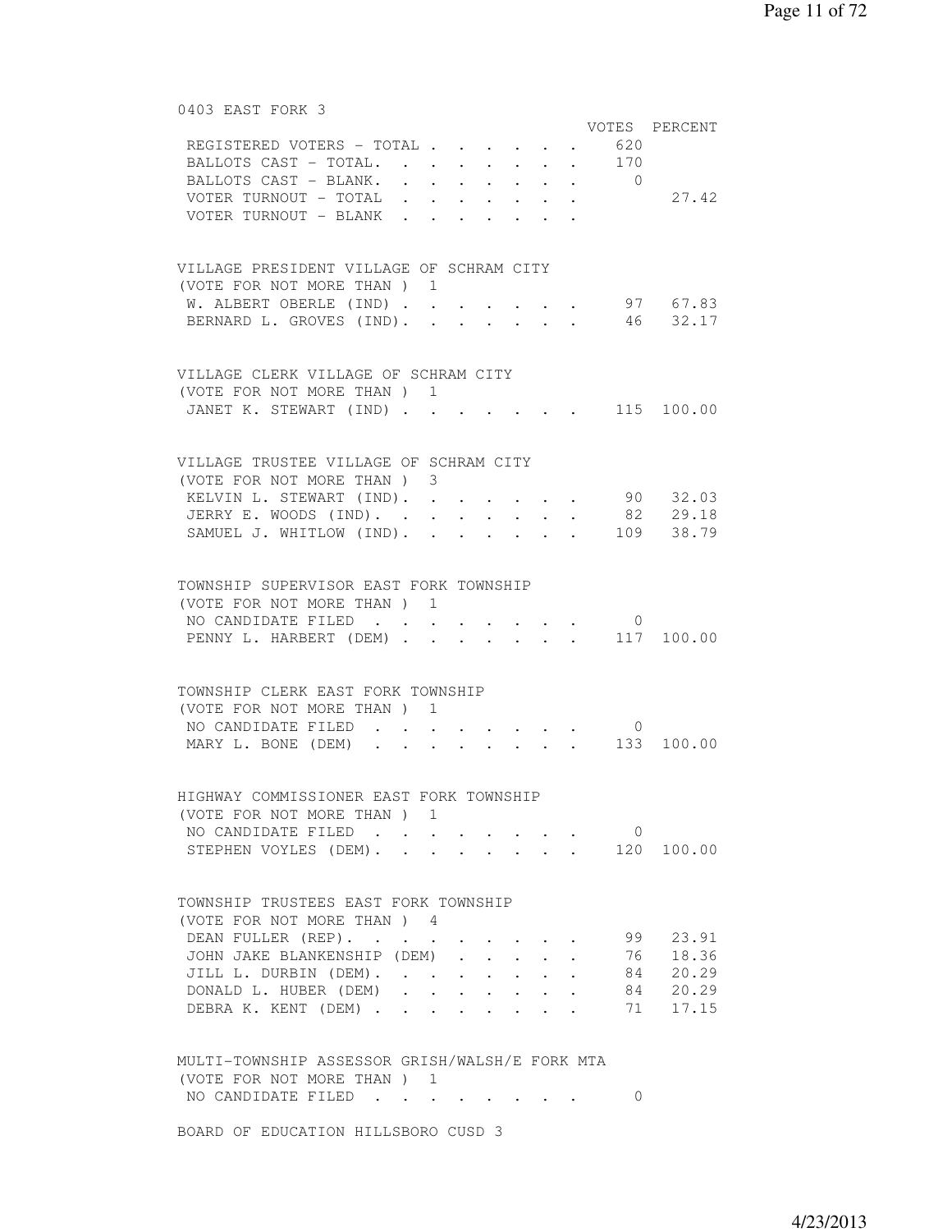## 0403 EAST FORK 3

| | VOTES | PERCENT |
|---|---|---|
| REGISTERED VOTERS - TOTAL | 620 | |
| BALLOTS CAST - TOTAL. | 170 | |
| BALLOTS CAST - BLANK. | 0 | |
| VOTER TURNOUT - TOTAL | | 27.42 |
| VOTER TURNOUT - BLANK | | |

### VILLAGE PRESIDENT VILLAGE OF SCHRAM CITY
(VOTE FOR NOT MORE THAN ) 1

| | VOTES | PERCENT |
|---|---|---|
| W. ALBERT OBERLE (IND) | 97 | 67.83 |
| BERNARD L. GROVES (IND). | 46 | 32.17 |

### VILLAGE CLERK VILLAGE OF SCHRAM CITY
(VOTE FOR NOT MORE THAN ) 1

| | VOTES | PERCENT |
|---|---|---|
| JANET K. STEWART (IND) | 115 | 100.00 |

### VILLAGE TRUSTEE VILLAGE OF SCHRAM CITY
(VOTE FOR NOT MORE THAN ) 3

| | VOTES | PERCENT |
|---|---|---|
| KELVIN L. STEWART (IND). | 90 | 32.03 |
| JERRY E. WOODS (IND). | 82 | 29.18 |
| SAMUEL J. WHITLOW (IND). | 109 | 38.79 |

### TOWNSHIP SUPERVISOR EAST FORK TOWNSHIP
(VOTE FOR NOT MORE THAN ) 1

| | VOTES | PERCENT |
|---|---|---|
| NO CANDIDATE FILED | 0 | |
| PENNY L. HARBERT (DEM) | 117 | 100.00 |

### TOWNSHIP CLERK EAST FORK TOWNSHIP
(VOTE FOR NOT MORE THAN ) 1

| | VOTES | PERCENT |
|---|---|---|
| NO CANDIDATE FILED | 0 | |
| MARY L. BONE (DEM) | 133 | 100.00 |

### HIGHWAY COMMISSIONER EAST FORK TOWNSHIP
(VOTE FOR NOT MORE THAN ) 1

| | VOTES | PERCENT |
|---|---|---|
| NO CANDIDATE FILED | 0 | |
| STEPHEN VOYLES (DEM). | 120 | 100.00 |

### TOWNSHIP TRUSTEES EAST FORK TOWNSHIP
(VOTE FOR NOT MORE THAN ) 4

| | VOTES | PERCENT |
|---|---|---|
| DEAN FULLER (REP). | 99 | 23.91 |
| JOHN JAKE BLANKENSHIP (DEM) | 76 | 18.36 |
| JILL L. DURBIN (DEM). | 84 | 20.29 |
| DONALD L. HUBER (DEM) | 84 | 20.29 |
| DEBRA K. KENT (DEM) | 71 | 17.15 |

### MULTI-TOWNSHIP ASSESSOR GRISH/WALSH/E FORK MTA
(VOTE FOR NOT MORE THAN ) 1

| | VOTES | PERCENT |
|---|---|---|
| NO CANDIDATE FILED | 0 | |

### BOARD OF EDUCATION HILLSBORO CUSD 3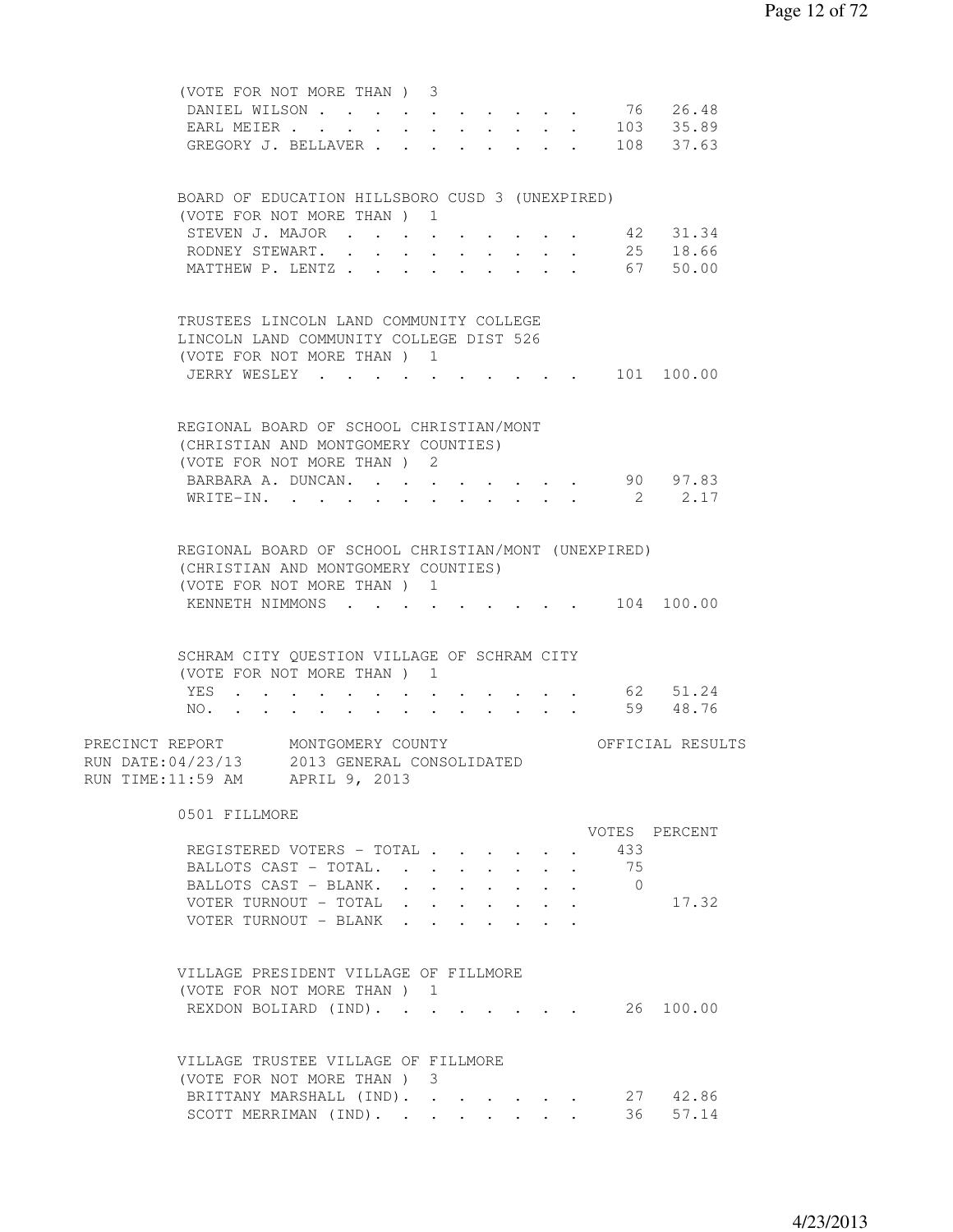(VOTE FOR NOT MORE THAN ) 3

| | VOTES | PERCENT |
|---|---|---|
| DANIEL WILSON | 76 | 26.48 |
| EARL MEIER | 103 | 35.89 |
| GREGORY J. BELLAVER | 108 | 37.63 |

BOARD OF EDUCATION HILLSBORO CUSD 3 (UNEXPIRED)
(VOTE FOR NOT MORE THAN ) 1

| | VOTES | PERCENT |
|---|---|---|
| STEVEN J. MAJOR | 42 | 31.34 |
| RODNEY STEWART. | 25 | 18.66 |
| MATTHEW P. LENTZ | 67 | 50.00 |

TRUSTEES LINCOLN LAND COMMUNITY COLLEGE
LINCOLN LAND COMMUNITY COLLEGE DIST 526
(VOTE FOR NOT MORE THAN ) 1

| | VOTES | PERCENT |
|---|---|---|
| JERRY WESLEY | 101 | 100.00 |

REGIONAL BOARD OF SCHOOL CHRISTIAN/MONT
(CHRISTIAN AND MONTGOMERY COUNTIES)
(VOTE FOR NOT MORE THAN ) 2

| | VOTES | PERCENT |
|---|---|---|
| BARBARA A. DUNCAN. | 90 | 97.83 |
| WRITE-IN. | 2 | 2.17 |

REGIONAL BOARD OF SCHOOL CHRISTIAN/MONT (UNEXPIRED)
(CHRISTIAN AND MONTGOMERY COUNTIES)
(VOTE FOR NOT MORE THAN ) 1

| | VOTES | PERCENT |
|---|---|---|
| KENNETH NIMMONS | 104 | 100.00 |

SCHRAM CITY QUESTION VILLAGE OF SCHRAM CITY
(VOTE FOR NOT MORE THAN ) 1

| | VOTES | PERCENT |
|---|---|---|
| YES | 62 | 51.24 |
| NO. | 59 | 48.76 |

PRECINCT REPORT MONTGOMERY COUNTY OFFICIAL RESULTS
RUN DATE:04/23/13 2013 GENERAL CONSOLIDATED
RUN TIME:11:59 AM APRIL 9, 2013

## 0501 FILLMORE

| | VOTES | PERCENT |
|---|---|---|
| REGISTERED VOTERS - TOTAL | 433 | |
| BALLOTS CAST - TOTAL. | 75 | |
| BALLOTS CAST - BLANK. | 0 | |
| VOTER TURNOUT - TOTAL | | 17.32 |
| VOTER TURNOUT - BLANK | | |

VILLAGE PRESIDENT VILLAGE OF FILLMORE
(VOTE FOR NOT MORE THAN ) 1

| | VOTES | PERCENT |
|---|---|---|
| REXDON BOLIARD (IND). | 26 | 100.00 |

VILLAGE TRUSTEE VILLAGE OF FILLMORE
(VOTE FOR NOT MORE THAN ) 3

| | VOTES | PERCENT |
|---|---|---|
| BRITTANY MARSHALL (IND). | 27 | 42.86 |
| SCOTT MERRIMAN (IND). | 36 | 57.14 |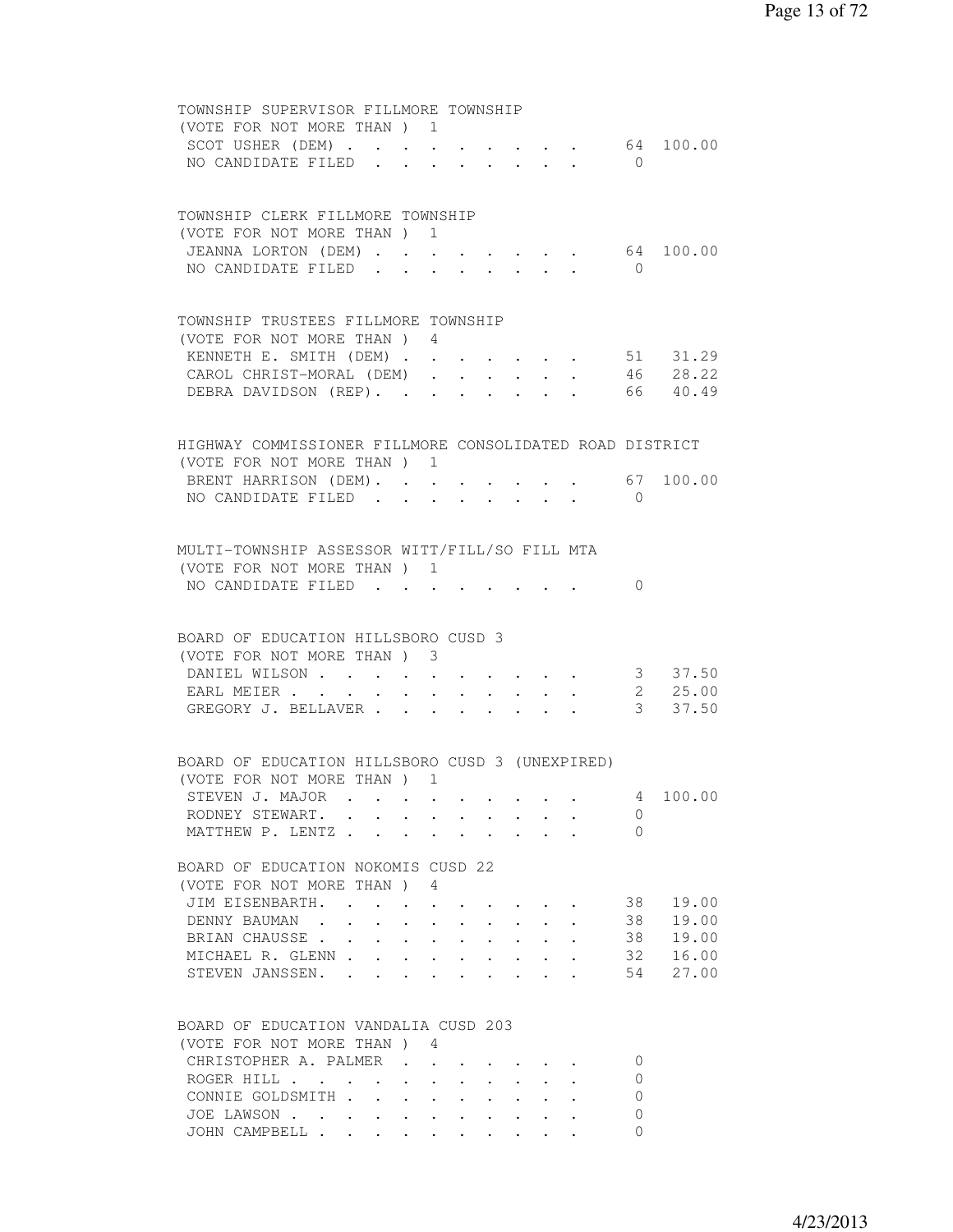TOWNSHIP SUPERVISOR FILLMORE TOWNSHIP
(VOTE FOR NOT MORE THAN ) 1

| Candidate | Votes | Percent |
|---|---|---|
| SCOT USHER (DEM) | 64 | 100.00 |
| NO CANDIDATE FILED | 0 | |

TOWNSHIP CLERK FILLMORE TOWNSHIP
(VOTE FOR NOT MORE THAN ) 1

| Candidate | Votes | Percent |
|---|---|---|
| JEANNA LORTON (DEM) | 64 | 100.00 |
| NO CANDIDATE FILED | 0 | |

TOWNSHIP TRUSTEES FILLMORE TOWNSHIP
(VOTE FOR NOT MORE THAN ) 4

| Candidate | Votes | Percent |
|---|---|---|
| KENNETH E. SMITH (DEM) | 51 | 31.29 |
| CAROL CHRIST-MORAL (DEM) | 46 | 28.22 |
| DEBRA DAVIDSON (REP) | 66 | 40.49 |

HIGHWAY COMMISSIONER FILLMORE CONSOLIDATED ROAD DISTRICT
(VOTE FOR NOT MORE THAN ) 1

| Candidate | Votes | Percent |
|---|---|---|
| BRENT HARRISON (DEM) | 67 | 100.00 |
| NO CANDIDATE FILED | 0 | |

MULTI-TOWNSHIP ASSESSOR WITT/FILL/SO FILL MTA
(VOTE FOR NOT MORE THAN ) 1

| Candidate | Votes | Percent |
|---|---|---|
| NO CANDIDATE FILED | 0 | |

BOARD OF EDUCATION HILLSBORO CUSD 3
(VOTE FOR NOT MORE THAN ) 3

| Candidate | Votes | Percent |
|---|---|---|
| DANIEL WILSON | 3 | 37.50 |
| EARL MEIER | 2 | 25.00 |
| GREGORY J. BELLAVER | 3 | 37.50 |

BOARD OF EDUCATION HILLSBORO CUSD 3 (UNEXPIRED)
(VOTE FOR NOT MORE THAN ) 1

| Candidate | Votes | Percent |
|---|---|---|
| STEVEN J. MAJOR | 4 | 100.00 |
| RODNEY STEWART | 0 | |
| MATTHEW P. LENTZ | 0 | |

BOARD OF EDUCATION NOKOMIS CUSD 22
(VOTE FOR NOT MORE THAN ) 4

| Candidate | Votes | Percent |
|---|---|---|
| JIM EISENBARTH | 38 | 19.00 |
| DENNY BAUMAN | 38 | 19.00 |
| BRIAN CHAUSSE | 38 | 19.00 |
| MICHAEL R. GLENN | 32 | 16.00 |
| STEVEN JANSSEN | 54 | 27.00 |

BOARD OF EDUCATION VANDALIA CUSD 203
(VOTE FOR NOT MORE THAN ) 4

| Candidate | Votes | Percent |
|---|---|---|
| CHRISTOPHER A. PALMER | 0 | |
| ROGER HILL | 0 | |
| CONNIE GOLDSMITH | 0 | |
| JOE LAWSON | 0 | |
| JOHN CAMPBELL | 0 | |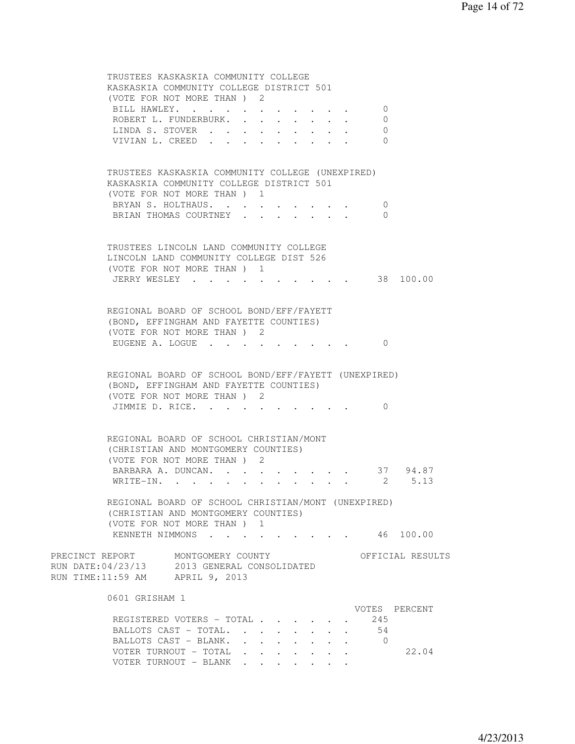TRUSTEES KASKASKIA COMMUNITY COLLEGE
KASKASKIA COMMUNITY COLLEGE DISTRICT 501
(VOTE FOR NOT MORE THAN ) 2

| Candidate | Votes | Percent |
|---|---|---|
| BILL HAWLEY. | 0 | |
| ROBERT L. FUNDERBURK. | 0 | |
| LINDA S. STOVER | 0 | |
| VIVIAN L. CREED | 0 | |

TRUSTEES KASKASKIA COMMUNITY COLLEGE (UNEXPIRED)
KASKASKIA COMMUNITY COLLEGE DISTRICT 501
(VOTE FOR NOT MORE THAN ) 1

| Candidate | Votes | Percent |
|---|---|---|
| BRYAN S. HOLTHAUS. | 0 | |
| BRIAN THOMAS COURTNEY | 0 | |

TRUSTEES LINCOLN LAND COMMUNITY COLLEGE
LINCOLN LAND COMMUNITY COLLEGE DIST 526
(VOTE FOR NOT MORE THAN ) 1

| Candidate | Votes | Percent |
|---|---|---|
| JERRY WESLEY | 38 | 100.00 |

REGIONAL BOARD OF SCHOOL BOND/EFF/FAYETT
(BOND, EFFINGHAM AND FAYETTE COUNTIES)
(VOTE FOR NOT MORE THAN ) 2

| Candidate | Votes | Percent |
|---|---|---|
| EUGENE A. LOGUE | 0 | |

REGIONAL BOARD OF SCHOOL BOND/EFF/FAYETT (UNEXPIRED)
(BOND, EFFINGHAM AND FAYETTE COUNTIES)
(VOTE FOR NOT MORE THAN ) 2

| Candidate | Votes | Percent |
|---|---|---|
| JIMMIE D. RICE. | 0 | |

REGIONAL BOARD OF SCHOOL CHRISTIAN/MONT
(CHRISTIAN AND MONTGOMERY COUNTIES)
(VOTE FOR NOT MORE THAN ) 2

| Candidate | Votes | Percent |
|---|---|---|
| BARBARA A. DUNCAN. | 37 | 94.87 |
| WRITE-IN. | 2 | 5.13 |

REGIONAL BOARD OF SCHOOL CHRISTIAN/MONT (UNEXPIRED)
(CHRISTIAN AND MONTGOMERY COUNTIES)
(VOTE FOR NOT MORE THAN ) 1

| Candidate | Votes | Percent |
|---|---|---|
| KENNETH NIMMONS | 46 | 100.00 |

PRECINCT REPORT MONTGOMERY COUNTY OFFICIAL RESULTS
RUN DATE:04/23/13 2013 GENERAL CONSOLIDATED
RUN TIME:11:59 AM APRIL 9, 2013

## 0601 GRISHAM 1

| | VOTES | PERCENT |
|---|---|---|
| REGISTERED VOTERS - TOTAL | 245 | |
| BALLOTS CAST - TOTAL. | 54 | |
| BALLOTS CAST - BLANK. | 0 | |
| VOTER TURNOUT - TOTAL | | 22.04 |
| VOTER TURNOUT - BLANK | | |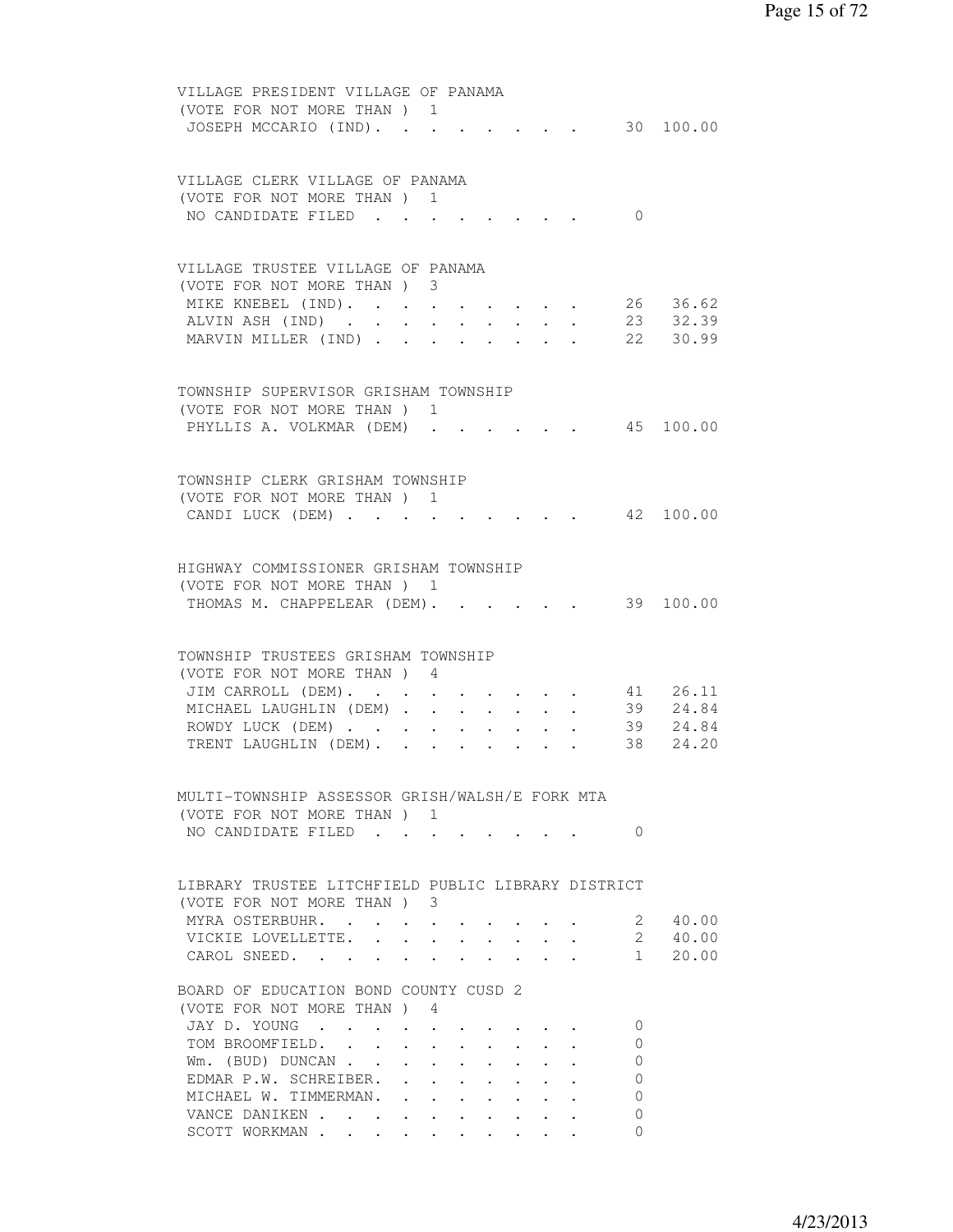VILLAGE PRESIDENT VILLAGE OF PANAMA
(VOTE FOR NOT MORE THAN ) 1

| | | |
|---|---|---|
| JOSEPH MCCARIO (IND). | 30 | 100.00 |

VILLAGE CLERK VILLAGE OF PANAMA
(VOTE FOR NOT MORE THAN ) 1

| | | |
|---|---|---|
| NO CANDIDATE FILED | 0 | |

VILLAGE TRUSTEE VILLAGE OF PANAMA
(VOTE FOR NOT MORE THAN ) 3

| | | |
|---|---|---|
| MIKE KNEBEL (IND). | 26 | 36.62 |
| ALVIN ASH (IND) | 23 | 32.39 |
| MARVIN MILLER (IND) | 22 | 30.99 |

TOWNSHIP SUPERVISOR GRISHAM TOWNSHIP
(VOTE FOR NOT MORE THAN ) 1

| | | |
|---|---|---|
| PHYLLIS A. VOLKMAR (DEM) | 45 | 100.00 |

TOWNSHIP CLERK GRISHAM TOWNSHIP
(VOTE FOR NOT MORE THAN ) 1

| | | |
|---|---|---|
| CANDI LUCK (DEM) | 42 | 100.00 |

HIGHWAY COMMISSIONER GRISHAM TOWNSHIP
(VOTE FOR NOT MORE THAN ) 1

| | | |
|---|---|---|
| THOMAS M. CHAPPELEAR (DEM). | 39 | 100.00 |

TOWNSHIP TRUSTEES GRISHAM TOWNSHIP
(VOTE FOR NOT MORE THAN ) 4

| | | |
|---|---|---|
| JIM CARROLL (DEM). | 41 | 26.11 |
| MICHAEL LAUGHLIN (DEM) | 39 | 24.84 |
| ROWDY LUCK (DEM) | 39 | 24.84 |
| TRENT LAUGHLIN (DEM). | 38 | 24.20 |

MULTI-TOWNSHIP ASSESSOR GRISH/WALSH/E FORK MTA
(VOTE FOR NOT MORE THAN ) 1

| | | |
|---|---|---|
| NO CANDIDATE FILED | 0 | |

LIBRARY TRUSTEE LITCHFIELD PUBLIC LIBRARY DISTRICT
(VOTE FOR NOT MORE THAN ) 3

| | | |
|---|---|---|
| MYRA OSTERBUHR. | 2 | 40.00 |
| VICKIE LOVELLETTE. | 2 | 40.00 |
| CAROL SNEED. | 1 | 20.00 |

BOARD OF EDUCATION BOND COUNTY CUSD 2
(VOTE FOR NOT MORE THAN ) 4

| | | |
|---|---|---|
| JAY D. YOUNG | 0 | |
| TOM BROOMFIELD. | 0 | |
| Wm. (BUD) DUNCAN | 0 | |
| EDMAR P.W. SCHREIBER. | 0 | |
| MICHAEL W. TIMMERMAN. | 0 | |
| VANCE DANIKEN | 0 | |
| SCOTT WORKMAN | 0 | |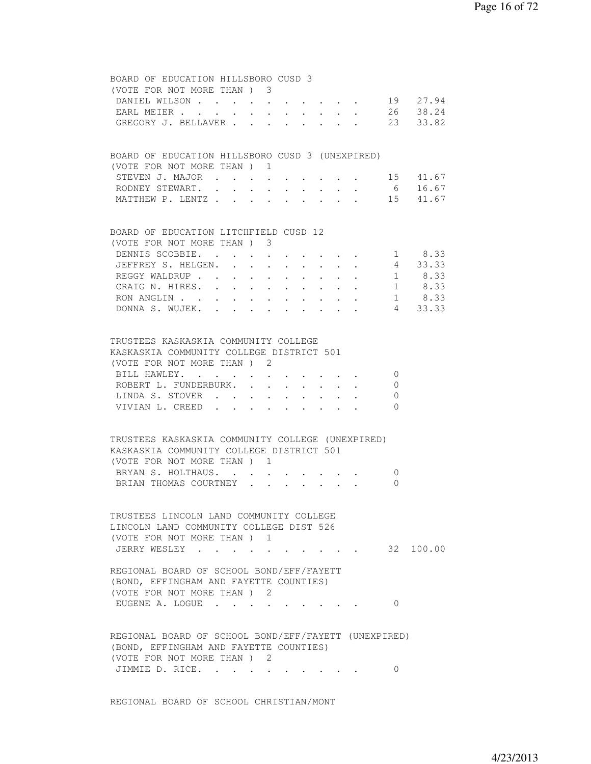BOARD OF EDUCATION HILLSBORO CUSD 3
(VOTE FOR NOT MORE THAN ) 3

| Candidate | Votes | Percent |
|---|---|---|
| DANIEL WILSON | 19 | 27.94 |
| EARL MEIER | 26 | 38.24 |
| GREGORY J. BELLAVER | 23 | 33.82 |

BOARD OF EDUCATION HILLSBORO CUSD 3 (UNEXPIRED)
(VOTE FOR NOT MORE THAN ) 1

| Candidate | Votes | Percent |
|---|---|---|
| STEVEN J. MAJOR | 15 | 41.67 |
| RODNEY STEWART. | 6 | 16.67 |
| MATTHEW P. LENTZ | 15 | 41.67 |

BOARD OF EDUCATION LITCHFIELD CUSD 12
(VOTE FOR NOT MORE THAN ) 3

| Candidate | Votes | Percent |
|---|---|---|
| DENNIS SCOBBIE. | 1 | 8.33 |
| JEFFREY S. HELGEN. | 4 | 33.33 |
| REGGY WALDRUP | 1 | 8.33 |
| CRAIG N. HIRES. | 1 | 8.33 |
| RON ANGLIN | 1 | 8.33 |
| DONNA S. WUJEK. | 4 | 33.33 |

TRUSTEES KASKASKIA COMMUNITY COLLEGE
KASKASKIA COMMUNITY COLLEGE DISTRICT 501
(VOTE FOR NOT MORE THAN ) 2

| Candidate | Votes | Percent |
|---|---|---|
| BILL HAWLEY. | 0 | |
| ROBERT L. FUNDERBURK. | 0 | |
| LINDA S. STOVER | 0 | |
| VIVIAN L. CREED | 0 | |

TRUSTEES KASKASKIA COMMUNITY COLLEGE (UNEXPIRED)
KASKASKIA COMMUNITY COLLEGE DISTRICT 501
(VOTE FOR NOT MORE THAN ) 1

| Candidate | Votes | Percent |
|---|---|---|
| BRYAN S. HOLTHAUS. | 0 | |
| BRIAN THOMAS COURTNEY | 0 | |

TRUSTEES LINCOLN LAND COMMUNITY COLLEGE
LINCOLN LAND COMMUNITY COLLEGE DIST 526
(VOTE FOR NOT MORE THAN ) 1

| Candidate | Votes | Percent |
|---|---|---|
| JERRY WESLEY | 32 | 100.00 |

REGIONAL BOARD OF SCHOOL BOND/EFF/FAYETT
(BOND, EFFINGHAM AND FAYETTE COUNTIES)
(VOTE FOR NOT MORE THAN ) 2

| Candidate | Votes | Percent |
|---|---|---|
| EUGENE A. LOGUE | 0 | |

REGIONAL BOARD OF SCHOOL BOND/EFF/FAYETT (UNEXPIRED)
(BOND, EFFINGHAM AND FAYETTE COUNTIES)
(VOTE FOR NOT MORE THAN ) 2

| Candidate | Votes | Percent |
|---|---|---|
| JIMMIE D. RICE. | 0 | |

REGIONAL BOARD OF SCHOOL CHRISTIAN/MONT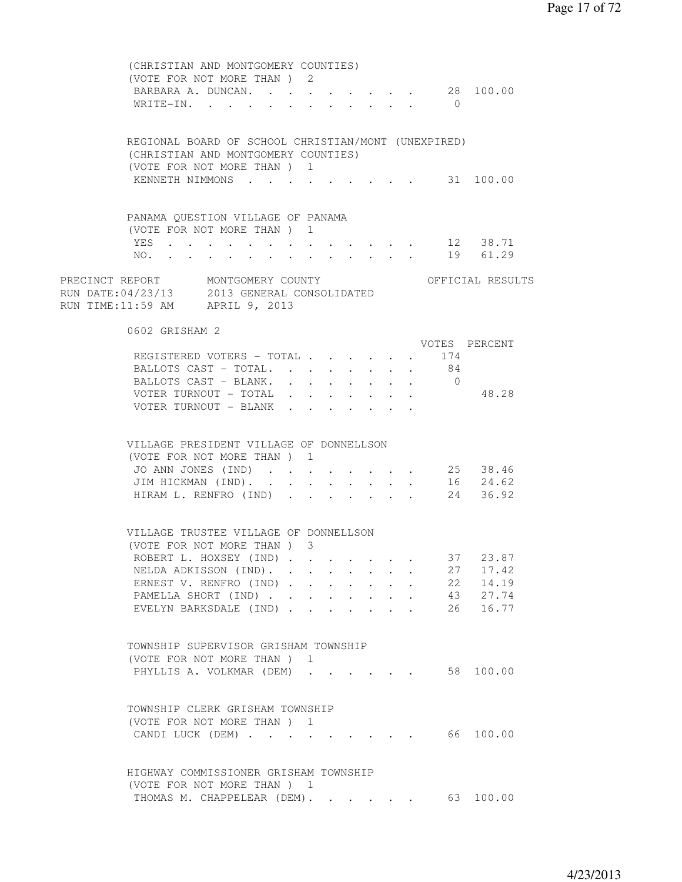(CHRISTIAN AND MONTGOMERY COUNTIES)
(VOTE FOR NOT MORE THAN ) 2

| | Votes | Percent |
|---|---|---|
| BARBARA A. DUNCAN | 28 | 100.00 |
| WRITE-IN | 0 | |

REGIONAL BOARD OF SCHOOL CHRISTIAN/MONT (UNEXPIRED)
(CHRISTIAN AND MONTGOMERY COUNTIES)
(VOTE FOR NOT MORE THAN ) 1

| | Votes | Percent |
|---|---|---|
| KENNETH NIMMONS | 31 | 100.00 |

PANAMA QUESTION VILLAGE OF PANAMA
(VOTE FOR NOT MORE THAN ) 1

| | Votes | Percent |
|---|---|---|
| YES | 12 | 38.71 |
| NO | 19 | 61.29 |

PRECINCT REPORT MONTGOMERY COUNTY OFFICIAL RESULTS
RUN DATE:04/23/13 2013 GENERAL CONSOLIDATED
RUN TIME:11:59 AM APRIL 9, 2013

## 0602 GRISHAM 2

| | VOTES | PERCENT |
|---|---|---|
| REGISTERED VOTERS - TOTAL | 174 | |
| BALLOTS CAST - TOTAL. | 84 | |
| BALLOTS CAST - BLANK. | 0 | |
| VOTER TURNOUT - TOTAL | | 48.28 |
| VOTER TURNOUT - BLANK | | |

VILLAGE PRESIDENT VILLAGE OF DONNELLSON
(VOTE FOR NOT MORE THAN ) 1

| | Votes | Percent |
|---|---|---|
| JO ANN JONES (IND) | 25 | 38.46 |
| JIM HICKMAN (IND). | 16 | 24.62 |
| HIRAM L. RENFRO (IND) | 24 | 36.92 |

VILLAGE TRUSTEE VILLAGE OF DONNELLSON
(VOTE FOR NOT MORE THAN ) 3

| | Votes | Percent |
|---|---|---|
| ROBERT L. HOXSEY (IND) | 37 | 23.87 |
| NELDA ADKISSON (IND). | 27 | 17.42 |
| ERNEST V. RENFRO (IND) | 22 | 14.19 |
| PAMELLA SHORT (IND) | 43 | 27.74 |
| EVELYN BARKSDALE (IND) | 26 | 16.77 |

TOWNSHIP SUPERVISOR GRISHAM TOWNSHIP
(VOTE FOR NOT MORE THAN ) 1

| | Votes | Percent |
|---|---|---|
| PHYLLIS A. VOLKMAR (DEM) | 58 | 100.00 |

TOWNSHIP CLERK GRISHAM TOWNSHIP
(VOTE FOR NOT MORE THAN ) 1

| | Votes | Percent |
|---|---|---|
| CANDI LUCK (DEM) | 66 | 100.00 |

HIGHWAY COMMISSIONER GRISHAM TOWNSHIP
(VOTE FOR NOT MORE THAN ) 1

| | Votes | Percent |
|---|---|---|
| THOMAS M. CHAPPELEAR (DEM). | 63 | 100.00 |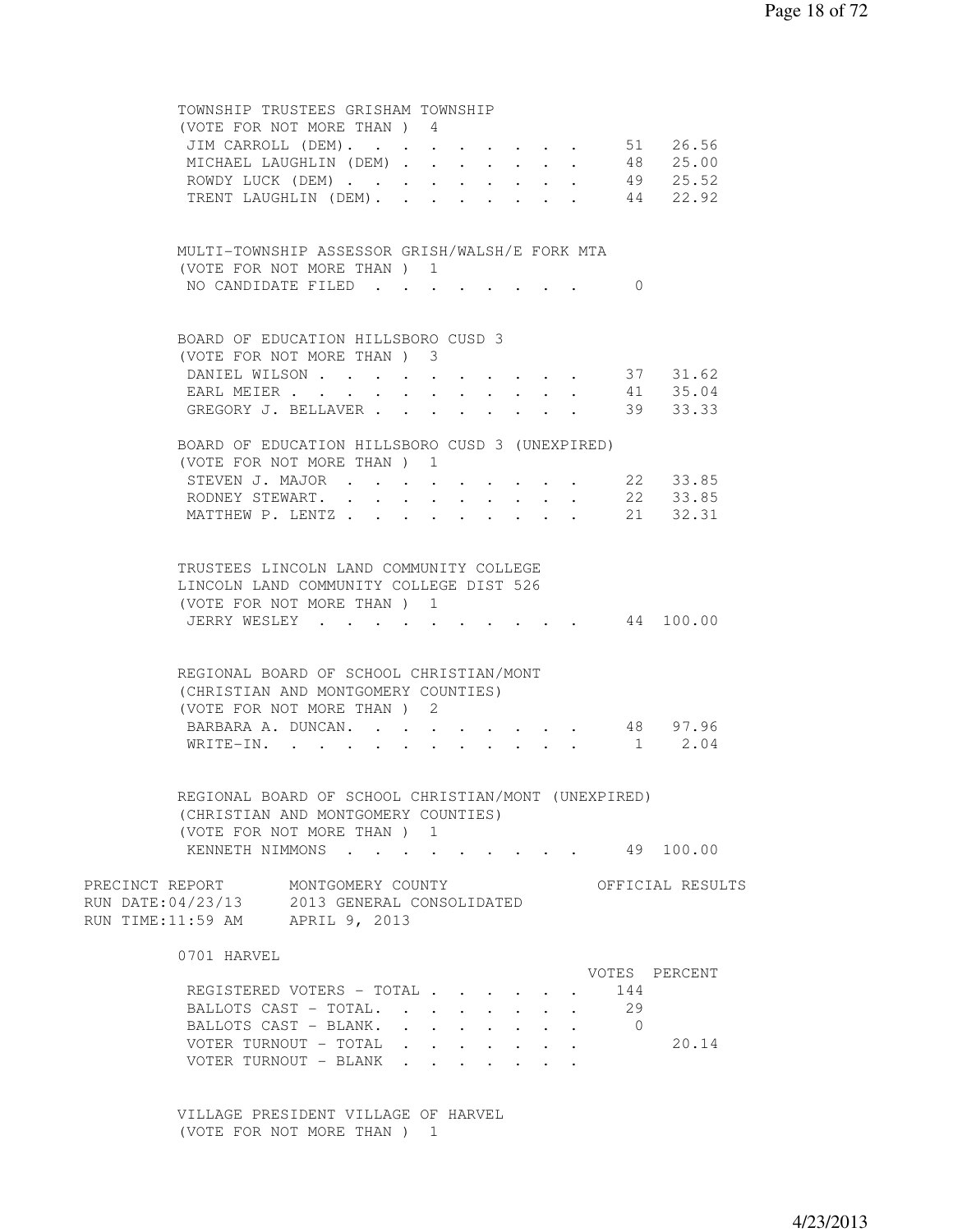TOWNSHIP TRUSTEES GRISHAM TOWNSHIP
(VOTE FOR NOT MORE THAN ) 4

| Candidate | Votes | Percent |
|---|---|---|
| JIM CARROLL (DEM) | 51 | 26.56 |
| MICHAEL LAUGHLIN (DEM) | 48 | 25.00 |
| ROWDY LUCK (DEM) | 49 | 25.52 |
| TRENT LAUGHLIN (DEM) | 44 | 22.92 |

MULTI-TOWNSHIP ASSESSOR GRISH/WALSH/E FORK MTA
(VOTE FOR NOT MORE THAN ) 1

| Candidate | Votes | Percent |
|---|---|---|
| NO CANDIDATE FILED | 0 | |

BOARD OF EDUCATION HILLSBORO CUSD 3
(VOTE FOR NOT MORE THAN ) 3

| Candidate | Votes | Percent |
|---|---|---|
| DANIEL WILSON | 37 | 31.62 |
| EARL MEIER | 41 | 35.04 |
| GREGORY J. BELLAVER | 39 | 33.33 |

BOARD OF EDUCATION HILLSBORO CUSD 3 (UNEXPIRED)
(VOTE FOR NOT MORE THAN ) 1

| Candidate | Votes | Percent |
|---|---|---|
| STEVEN J. MAJOR | 22 | 33.85 |
| RODNEY STEWART. | 22 | 33.85 |
| MATTHEW P. LENTZ | 21 | 32.31 |

TRUSTEES LINCOLN LAND COMMUNITY COLLEGE
LINCOLN LAND COMMUNITY COLLEGE DIST 526
(VOTE FOR NOT MORE THAN ) 1

| Candidate | Votes | Percent |
|---|---|---|
| JERRY WESLEY | 44 | 100.00 |

REGIONAL BOARD OF SCHOOL CHRISTIAN/MONT
(CHRISTIAN AND MONTGOMERY COUNTIES)
(VOTE FOR NOT MORE THAN ) 2

| Candidate | Votes | Percent |
|---|---|---|
| BARBARA A. DUNCAN. | 48 | 97.96 |
| WRITE-IN. | 1 | 2.04 |

REGIONAL BOARD OF SCHOOL CHRISTIAN/MONT (UNEXPIRED)
(CHRISTIAN AND MONTGOMERY COUNTIES)
(VOTE FOR NOT MORE THAN ) 1

| Candidate | Votes | Percent |
|---|---|---|
| KENNETH NIMMONS | 49 | 100.00 |

PRECINCT REPORT    MONTGOMERY COUNTY    OFFICIAL RESULTS
RUN DATE:04/23/13    2013 GENERAL CONSOLIDATED
RUN TIME:11:59 AM    APRIL 9, 2013

0701 HARVEL

| | VOTES | PERCENT |
|---|---|---|
| REGISTERED VOTERS - TOTAL | 144 | |
| BALLOTS CAST - TOTAL. | 29 | |
| BALLOTS CAST - BLANK. | 0 | |
| VOTER TURNOUT - TOTAL | | 20.14 |
| VOTER TURNOUT - BLANK | | |

VILLAGE PRESIDENT VILLAGE OF HARVEL
(VOTE FOR NOT MORE THAN ) 1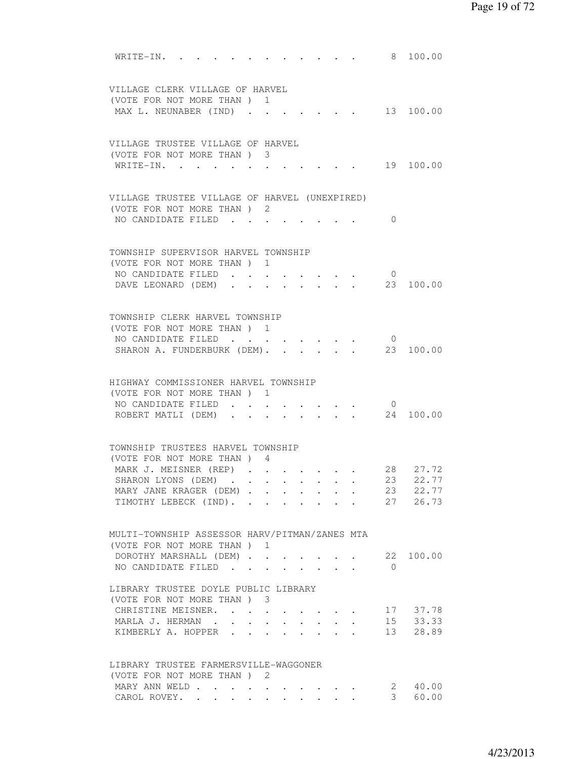WRITE-IN. . . . . . . . . . . . . 8 100.00

VILLAGE CLERK VILLAGE OF HARVEL
(VOTE FOR NOT MORE THAN ) 1

| Candidate | Votes | Percent |
|---|---|---|
| MAX L. NEUNABER (IND) | 13 | 100.00 |

VILLAGE TRUSTEE VILLAGE OF HARVEL
(VOTE FOR NOT MORE THAN ) 3

| Candidate | Votes | Percent |
|---|---|---|
| WRITE-IN. | 19 | 100.00 |

VILLAGE TRUSTEE VILLAGE OF HARVEL (UNEXPIRED)
(VOTE FOR NOT MORE THAN ) 2

| Candidate | Votes | Percent |
|---|---|---|
| NO CANDIDATE FILED | 0 | |

TOWNSHIP SUPERVISOR HARVEL TOWNSHIP
(VOTE FOR NOT MORE THAN ) 1

| Candidate | Votes | Percent |
|---|---|---|
| NO CANDIDATE FILED | 0 | |
| DAVE LEONARD (DEM) | 23 | 100.00 |

TOWNSHIP CLERK HARVEL TOWNSHIP
(VOTE FOR NOT MORE THAN ) 1

| Candidate | Votes | Percent |
|---|---|---|
| NO CANDIDATE FILED | 0 | |
| SHARON A. FUNDERBURK (DEM). | 23 | 100.00 |

HIGHWAY COMMISSIONER HARVEL TOWNSHIP
(VOTE FOR NOT MORE THAN ) 1

| Candidate | Votes | Percent |
|---|---|---|
| NO CANDIDATE FILED | 0 | |
| ROBERT MATLI (DEM) | 24 | 100.00 |

TOWNSHIP TRUSTEES HARVEL TOWNSHIP
(VOTE FOR NOT MORE THAN ) 4

| Candidate | Votes | Percent |
|---|---|---|
| MARK J. MEISNER (REP) | 28 | 27.72 |
| SHARON LYONS (DEM) | 23 | 22.77 |
| MARY JANE KRAGER (DEM) | 23 | 22.77 |
| TIMOTHY LEBECK (IND). | 27 | 26.73 |

MULTI-TOWNSHIP ASSESSOR HARV/PITMAN/ZANES MTA
(VOTE FOR NOT MORE THAN ) 1

| Candidate | Votes | Percent |
|---|---|---|
| DOROTHY MARSHALL (DEM) | 22 | 100.00 |
| NO CANDIDATE FILED | 0 | |

LIBRARY TRUSTEE DOYLE PUBLIC LIBRARY
(VOTE FOR NOT MORE THAN ) 3

| Candidate | Votes | Percent |
|---|---|---|
| CHRISTINE MEISNER. | 17 | 37.78 |
| MARLA J. HERMAN | 15 | 33.33 |
| KIMBERLY A. HOPPER | 13 | 28.89 |

LIBRARY TRUSTEE FARMERSVILLE-WAGGONER
(VOTE FOR NOT MORE THAN ) 2

| Candidate | Votes | Percent |
|---|---|---|
| MARY ANN WELD | 2 | 40.00 |
| CAROL ROVEY. | 3 | 60.00 |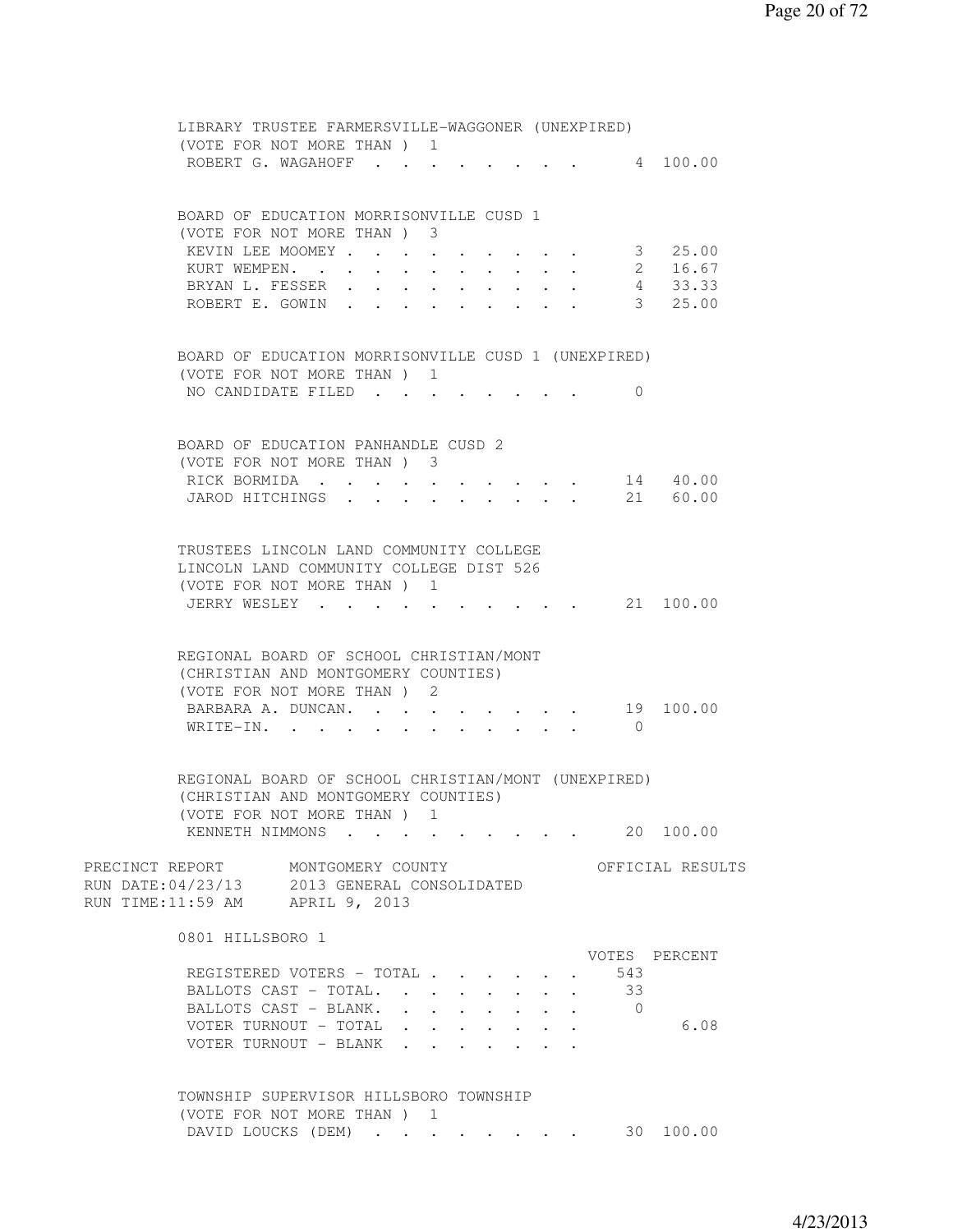LIBRARY TRUSTEE FARMERSVILLE-WAGGONER (UNEXPIRED)
(VOTE FOR NOT MORE THAN ) 1

| Candidate | Votes | Percent |
|---|---|---|
| ROBERT G. WAGAHOFF | 4 | 100.00 |

BOARD OF EDUCATION MORRISONVILLE CUSD 1
(VOTE FOR NOT MORE THAN ) 3

| Candidate | Votes | Percent |
|---|---|---|
| KEVIN LEE MOOMEY | 3 | 25.00 |
| KURT WEMPEN. | 2 | 16.67 |
| BRYAN L. FESSER | 4 | 33.33 |
| ROBERT E. GOWIN | 3 | 25.00 |

BOARD OF EDUCATION MORRISONVILLE CUSD 1 (UNEXPIRED)
(VOTE FOR NOT MORE THAN ) 1

| Candidate | Votes | Percent |
|---|---|---|
| NO CANDIDATE FILED | 0 | |

BOARD OF EDUCATION PANHANDLE CUSD 2
(VOTE FOR NOT MORE THAN ) 3

| Candidate | Votes | Percent |
|---|---|---|
| RICK BORMIDA | 14 | 40.00 |
| JAROD HITCHINGS | 21 | 60.00 |

TRUSTEES LINCOLN LAND COMMUNITY COLLEGE
LINCOLN LAND COMMUNITY COLLEGE DIST 526
(VOTE FOR NOT MORE THAN ) 1

| Candidate | Votes | Percent |
|---|---|---|
| JERRY WESLEY | 21 | 100.00 |

REGIONAL BOARD OF SCHOOL CHRISTIAN/MONT
(CHRISTIAN AND MONTGOMERY COUNTIES)
(VOTE FOR NOT MORE THAN ) 2

| Candidate | Votes | Percent |
|---|---|---|
| BARBARA A. DUNCAN. | 19 | 100.00 |
| WRITE-IN. | 0 | |

REGIONAL BOARD OF SCHOOL CHRISTIAN/MONT (UNEXPIRED)
(CHRISTIAN AND MONTGOMERY COUNTIES)
(VOTE FOR NOT MORE THAN ) 1

| Candidate | Votes | Percent |
|---|---|---|
| KENNETH NIMMONS | 20 | 100.00 |

PRECINCT REPORT MONTGOMERY COUNTY OFFICIAL RESULTS
RUN DATE:04/23/13 2013 GENERAL CONSOLIDATED
RUN TIME:11:59 AM APRIL 9, 2013

0801 HILLSBORO 1

| | VOTES | PERCENT |
|---|---|---|
| REGISTERED VOTERS - TOTAL | 543 | |
| BALLOTS CAST - TOTAL. | 33 | |
| BALLOTS CAST - BLANK. | 0 | |
| VOTER TURNOUT - TOTAL | | 6.08 |
| VOTER TURNOUT - BLANK | | |

TOWNSHIP SUPERVISOR HILLSBORO TOWNSHIP
(VOTE FOR NOT MORE THAN ) 1

| Candidate | Votes | Percent |
|---|---|---|
| DAVID LOUCKS (DEM) | 30 | 100.00 |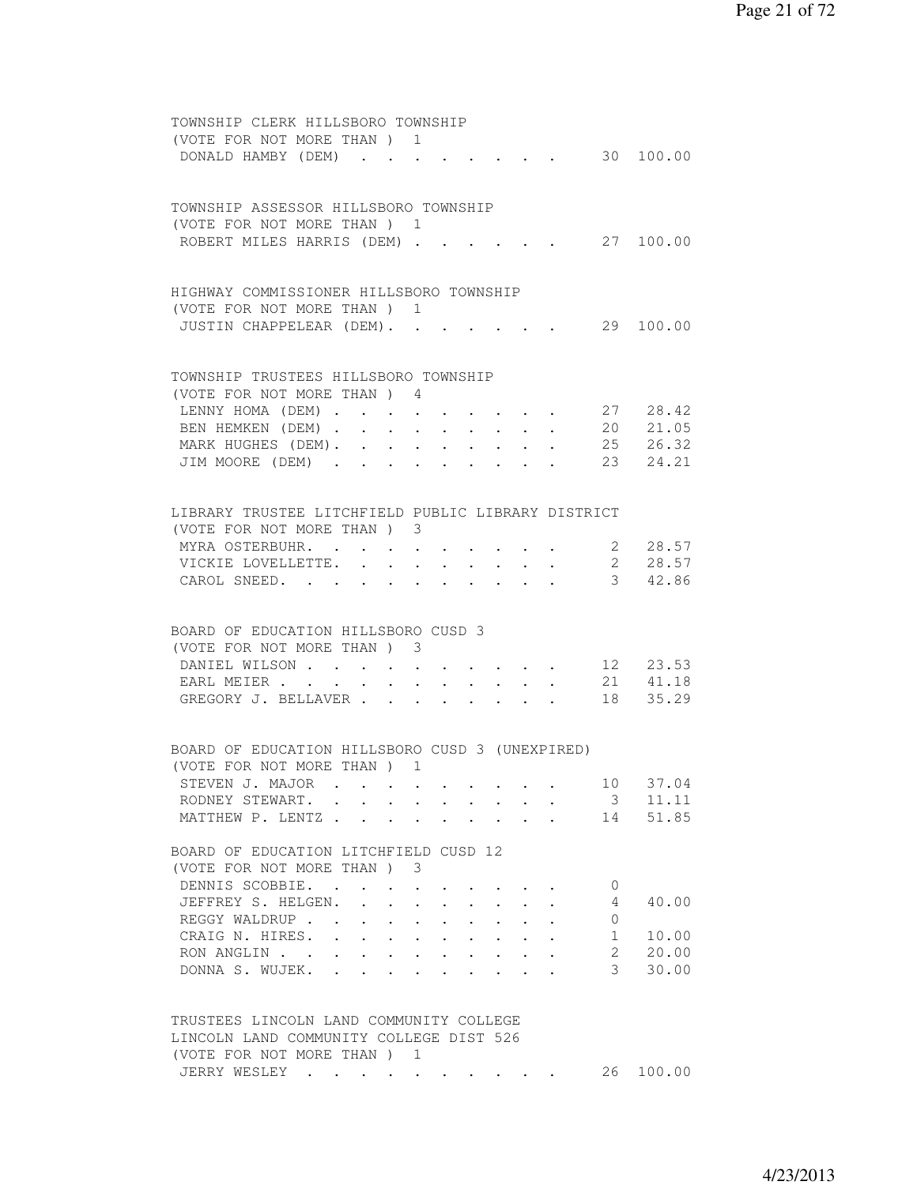TOWNSHIP CLERK HILLSBORO TOWNSHIP
(VOTE FOR NOT MORE THAN ) 1

| Candidate | Votes | Percent |
|---|---|---|
| DONALD HAMBY (DEM) | 30 | 100.00 |

TOWNSHIP ASSESSOR HILLSBORO TOWNSHIP
(VOTE FOR NOT MORE THAN ) 1

| Candidate | Votes | Percent |
|---|---|---|
| ROBERT MILES HARRIS (DEM) | 27 | 100.00 |

HIGHWAY COMMISSIONER HILLSBORO TOWNSHIP
(VOTE FOR NOT MORE THAN ) 1

| Candidate | Votes | Percent |
|---|---|---|
| JUSTIN CHAPPELEAR (DEM) | 29 | 100.00 |

TOWNSHIP TRUSTEES HILLSBORO TOWNSHIP
(VOTE FOR NOT MORE THAN ) 4

| Candidate | Votes | Percent |
|---|---|---|
| LENNY HOMA (DEM) | 27 | 28.42 |
| BEN HEMKEN (DEM) | 20 | 21.05 |
| MARK HUGHES (DEM) | 25 | 26.32 |
| JIM MOORE (DEM) | 23 | 24.21 |

LIBRARY TRUSTEE LITCHFIELD PUBLIC LIBRARY DISTRICT
(VOTE FOR NOT MORE THAN ) 3

| Candidate | Votes | Percent |
|---|---|---|
| MYRA OSTERBUHR | 2 | 28.57 |
| VICKIE LOVELLETTE | 2 | 28.57 |
| CAROL SNEED | 3 | 42.86 |

BOARD OF EDUCATION HILLSBORO CUSD 3
(VOTE FOR NOT MORE THAN ) 3

| Candidate | Votes | Percent |
|---|---|---|
| DANIEL WILSON | 12 | 23.53 |
| EARL MEIER | 21 | 41.18 |
| GREGORY J. BELLAVER | 18 | 35.29 |

BOARD OF EDUCATION HILLSBORO CUSD 3 (UNEXPIRED)
(VOTE FOR NOT MORE THAN ) 1

| Candidate | Votes | Percent |
|---|---|---|
| STEVEN J. MAJOR | 10 | 37.04 |
| RODNEY STEWART | 3 | 11.11 |
| MATTHEW P. LENTZ | 14 | 51.85 |

BOARD OF EDUCATION LITCHFIELD CUSD 12
(VOTE FOR NOT MORE THAN ) 3

| Candidate | Votes | Percent |
|---|---|---|
| DENNIS SCOBBIE | 0 | |
| JEFFREY S. HELGEN | 4 | 40.00 |
| REGGY WALDRUP | 0 | |
| CRAIG N. HIRES | 1 | 10.00 |
| RON ANGLIN | 2 | 20.00 |
| DONNA S. WUJEK | 3 | 30.00 |

TRUSTEES LINCOLN LAND COMMUNITY COLLEGE
LINCOLN LAND COMMUNITY COLLEGE DIST 526
(VOTE FOR NOT MORE THAN ) 1

| Candidate | Votes | Percent |
|---|---|---|
| JERRY WESLEY | 26 | 100.00 |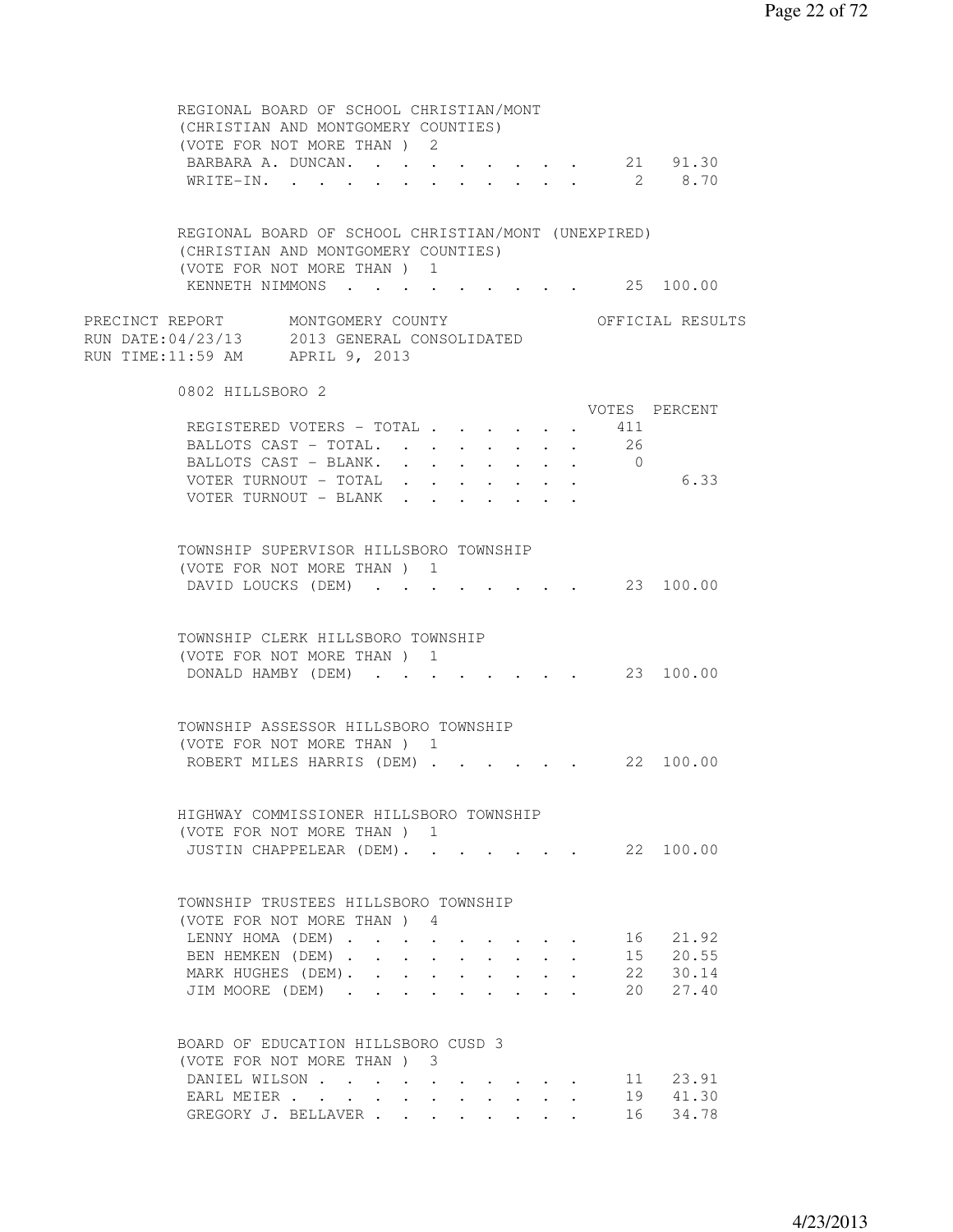REGIONAL BOARD OF SCHOOL CHRISTIAN/MONT
(CHRISTIAN AND MONTGOMERY COUNTIES)
(VOTE FOR NOT MORE THAN ) 2

| | VOTES | PERCENT |
|---|---|---|
| BARBARA A. DUNCAN | 21 | 91.30 |
| WRITE-IN | 2 | 8.70 |

REGIONAL BOARD OF SCHOOL CHRISTIAN/MONT (UNEXPIRED)
(CHRISTIAN AND MONTGOMERY COUNTIES)
(VOTE FOR NOT MORE THAN ) 1

| | VOTES | PERCENT |
|---|---|---|
| KENNETH NIMMONS | 25 | 100.00 |

PRECINCT REPORT MONTGOMERY COUNTY OFFICIAL RESULTS
RUN DATE:04/23/13 2013 GENERAL CONSOLIDATED
RUN TIME:11:59 AM APRIL 9, 2013

## 0802 HILLSBORO 2

| | VOTES | PERCENT |
|---|---|---|
| REGISTERED VOTERS - TOTAL | 411 | |
| BALLOTS CAST - TOTAL | 26 | |
| BALLOTS CAST - BLANK | 0 | |
| VOTER TURNOUT - TOTAL | | 6.33 |
| VOTER TURNOUT - BLANK | | |

TOWNSHIP SUPERVISOR HILLSBORO TOWNSHIP
(VOTE FOR NOT MORE THAN ) 1

| | VOTES | PERCENT |
|---|---|---|
| DAVID LOUCKS (DEM) | 23 | 100.00 |

TOWNSHIP CLERK HILLSBORO TOWNSHIP
(VOTE FOR NOT MORE THAN ) 1

| | VOTES | PERCENT |
|---|---|---|
| DONALD HAMBY (DEM) | 23 | 100.00 |

TOWNSHIP ASSESSOR HILLSBORO TOWNSHIP
(VOTE FOR NOT MORE THAN ) 1

| | VOTES | PERCENT |
|---|---|---|
| ROBERT MILES HARRIS (DEM) | 22 | 100.00 |

HIGHWAY COMMISSIONER HILLSBORO TOWNSHIP
(VOTE FOR NOT MORE THAN ) 1

| | VOTES | PERCENT |
|---|---|---|
| JUSTIN CHAPPELEAR (DEM) | 22 | 100.00 |

TOWNSHIP TRUSTEES HILLSBORO TOWNSHIP
(VOTE FOR NOT MORE THAN ) 4

| | VOTES | PERCENT |
|---|---|---|
| LENNY HOMA (DEM) | 16 | 21.92 |
| BEN HEMKEN (DEM) | 15 | 20.55 |
| MARK HUGHES (DEM) | 22 | 30.14 |
| JIM MOORE (DEM) | 20 | 27.40 |

BOARD OF EDUCATION HILLSBORO CUSD 3
(VOTE FOR NOT MORE THAN ) 3

| | VOTES | PERCENT |
|---|---|---|
| DANIEL WILSON | 11 | 23.91 |
| EARL MEIER | 19 | 41.30 |
| GREGORY J. BELLAVER | 16 | 34.78 |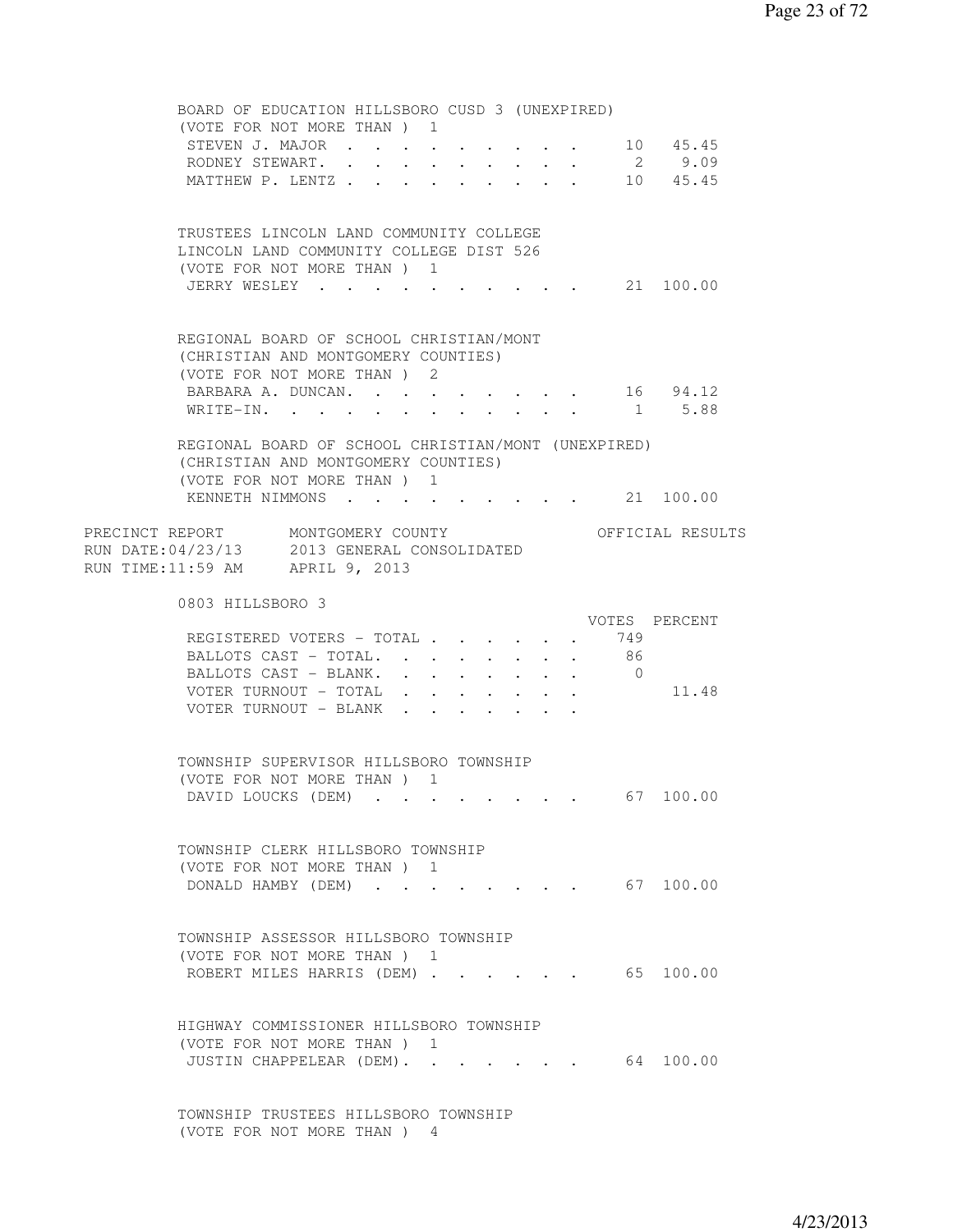BOARD OF EDUCATION HILLSBORO CUSD 3 (UNEXPIRED)
(VOTE FOR NOT MORE THAN ) 1

| | | |
|---|---|---|
| STEVEN J. MAJOR | 10 | 45.45 |
| RODNEY STEWART. | 2 | 9.09 |
| MATTHEW P. LENTZ | 10 | 45.45 |

TRUSTEES LINCOLN LAND COMMUNITY COLLEGE
LINCOLN LAND COMMUNITY COLLEGE DIST 526
(VOTE FOR NOT MORE THAN ) 1

| | | |
|---|---|---|
| JERRY WESLEY | 21 | 100.00 |

REGIONAL BOARD OF SCHOOL CHRISTIAN/MONT
(CHRISTIAN AND MONTGOMERY COUNTIES)
(VOTE FOR NOT MORE THAN ) 2

| | | |
|---|---|---|
| BARBARA A. DUNCAN. | 16 | 94.12 |
| WRITE-IN. | 1 | 5.88 |

REGIONAL BOARD OF SCHOOL CHRISTIAN/MONT (UNEXPIRED)
(CHRISTIAN AND MONTGOMERY COUNTIES)
(VOTE FOR NOT MORE THAN ) 1

| | | |
|---|---|---|
| KENNETH NIMMONS | 21 | 100.00 |

PRECINCT REPORT MONTGOMERY COUNTY OFFICIAL RESULTS
RUN DATE:04/23/13 2013 GENERAL CONSOLIDATED
RUN TIME:11:59 AM APRIL 9, 2013

0803 HILLSBORO 3

| | VOTES | PERCENT |
|---|---|---|
| REGISTERED VOTERS - TOTAL | 749 | |
| BALLOTS CAST - TOTAL. | 86 | |
| BALLOTS CAST - BLANK. | 0 | |
| VOTER TURNOUT - TOTAL | | 11.48 |
| VOTER TURNOUT - BLANK | | |

TOWNSHIP SUPERVISOR HILLSBORO TOWNSHIP
(VOTE FOR NOT MORE THAN ) 1

| | | |
|---|---|---|
| DAVID LOUCKS (DEM) | 67 | 100.00 |

TOWNSHIP CLERK HILLSBORO TOWNSHIP
(VOTE FOR NOT MORE THAN ) 1

| | | |
|---|---|---|
| DONALD HAMBY (DEM) | 67 | 100.00 |

TOWNSHIP ASSESSOR HILLSBORO TOWNSHIP
(VOTE FOR NOT MORE THAN ) 1

| | | |
|---|---|---|
| ROBERT MILES HARRIS (DEM) | 65 | 100.00 |

HIGHWAY COMMISSIONER HILLSBORO TOWNSHIP
(VOTE FOR NOT MORE THAN ) 1

| | | |
|---|---|---|
| JUSTIN CHAPPELEAR (DEM). | 64 | 100.00 |

TOWNSHIP TRUSTEES HILLSBORO TOWNSHIP
(VOTE FOR NOT MORE THAN ) 4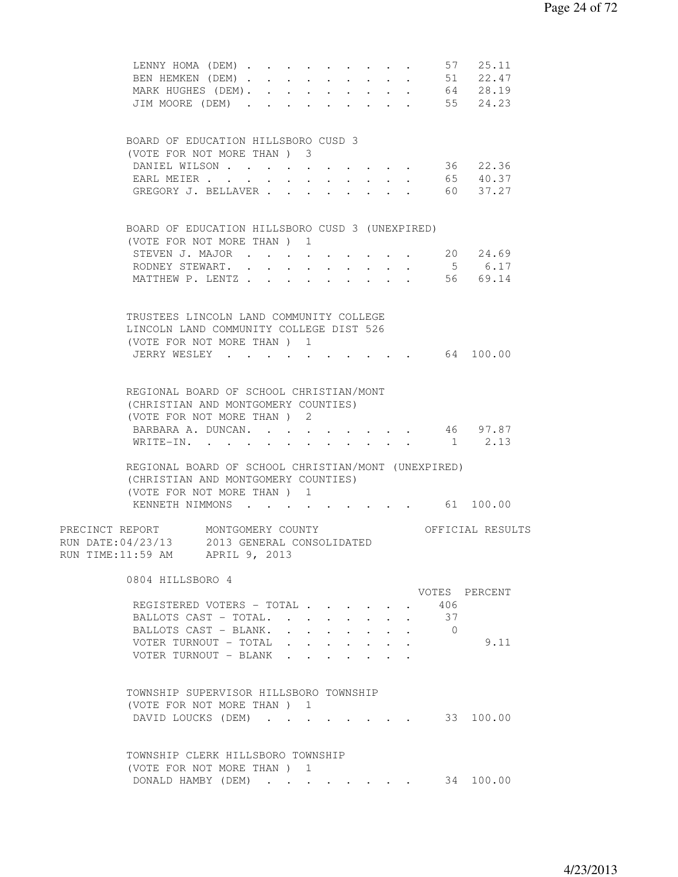| | | |
|---|---|---|
| LENNY HOMA (DEM) | 57 | 25.11 |
| BEN HEMKEN (DEM) | 51 | 22.47 |
| MARK HUGHES (DEM) | 64 | 28.19 |
| JIM MOORE (DEM) | 55 | 24.23 |

BOARD OF EDUCATION HILLSBORO CUSD 3
(VOTE FOR NOT MORE THAN ) 3

| | | |
|---|---|---|
| DANIEL WILSON | 36 | 22.36 |
| EARL MEIER | 65 | 40.37 |
| GREGORY J. BELLAVER | 60 | 37.27 |

BOARD OF EDUCATION HILLSBORO CUSD 3 (UNEXPIRED)
(VOTE FOR NOT MORE THAN ) 1

| | | |
|---|---|---|
| STEVEN J. MAJOR | 20 | 24.69 |
| RODNEY STEWART. | 5 | 6.17 |
| MATTHEW P. LENTZ | 56 | 69.14 |

TRUSTEES LINCOLN LAND COMMUNITY COLLEGE
LINCOLN LAND COMMUNITY COLLEGE DIST 526
(VOTE FOR NOT MORE THAN ) 1

| | | |
|---|---|---|
| JERRY WESLEY | 64 | 100.00 |

REGIONAL BOARD OF SCHOOL CHRISTIAN/MONT
(CHRISTIAN AND MONTGOMERY COUNTIES)
(VOTE FOR NOT MORE THAN ) 2

| | | |
|---|---|---|
| BARBARA A. DUNCAN. | 46 | 97.87 |
| WRITE-IN. | 1 | 2.13 |

REGIONAL BOARD OF SCHOOL CHRISTIAN/MONT (UNEXPIRED)
(CHRISTIAN AND MONTGOMERY COUNTIES)
(VOTE FOR NOT MORE THAN ) 1

| | | |
|---|---|---|
| KENNETH NIMMONS | 61 | 100.00 |

PRECINCT REPORT MONTGOMERY COUNTY OFFICIAL RESULTS
RUN DATE:04/23/13 2013 GENERAL CONSOLIDATED
RUN TIME:11:59 AM APRIL 9, 2013

0804 HILLSBORO 4

| | VOTES | PERCENT |
|---|---|---|
| REGISTERED VOTERS - TOTAL | 406 | |
| BALLOTS CAST - TOTAL. | 37 | |
| BALLOTS CAST - BLANK. | 0 | |
| VOTER TURNOUT - TOTAL | | 9.11 |
| VOTER TURNOUT - BLANK | | |

TOWNSHIP SUPERVISOR HILLSBORO TOWNSHIP
(VOTE FOR NOT MORE THAN ) 1

| | | |
|---|---|---|
| DAVID LOUCKS (DEM) | 33 | 100.00 |

TOWNSHIP CLERK HILLSBORO TOWNSHIP
(VOTE FOR NOT MORE THAN ) 1

| | | |
|---|---|---|
| DONALD HAMBY (DEM) | 34 | 100.00 |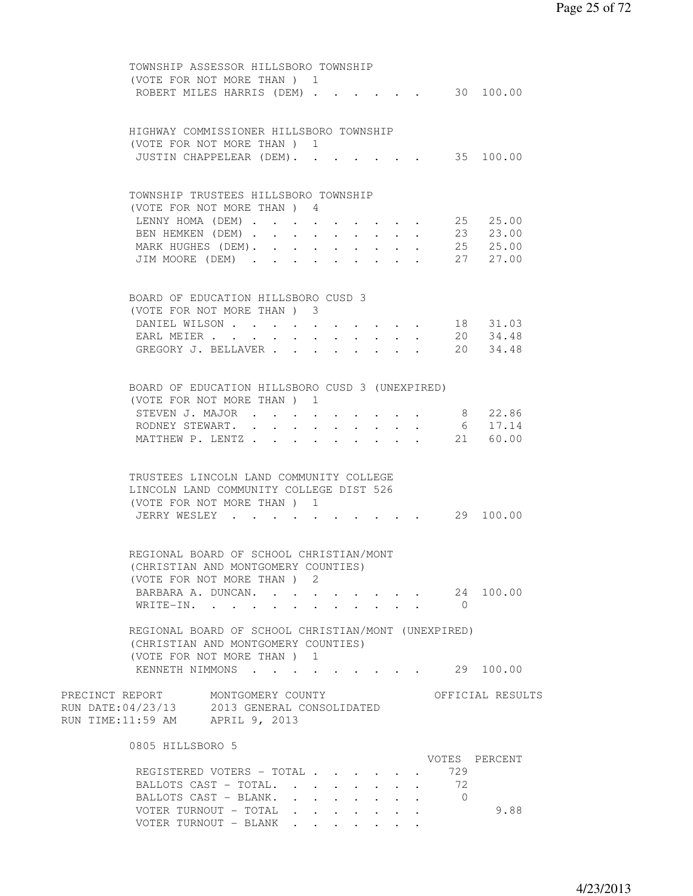TOWNSHIP ASSESSOR HILLSBORO TOWNSHIP
(VOTE FOR NOT MORE THAN ) 1

| Candidate | Votes | Percent |
|---|---|---|
| ROBERT MILES HARRIS (DEM) | 30 | 100.00 |

HIGHWAY COMMISSIONER HILLSBORO TOWNSHIP
(VOTE FOR NOT MORE THAN ) 1

| Candidate | Votes | Percent |
|---|---|---|
| JUSTIN CHAPPELEAR (DEM) | 35 | 100.00 |

TOWNSHIP TRUSTEES HILLSBORO TOWNSHIP
(VOTE FOR NOT MORE THAN ) 4

| Candidate | Votes | Percent |
|---|---|---|
| LENNY HOMA (DEM) | 25 | 25.00 |
| BEN HEMKEN (DEM) | 23 | 23.00 |
| MARK HUGHES (DEM) | 25 | 25.00 |
| JIM MOORE (DEM) | 27 | 27.00 |

BOARD OF EDUCATION HILLSBORO CUSD 3
(VOTE FOR NOT MORE THAN ) 3

| Candidate | Votes | Percent |
|---|---|---|
| DANIEL WILSON | 18 | 31.03 |
| EARL MEIER | 20 | 34.48 |
| GREGORY J. BELLAVER | 20 | 34.48 |

BOARD OF EDUCATION HILLSBORO CUSD 3 (UNEXPIRED)
(VOTE FOR NOT MORE THAN ) 1

| Candidate | Votes | Percent |
|---|---|---|
| STEVEN J. MAJOR | 8 | 22.86 |
| RODNEY STEWART | 6 | 17.14 |
| MATTHEW P. LENTZ | 21 | 60.00 |

TRUSTEES LINCOLN LAND COMMUNITY COLLEGE
LINCOLN LAND COMMUNITY COLLEGE DIST 526
(VOTE FOR NOT MORE THAN ) 1

| Candidate | Votes | Percent |
|---|---|---|
| JERRY WESLEY | 29 | 100.00 |

REGIONAL BOARD OF SCHOOL CHRISTIAN/MONT
(CHRISTIAN AND MONTGOMERY COUNTIES)
(VOTE FOR NOT MORE THAN ) 2

| Candidate | Votes | Percent |
|---|---|---|
| BARBARA A. DUNCAN | 24 | 100.00 |
| WRITE-IN | 0 | |

REGIONAL BOARD OF SCHOOL CHRISTIAN/MONT (UNEXPIRED)
(CHRISTIAN AND MONTGOMERY COUNTIES)
(VOTE FOR NOT MORE THAN ) 1

| Candidate | Votes | Percent |
|---|---|---|
| KENNETH NIMMONS | 29 | 100.00 |

PRECINCT REPORT — MONTGOMERY COUNTY — OFFICIAL RESULTS
RUN DATE:04/23/13 — 2013 GENERAL CONSOLIDATED
RUN TIME:11:59 AM — APRIL 9, 2013

## 0805 HILLSBORO 5

| | VOTES | PERCENT |
|---|---|---|
| REGISTERED VOTERS - TOTAL | 729 | |
| BALLOTS CAST - TOTAL | 72 | |
| BALLOTS CAST - BLANK | 0 | |
| VOTER TURNOUT - TOTAL | | 9.88 |
| VOTER TURNOUT - BLANK | | |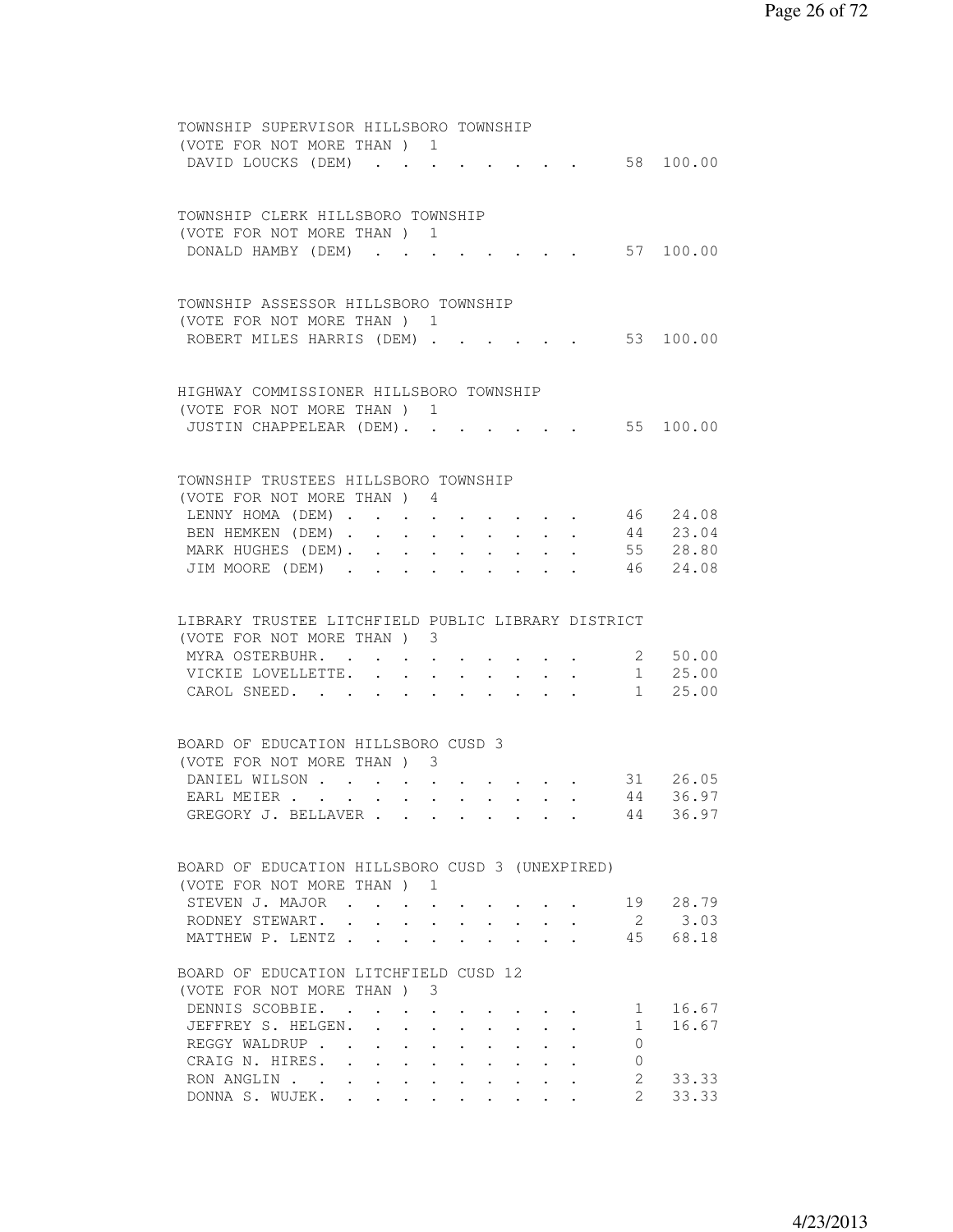TOWNSHIP SUPERVISOR HILLSBORO TOWNSHIP
(VOTE FOR NOT MORE THAN ) 1

| Candidate | Votes | Percent |
|---|---|---|
| DAVID LOUCKS (DEM) | 58 | 100.00 |

TOWNSHIP CLERK HILLSBORO TOWNSHIP
(VOTE FOR NOT MORE THAN ) 1

| Candidate | Votes | Percent |
|---|---|---|
| DONALD HAMBY (DEM) | 57 | 100.00 |

TOWNSHIP ASSESSOR HILLSBORO TOWNSHIP
(VOTE FOR NOT MORE THAN ) 1

| Candidate | Votes | Percent |
|---|---|---|
| ROBERT MILES HARRIS (DEM) | 53 | 100.00 |

HIGHWAY COMMISSIONER HILLSBORO TOWNSHIP
(VOTE FOR NOT MORE THAN ) 1

| Candidate | Votes | Percent |
|---|---|---|
| JUSTIN CHAPPELEAR (DEM). | 55 | 100.00 |

TOWNSHIP TRUSTEES HILLSBORO TOWNSHIP
(VOTE FOR NOT MORE THAN ) 4

| Candidate | Votes | Percent |
|---|---|---|
| LENNY HOMA (DEM) | 46 | 24.08 |
| BEN HEMKEN (DEM) | 44 | 23.04 |
| MARK HUGHES (DEM). | 55 | 28.80 |
| JIM MOORE (DEM) | 46 | 24.08 |

LIBRARY TRUSTEE LITCHFIELD PUBLIC LIBRARY DISTRICT
(VOTE FOR NOT MORE THAN ) 3

| Candidate | Votes | Percent |
|---|---|---|
| MYRA OSTERBUHR. | 2 | 50.00 |
| VICKIE LOVELLETTE. | 1 | 25.00 |
| CAROL SNEED. | 1 | 25.00 |

BOARD OF EDUCATION HILLSBORO CUSD 3
(VOTE FOR NOT MORE THAN ) 3

| Candidate | Votes | Percent |
|---|---|---|
| DANIEL WILSON | 31 | 26.05 |
| EARL MEIER | 44 | 36.97 |
| GREGORY J. BELLAVER | 44 | 36.97 |

BOARD OF EDUCATION HILLSBORO CUSD 3 (UNEXPIRED)
(VOTE FOR NOT MORE THAN ) 1

| Candidate | Votes | Percent |
|---|---|---|
| STEVEN J. MAJOR | 19 | 28.79 |
| RODNEY STEWART. | 2 | 3.03 |
| MATTHEW P. LENTZ | 45 | 68.18 |

BOARD OF EDUCATION LITCHFIELD CUSD 12
(VOTE FOR NOT MORE THAN ) 3

| Candidate | Votes | Percent |
|---|---|---|
| DENNIS SCOBBIE. | 1 | 16.67 |
| JEFFREY S. HELGEN. | 1 | 16.67 |
| REGGY WALDRUP | 0 | |
| CRAIG N. HIRES. | 0 | |
| RON ANGLIN | 2 | 33.33 |
| DONNA S. WUJEK. | 2 | 33.33 |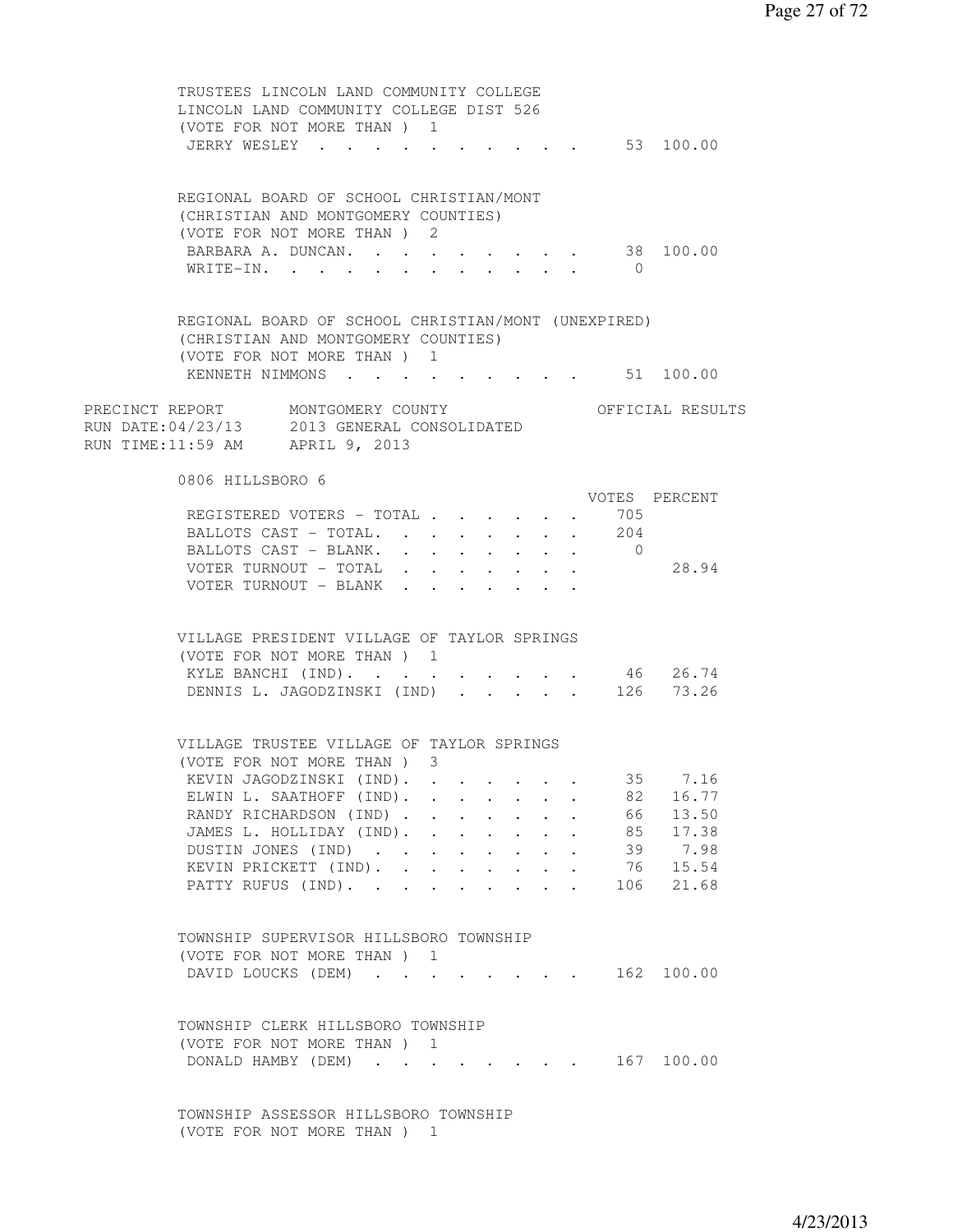TRUSTEES LINCOLN LAND COMMUNITY COLLEGE
LINCOLN LAND COMMUNITY COLLEGE DIST 526
(VOTE FOR NOT MORE THAN ) 1

| | Votes | Percent |
|---|---|---|
| JERRY WESLEY | 53 | 100.00 |

REGIONAL BOARD OF SCHOOL CHRISTIAN/MONT
(CHRISTIAN AND MONTGOMERY COUNTIES)
(VOTE FOR NOT MORE THAN ) 2

| | Votes | Percent |
|---|---|---|
| BARBARA A. DUNCAN. | 38 | 100.00 |
| WRITE-IN. | 0 | |

REGIONAL BOARD OF SCHOOL CHRISTIAN/MONT (UNEXPIRED)
(CHRISTIAN AND MONTGOMERY COUNTIES)
(VOTE FOR NOT MORE THAN ) 1

| | Votes | Percent |
|---|---|---|
| KENNETH NIMMONS | 51 | 100.00 |

PRECINCT REPORT MONTGOMERY COUNTY OFFICIAL RESULTS
RUN DATE:04/23/13 2013 GENERAL CONSOLIDATED
RUN TIME:11:59 AM APRIL 9, 2013

## 0806 HILLSBORO 6

| | VOTES | PERCENT |
|---|---|---|
| REGISTERED VOTERS - TOTAL | 705 | |
| BALLOTS CAST - TOTAL. | 204 | |
| BALLOTS CAST - BLANK. | 0 | |
| VOTER TURNOUT - TOTAL | | 28.94 |
| VOTER TURNOUT - BLANK | | |

VILLAGE PRESIDENT VILLAGE OF TAYLOR SPRINGS
(VOTE FOR NOT MORE THAN ) 1

| | Votes | Percent |
|---|---|---|
| KYLE BANCHI (IND). | 46 | 26.74 |
| DENNIS L. JAGODZINSKI (IND) | 126 | 73.26 |

VILLAGE TRUSTEE VILLAGE OF TAYLOR SPRINGS
(VOTE FOR NOT MORE THAN ) 3

| | Votes | Percent |
|---|---|---|
| KEVIN JAGODZINSKI (IND). | 35 | 7.16 |
| ELWIN L. SAATHOFF (IND). | 82 | 16.77 |
| RANDY RICHARDSON (IND) | 66 | 13.50 |
| JAMES L. HOLLIDAY (IND). | 85 | 17.38 |
| DUSTIN JONES (IND) | 39 | 7.98 |
| KEVIN PRICKETT (IND). | 76 | 15.54 |
| PATTY RUFUS (IND). | 106 | 21.68 |

TOWNSHIP SUPERVISOR HILLSBORO TOWNSHIP
(VOTE FOR NOT MORE THAN ) 1

| | Votes | Percent |
|---|---|---|
| DAVID LOUCKS (DEM) | 162 | 100.00 |

TOWNSHIP CLERK HILLSBORO TOWNSHIP
(VOTE FOR NOT MORE THAN ) 1

| | Votes | Percent |
|---|---|---|
| DONALD HAMBY (DEM) | 167 | 100.00 |

TOWNSHIP ASSESSOR HILLSBORO TOWNSHIP
(VOTE FOR NOT MORE THAN ) 1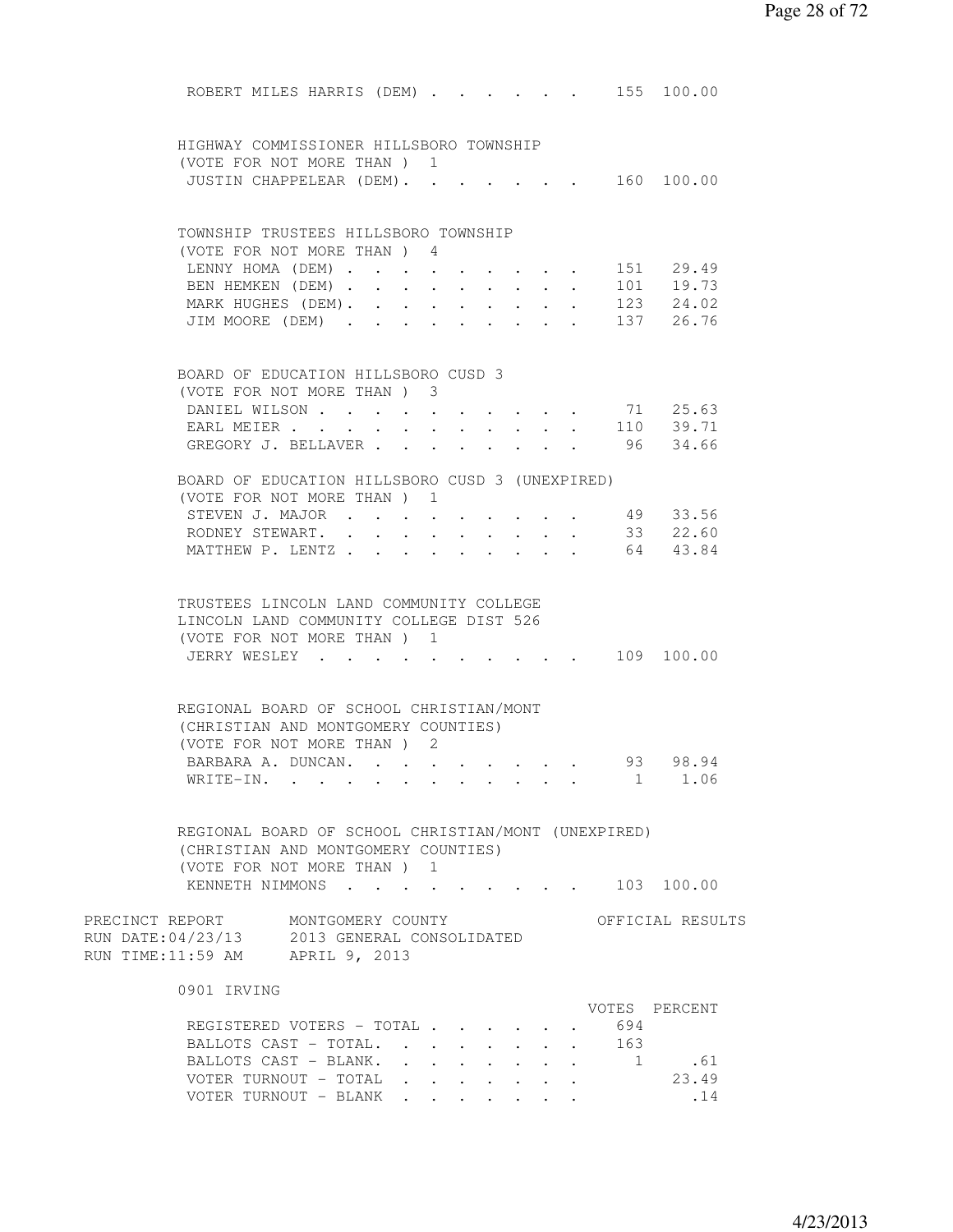ROBERT MILES HARRIS (DEM) . . . . . . . 155 100.00

HIGHWAY COMMISSIONER HILLSBORO TOWNSHIP
(VOTE FOR NOT MORE THAN ) 1

| Candidate | Votes | Percent |
|---|---|---|
| JUSTIN CHAPPELEAR (DEM). | 160 | 100.00 |

TOWNSHIP TRUSTEES HILLSBORO TOWNSHIP
(VOTE FOR NOT MORE THAN ) 4

| Candidate | Votes | Percent |
|---|---|---|
| LENNY HOMA (DEM) | 151 | 29.49 |
| BEN HEMKEN (DEM) | 101 | 19.73 |
| MARK HUGHES (DEM). | 123 | 24.02 |
| JIM MOORE (DEM) | 137 | 26.76 |

BOARD OF EDUCATION HILLSBORO CUSD 3
(VOTE FOR NOT MORE THAN ) 3

| Candidate | Votes | Percent |
|---|---|---|
| DANIEL WILSON | 71 | 25.63 |
| EARL MEIER | 110 | 39.71 |
| GREGORY J. BELLAVER | 96 | 34.66 |

BOARD OF EDUCATION HILLSBORO CUSD 3 (UNEXPIRED)
(VOTE FOR NOT MORE THAN ) 1

| Candidate | Votes | Percent |
|---|---|---|
| STEVEN J. MAJOR | 49 | 33.56 |
| RODNEY STEWART. | 33 | 22.60 |
| MATTHEW P. LENTZ | 64 | 43.84 |

TRUSTEES LINCOLN LAND COMMUNITY COLLEGE
LINCOLN LAND COMMUNITY COLLEGE DIST 526
(VOTE FOR NOT MORE THAN ) 1

| Candidate | Votes | Percent |
|---|---|---|
| JERRY WESLEY | 109 | 100.00 |

REGIONAL BOARD OF SCHOOL CHRISTIAN/MONT
(CHRISTIAN AND MONTGOMERY COUNTIES)
(VOTE FOR NOT MORE THAN ) 2

| Candidate | Votes | Percent |
|---|---|---|
| BARBARA A. DUNCAN. | 93 | 98.94 |
| WRITE-IN. | 1 | 1.06 |

REGIONAL BOARD OF SCHOOL CHRISTIAN/MONT (UNEXPIRED)
(CHRISTIAN AND MONTGOMERY COUNTIES)
(VOTE FOR NOT MORE THAN ) 1

| Candidate | Votes | Percent |
|---|---|---|
| KENNETH NIMMONS | 103 | 100.00 |

PRECINCT REPORT MONTGOMERY COUNTY OFFICIAL RESULTS
RUN DATE:04/23/13 2013 GENERAL CONSOLIDATED
RUN TIME:11:59 AM APRIL 9, 2013

0901 IRVING

| | VOTES | PERCENT |
|---|---|---|
| REGISTERED VOTERS - TOTAL | 694 | |
| BALLOTS CAST - TOTAL. | 163 | |
| BALLOTS CAST - BLANK. | 1 | .61 |
| VOTER TURNOUT - TOTAL | | 23.49 |
| VOTER TURNOUT - BLANK | | .14 |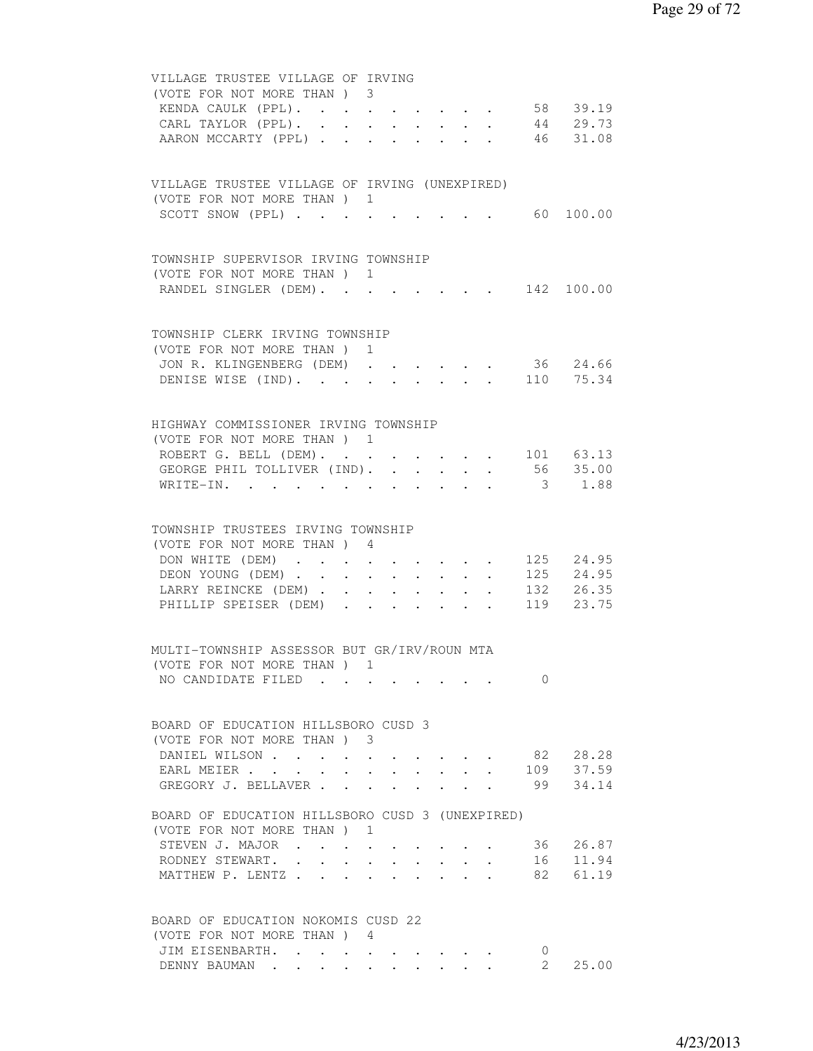VILLAGE TRUSTEE VILLAGE OF IRVING
(VOTE FOR NOT MORE THAN ) 3

| Candidate | Votes | Percent |
|---|---|---|
| KENDA CAULK (PPL) | 58 | 39.19 |
| CARL TAYLOR (PPL) | 44 | 29.73 |
| AARON MCCARTY (PPL) | 46 | 31.08 |

VILLAGE TRUSTEE VILLAGE OF IRVING (UNEXPIRED)
(VOTE FOR NOT MORE THAN ) 1

| Candidate | Votes | Percent |
|---|---|---|
| SCOTT SNOW (PPL) | 60 | 100.00 |

TOWNSHIP SUPERVISOR IRVING TOWNSHIP
(VOTE FOR NOT MORE THAN ) 1

| Candidate | Votes | Percent |
|---|---|---|
| RANDEL SINGLER (DEM) | 142 | 100.00 |

TOWNSHIP CLERK IRVING TOWNSHIP
(VOTE FOR NOT MORE THAN ) 1

| Candidate | Votes | Percent |
|---|---|---|
| JON R. KLINGENBERG (DEM) | 36 | 24.66 |
| DENISE WISE (IND) | 110 | 75.34 |

HIGHWAY COMMISSIONER IRVING TOWNSHIP
(VOTE FOR NOT MORE THAN ) 1

| Candidate | Votes | Percent |
|---|---|---|
| ROBERT G. BELL (DEM) | 101 | 63.13 |
| GEORGE PHIL TOLLIVER (IND) | 56 | 35.00 |
| WRITE-IN | 3 | 1.88 |

TOWNSHIP TRUSTEES IRVING TOWNSHIP
(VOTE FOR NOT MORE THAN ) 4

| Candidate | Votes | Percent |
|---|---|---|
| DON WHITE (DEM) | 125 | 24.95 |
| DEON YOUNG (DEM) | 125 | 24.95 |
| LARRY REINCKE (DEM) | 132 | 26.35 |
| PHILLIP SPEISER (DEM) | 119 | 23.75 |

MULTI-TOWNSHIP ASSESSOR BUT GR/IRV/ROUN MTA
(VOTE FOR NOT MORE THAN ) 1

| Candidate | Votes | Percent |
|---|---|---|
| NO CANDIDATE FILED | 0 | |

BOARD OF EDUCATION HILLSBORO CUSD 3
(VOTE FOR NOT MORE THAN ) 3

| Candidate | Votes | Percent |
|---|---|---|
| DANIEL WILSON | 82 | 28.28 |
| EARL MEIER | 109 | 37.59 |
| GREGORY J. BELLAVER | 99 | 34.14 |

BOARD OF EDUCATION HILLSBORO CUSD 3 (UNEXPIRED)
(VOTE FOR NOT MORE THAN ) 1

| Candidate | Votes | Percent |
|---|---|---|
| STEVEN J. MAJOR | 36 | 26.87 |
| RODNEY STEWART | 16 | 11.94 |
| MATTHEW P. LENTZ | 82 | 61.19 |

BOARD OF EDUCATION NOKOMIS CUSD 22
(VOTE FOR NOT MORE THAN ) 4

| Candidate | Votes | Percent |
|---|---|---|
| JIM EISENBARTH | 0 | |
| DENNY BAUMAN | 2 | 25.00 |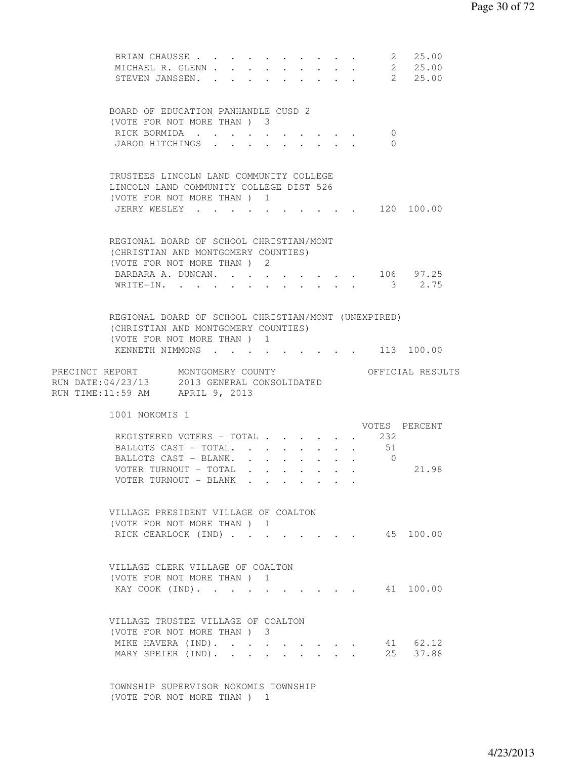| | VOTES | PERCENT |
|---|---|---|
| BRIAN CHAUSSE | 2 | 25.00 |
| MICHAEL R. GLENN | 2 | 25.00 |
| STEVEN JANSSEN. | 2 | 25.00 |

BOARD OF EDUCATION PANHANDLE CUSD 2
(VOTE FOR NOT MORE THAN ) 3

| | VOTES | PERCENT |
|---|---|---|
| RICK BORMIDA | 0 | |
| JAROD HITCHINGS | 0 | |

TRUSTEES LINCOLN LAND COMMUNITY COLLEGE
LINCOLN LAND COMMUNITY COLLEGE DIST 526
(VOTE FOR NOT MORE THAN ) 1

| | VOTES | PERCENT |
|---|---|---|
| JERRY WESLEY | 120 | 100.00 |

REGIONAL BOARD OF SCHOOL CHRISTIAN/MONT
(CHRISTIAN AND MONTGOMERY COUNTIES)
(VOTE FOR NOT MORE THAN ) 2

| | VOTES | PERCENT |
|---|---|---|
| BARBARA A. DUNCAN. | 106 | 97.25 |
| WRITE-IN. | 3 | 2.75 |

REGIONAL BOARD OF SCHOOL CHRISTIAN/MONT (UNEXPIRED)
(CHRISTIAN AND MONTGOMERY COUNTIES)
(VOTE FOR NOT MORE THAN ) 1

| | VOTES | PERCENT |
|---|---|---|
| KENNETH NIMMONS | 113 | 100.00 |

PRECINCT REPORT MONTGOMERY COUNTY OFFICIAL RESULTS
RUN DATE:04/23/13 2013 GENERAL CONSOLIDATED
RUN TIME:11:59 AM APRIL 9, 2013

## 1001 NOKOMIS 1

| | VOTES | PERCENT |
|---|---|---|
| REGISTERED VOTERS - TOTAL | 232 | |
| BALLOTS CAST - TOTAL. | 51 | |
| BALLOTS CAST - BLANK. | 0 | |
| VOTER TURNOUT - TOTAL | | 21.98 |
| VOTER TURNOUT - BLANK | | |

VILLAGE PRESIDENT VILLAGE OF COALTON
(VOTE FOR NOT MORE THAN ) 1

| | VOTES | PERCENT |
|---|---|---|
| RICK CEARLOCK (IND) | 45 | 100.00 |

VILLAGE CLERK VILLAGE OF COALTON
(VOTE FOR NOT MORE THAN ) 1

| | VOTES | PERCENT |
|---|---|---|
| KAY COOK (IND). | 41 | 100.00 |

VILLAGE TRUSTEE VILLAGE OF COALTON
(VOTE FOR NOT MORE THAN ) 3

| | VOTES | PERCENT |
|---|---|---|
| MIKE HAVERA (IND). | 41 | 62.12 |
| MARY SPEIER (IND). | 25 | 37.88 |

TOWNSHIP SUPERVISOR NOKOMIS TOWNSHIP
(VOTE FOR NOT MORE THAN ) 1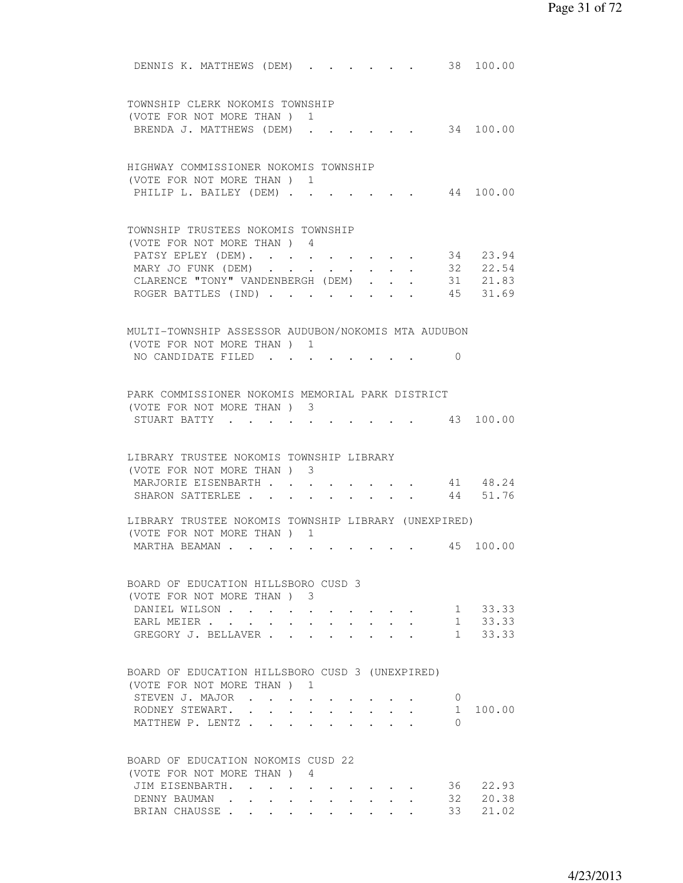DENNIS K. MATTHEWS (DEM) . . . . . . . 38 100.00

TOWNSHIP CLERK NOKOMIS TOWNSHIP
(VOTE FOR NOT MORE THAN ) 1

| | | |
|---|---|---|
| BRENDA J. MATTHEWS (DEM) | 34 | 100.00 |

HIGHWAY COMMISSIONER NOKOMIS TOWNSHIP
(VOTE FOR NOT MORE THAN ) 1

| | | |
|---|---|---|
| PHILIP L. BAILEY (DEM) | 44 | 100.00 |

TOWNSHIP TRUSTEES NOKOMIS TOWNSHIP
(VOTE FOR NOT MORE THAN ) 4

| | | |
|---|---|---|
| PATSY EPLEY (DEM) | 34 | 23.94 |
| MARY JO FUNK (DEM) | 32 | 22.54 |
| CLARENCE "TONY" VANDENBERGH (DEM) | 31 | 21.83 |
| ROGER BATTLES (IND) | 45 | 31.69 |

MULTI-TOWNSHIP ASSESSOR AUDUBON/NOKOMIS MTA AUDUBON
(VOTE FOR NOT MORE THAN ) 1

| | | |
|---|---|---|
| NO CANDIDATE FILED | 0 | |

PARK COMMISSIONER NOKOMIS MEMORIAL PARK DISTRICT
(VOTE FOR NOT MORE THAN ) 3

| | | |
|---|---|---|
| STUART BATTY | 43 | 100.00 |

LIBRARY TRUSTEE NOKOMIS TOWNSHIP LIBRARY
(VOTE FOR NOT MORE THAN ) 3

| | | |
|---|---|---|
| MARJORIE EISENBARTH | 41 | 48.24 |
| SHARON SATTERLEE | 44 | 51.76 |

LIBRARY TRUSTEE NOKOMIS TOWNSHIP LIBRARY (UNEXPIRED)
(VOTE FOR NOT MORE THAN ) 1

| | | |
|---|---|---|
| MARTHA BEAMAN | 45 | 100.00 |

BOARD OF EDUCATION HILLSBORO CUSD 3
(VOTE FOR NOT MORE THAN ) 3

| | | |
|---|---|---|
| DANIEL WILSON | 1 | 33.33 |
| EARL MEIER | 1 | 33.33 |
| GREGORY J. BELLAVER | 1 | 33.33 |

BOARD OF EDUCATION HILLSBORO CUSD 3 (UNEXPIRED)
(VOTE FOR NOT MORE THAN ) 1

| | | |
|---|---|---|
| STEVEN J. MAJOR | 0 | |
| RODNEY STEWART. | 1 | 100.00 |
| MATTHEW P. LENTZ | 0 | |

BOARD OF EDUCATION NOKOMIS CUSD 22
(VOTE FOR NOT MORE THAN ) 4

| | | |
|---|---|---|
| JIM EISENBARTH. | 36 | 22.93 |
| DENNY BAUMAN | 32 | 20.38 |
| BRIAN CHAUSSE | 33 | 21.02 |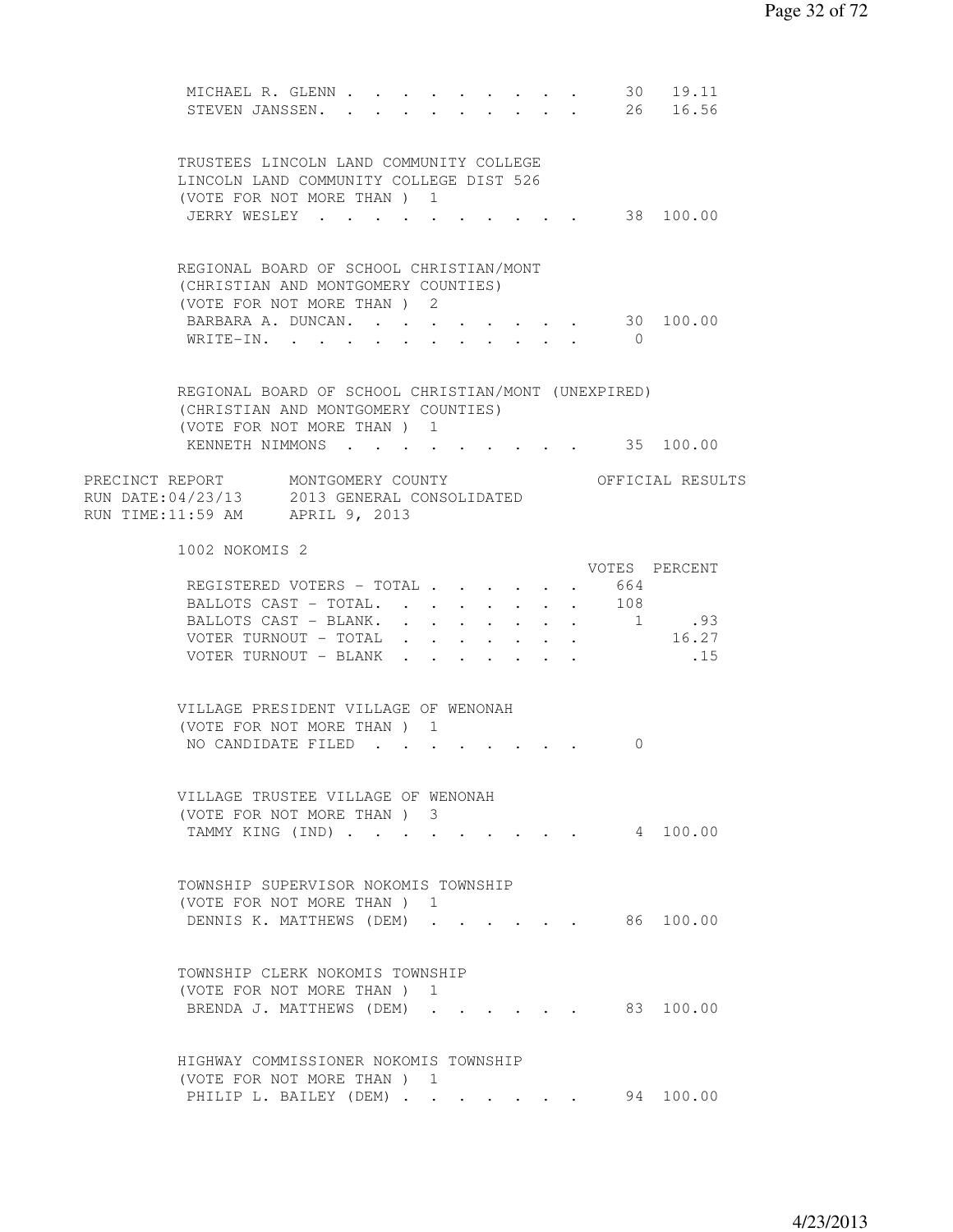MICHAEL R. GLENN . . . . . . . . . . 30 19.11
STEVEN JANSSEN. . . . . . . . . . . 26 16.56

TRUSTEES LINCOLN LAND COMMUNITY COLLEGE
LINCOLN LAND COMMUNITY COLLEGE DIST 526
(VOTE FOR NOT MORE THAN ) 1

| | Votes | Percent |
|---|---|---|
| JERRY WESLEY | 38 | 100.00 |

REGIONAL BOARD OF SCHOOL CHRISTIAN/MONT
(CHRISTIAN AND MONTGOMERY COUNTIES)
(VOTE FOR NOT MORE THAN ) 2

| | Votes | Percent |
|---|---|---|
| BARBARA A. DUNCAN. | 30 | 100.00 |
| WRITE-IN. | 0 | |

REGIONAL BOARD OF SCHOOL CHRISTIAN/MONT (UNEXPIRED)
(CHRISTIAN AND MONTGOMERY COUNTIES)
(VOTE FOR NOT MORE THAN ) 1

| | Votes | Percent |
|---|---|---|
| KENNETH NIMMONS | 35 | 100.00 |

PRECINCT REPORT MONTGOMERY COUNTY OFFICIAL RESULTS
RUN DATE:04/23/13 2013 GENERAL CONSOLIDATED
RUN TIME:11:59 AM APRIL 9, 2013

## 1002 NOKOMIS 2

| | VOTES | PERCENT |
|---|---|---|
| REGISTERED VOTERS - TOTAL | 664 | |
| BALLOTS CAST - TOTAL. | 108 | |
| BALLOTS CAST - BLANK. | 1 | .93 |
| VOTER TURNOUT - TOTAL | | 16.27 |
| VOTER TURNOUT - BLANK | | .15 |

VILLAGE PRESIDENT VILLAGE OF WENONAH
(VOTE FOR NOT MORE THAN ) 1

| | Votes | Percent |
|---|---|---|
| NO CANDIDATE FILED | 0 | |

VILLAGE TRUSTEE VILLAGE OF WENONAH
(VOTE FOR NOT MORE THAN ) 3

| | Votes | Percent |
|---|---|---|
| TAMMY KING (IND) | 4 | 100.00 |

TOWNSHIP SUPERVISOR NOKOMIS TOWNSHIP
(VOTE FOR NOT MORE THAN ) 1

| | Votes | Percent |
|---|---|---|
| DENNIS K. MATTHEWS (DEM) | 86 | 100.00 |

TOWNSHIP CLERK NOKOMIS TOWNSHIP
(VOTE FOR NOT MORE THAN ) 1

| | Votes | Percent |
|---|---|---|
| BRENDA J. MATTHEWS (DEM) | 83 | 100.00 |

HIGHWAY COMMISSIONER NOKOMIS TOWNSHIP
(VOTE FOR NOT MORE THAN ) 1

| | Votes | Percent |
|---|---|---|
| PHILIP L. BAILEY (DEM) | 94 | 100.00 |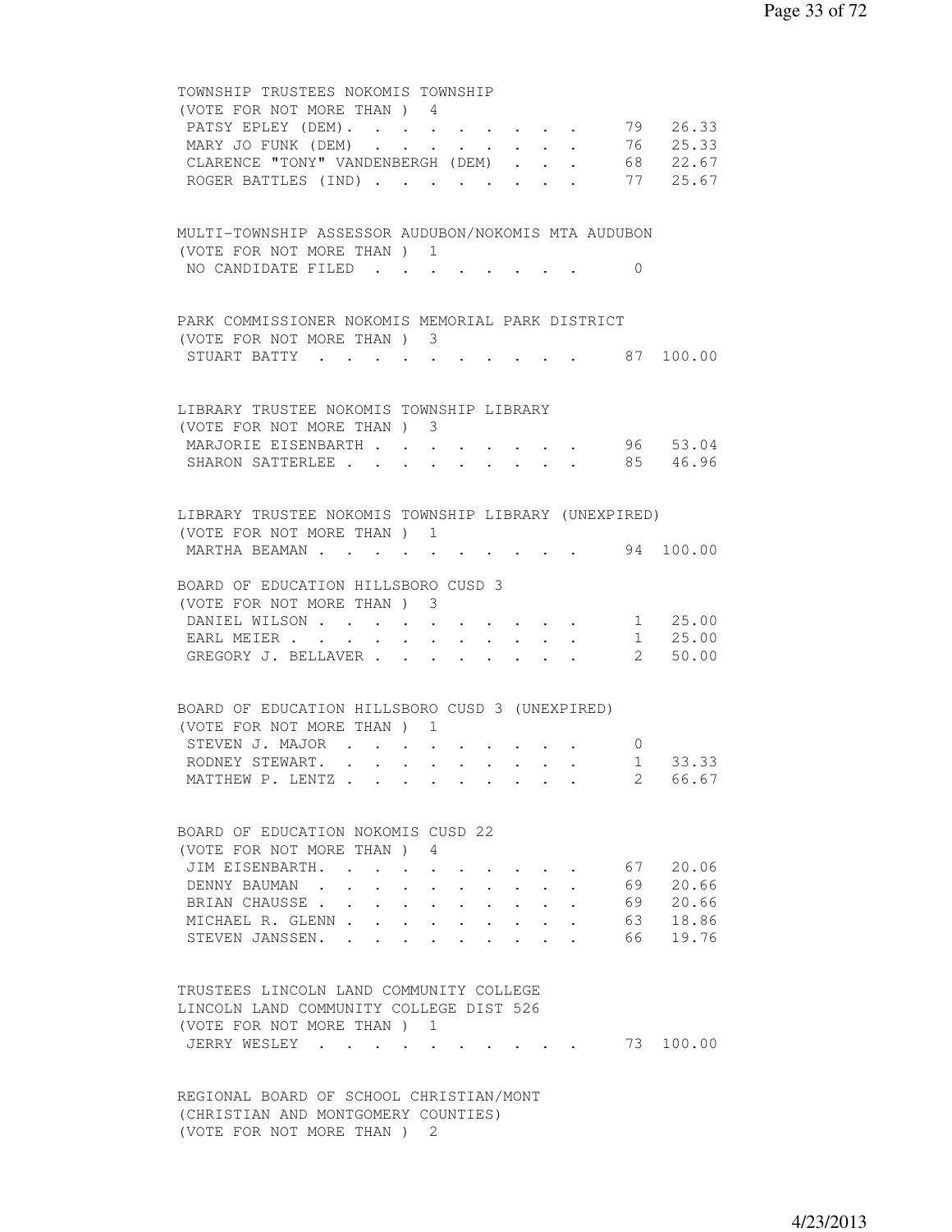TOWNSHIP TRUSTEES NOKOMIS TOWNSHIP
(VOTE FOR NOT MORE THAN ) 4

| Candidate | Votes | Percent |
|---|---|---|
| PATSY EPLEY (DEM) | 79 | 26.33 |
| MARY JO FUNK (DEM) | 76 | 25.33 |
| CLARENCE "TONY" VANDENBERGH (DEM) | 68 | 22.67 |
| ROGER BATTLES (IND) | 77 | 25.67 |

MULTI-TOWNSHIP ASSESSOR AUDUBON/NOKOMIS MTA AUDUBON
(VOTE FOR NOT MORE THAN ) 1

| Candidate | Votes | Percent |
|---|---|---|
| NO CANDIDATE FILED | 0 | |

PARK COMMISSIONER NOKOMIS MEMORIAL PARK DISTRICT
(VOTE FOR NOT MORE THAN ) 3

| Candidate | Votes | Percent |
|---|---|---|
| STUART BATTY | 87 | 100.00 |

LIBRARY TRUSTEE NOKOMIS TOWNSHIP LIBRARY
(VOTE FOR NOT MORE THAN ) 3

| Candidate | Votes | Percent |
|---|---|---|
| MARJORIE EISENBARTH | 96 | 53.04 |
| SHARON SATTERLEE | 85 | 46.96 |

LIBRARY TRUSTEE NOKOMIS TOWNSHIP LIBRARY (UNEXPIRED)
(VOTE FOR NOT MORE THAN ) 1

| Candidate | Votes | Percent |
|---|---|---|
| MARTHA BEAMAN | 94 | 100.00 |

BOARD OF EDUCATION HILLSBORO CUSD 3
(VOTE FOR NOT MORE THAN ) 3

| Candidate | Votes | Percent |
|---|---|---|
| DANIEL WILSON | 1 | 25.00 |
| EARL MEIER | 1 | 25.00 |
| GREGORY J. BELLAVER | 2 | 50.00 |

BOARD OF EDUCATION HILLSBORO CUSD 3 (UNEXPIRED)
(VOTE FOR NOT MORE THAN ) 1

| Candidate | Votes | Percent |
|---|---|---|
| STEVEN J. MAJOR | 0 | |
| RODNEY STEWART. | 1 | 33.33 |
| MATTHEW P. LENTZ | 2 | 66.67 |

BOARD OF EDUCATION NOKOMIS CUSD 22
(VOTE FOR NOT MORE THAN ) 4

| Candidate | Votes | Percent |
|---|---|---|
| JIM EISENBARTH. | 67 | 20.06 |
| DENNY BAUMAN | 69 | 20.66 |
| BRIAN CHAUSSE | 69 | 20.66 |
| MICHAEL R. GLENN | 63 | 18.86 |
| STEVEN JANSSEN. | 66 | 19.76 |

TRUSTEES LINCOLN LAND COMMUNITY COLLEGE
LINCOLN LAND COMMUNITY COLLEGE DIST 526
(VOTE FOR NOT MORE THAN ) 1

| Candidate | Votes | Percent |
|---|---|---|
| JERRY WESLEY | 73 | 100.00 |

REGIONAL BOARD OF SCHOOL CHRISTIAN/MONT
(CHRISTIAN AND MONTGOMERY COUNTIES)
(VOTE FOR NOT MORE THAN ) 2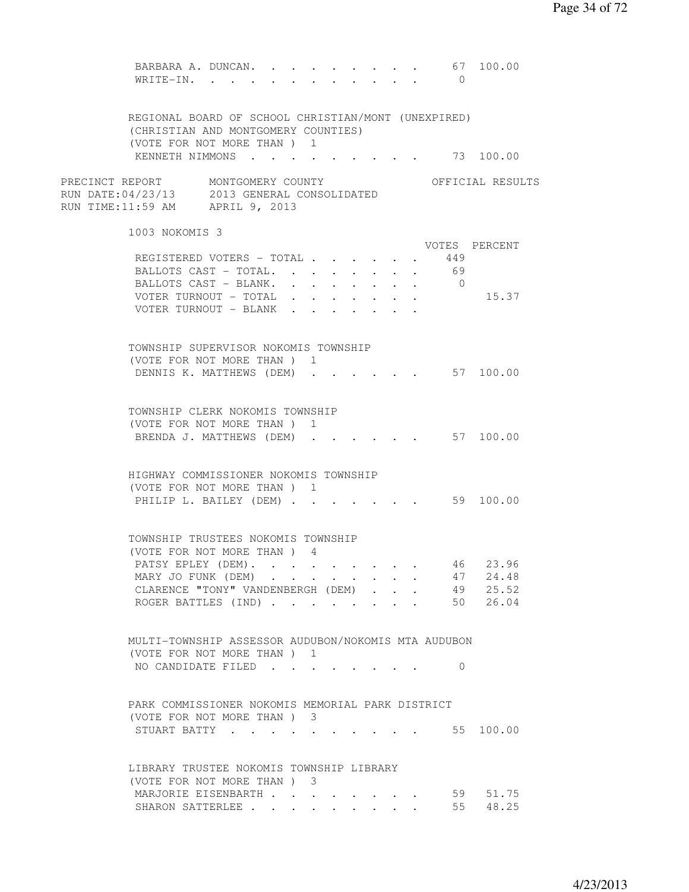| | VOTES | PERCENT |
|---|---|---|
| BARBARA A. DUNCAN. . . . . . . . . . | 67 | 100.00 |
| WRITE-IN. . . . . . . . . . . . . | 0 | |

REGIONAL BOARD OF SCHOOL CHRISTIAN/MONT (UNEXPIRED)
(CHRISTIAN AND MONTGOMERY COUNTIES)
(VOTE FOR NOT MORE THAN ) 1

| | VOTES | PERCENT |
|---|---|---|
| KENNETH NIMMONS . . . . . . . . . . | 73 | 100.00 |

PRECINCT REPORT — MONTGOMERY COUNTY — OFFICIAL RESULTS
RUN DATE:04/23/13 — 2013 GENERAL CONSOLIDATED
RUN TIME:11:59 AM — APRIL 9, 2013

## 1003 NOKOMIS 3

| | VOTES | PERCENT |
|---|---|---|
| REGISTERED VOTERS - TOTAL . . . . . . | 449 | |
| BALLOTS CAST - TOTAL. . . . . . . . | 69 | |
| BALLOTS CAST - BLANK. . . . . . . . | 0 | |
| VOTER TURNOUT - TOTAL . . . . . . . | | 15.37 |
| VOTER TURNOUT - BLANK . . . . . . . | | |

TOWNSHIP SUPERVISOR NOKOMIS TOWNSHIP
(VOTE FOR NOT MORE THAN ) 1

| | VOTES | PERCENT |
|---|---|---|
| DENNIS K. MATTHEWS (DEM) . . . . . . | 57 | 100.00 |

TOWNSHIP CLERK NOKOMIS TOWNSHIP
(VOTE FOR NOT MORE THAN ) 1

| | VOTES | PERCENT |
|---|---|---|
| BRENDA J. MATTHEWS (DEM) . . . . . . | 57 | 100.00 |

HIGHWAY COMMISSIONER NOKOMIS TOWNSHIP
(VOTE FOR NOT MORE THAN ) 1

| | VOTES | PERCENT |
|---|---|---|
| PHILIP L. BAILEY (DEM) . . . . . . . | 59 | 100.00 |

TOWNSHIP TRUSTEES NOKOMIS TOWNSHIP
(VOTE FOR NOT MORE THAN ) 4

| | VOTES | PERCENT |
|---|---|---|
| PATSY EPLEY (DEM). . . . . . . . . | 46 | 23.96 |
| MARY JO FUNK (DEM) . . . . . . . . | 47 | 24.48 |
| CLARENCE "TONY" VANDENBERGH (DEM) . . . | 49 | 25.52 |
| ROGER BATTLES (IND) . . . . . . . . | 50 | 26.04 |

MULTI-TOWNSHIP ASSESSOR AUDUBON/NOKOMIS MTA AUDUBON
(VOTE FOR NOT MORE THAN ) 1

| | VOTES | PERCENT |
|---|---|---|
| NO CANDIDATE FILED . . . . . . . . | 0 | |

PARK COMMISSIONER NOKOMIS MEMORIAL PARK DISTRICT
(VOTE FOR NOT MORE THAN ) 3

| | VOTES | PERCENT |
|---|---|---|
| STUART BATTY . . . . . . . . . . . | 55 | 100.00 |

LIBRARY TRUSTEE NOKOMIS TOWNSHIP LIBRARY
(VOTE FOR NOT MORE THAN ) 3

| | VOTES | PERCENT |
|---|---|---|
| MARJORIE EISENBARTH . . . . . . . . | 59 | 51.75 |
| SHARON SATTERLEE . . . . . . . . . | 55 | 48.25 |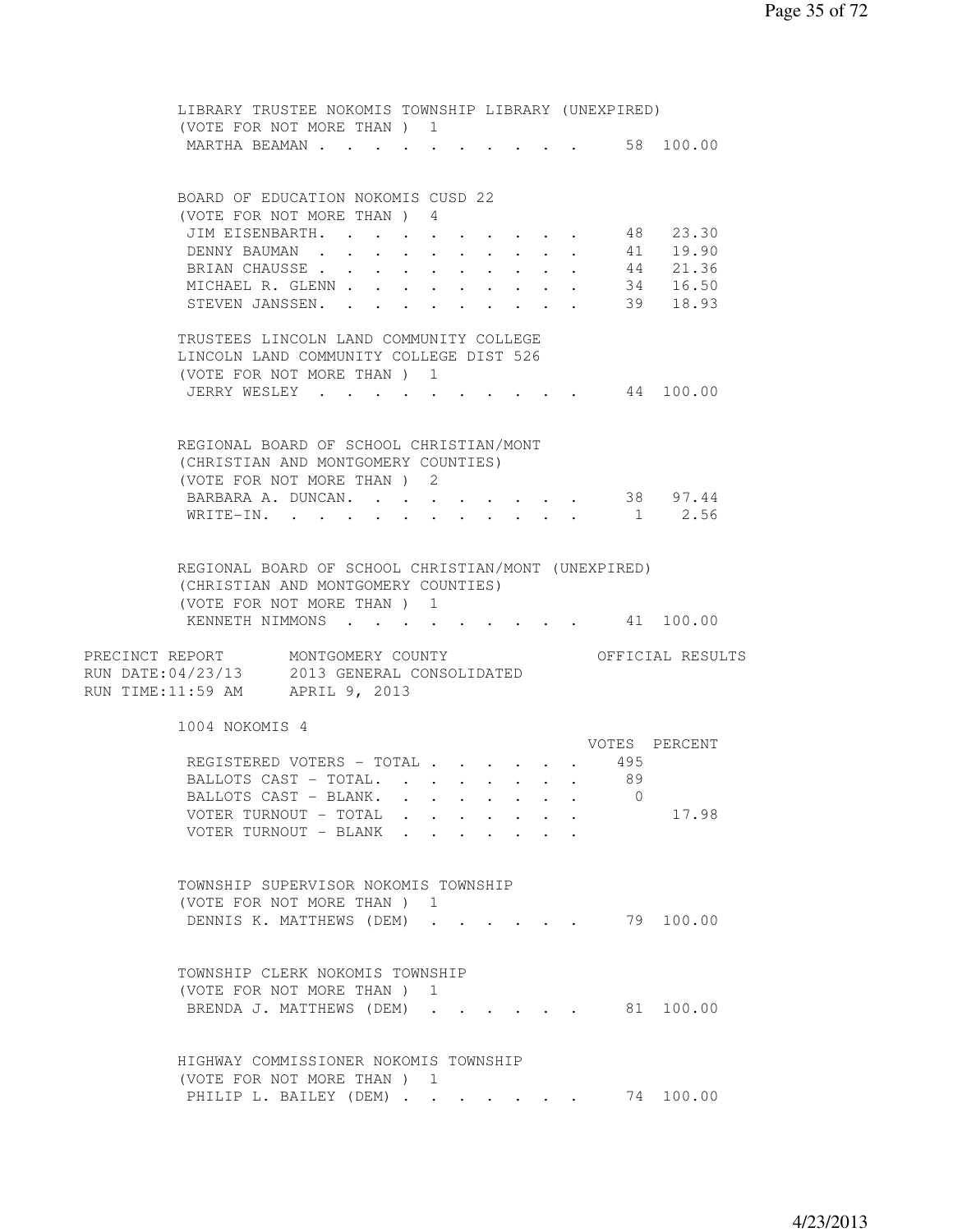LIBRARY TRUSTEE NOKOMIS TOWNSHIP LIBRARY (UNEXPIRED)
(VOTE FOR NOT MORE THAN ) 1

| | Votes | Percent |
|---|---|---|
| MARTHA BEAMAN | 58 | 100.00 |

BOARD OF EDUCATION NOKOMIS CUSD 22
(VOTE FOR NOT MORE THAN ) 4

| | Votes | Percent |
|---|---|---|
| JIM EISENBARTH | 48 | 23.30 |
| DENNY BAUMAN | 41 | 19.90 |
| BRIAN CHAUSSE | 44 | 21.36 |
| MICHAEL R. GLENN | 34 | 16.50 |
| STEVEN JANSSEN | 39 | 18.93 |

TRUSTEES LINCOLN LAND COMMUNITY COLLEGE
LINCOLN LAND COMMUNITY COLLEGE DIST 526
(VOTE FOR NOT MORE THAN ) 1

| | Votes | Percent |
|---|---|---|
| JERRY WESLEY | 44 | 100.00 |

REGIONAL BOARD OF SCHOOL CHRISTIAN/MONT
(CHRISTIAN AND MONTGOMERY COUNTIES)
(VOTE FOR NOT MORE THAN ) 2

| | Votes | Percent |
|---|---|---|
| BARBARA A. DUNCAN | 38 | 97.44 |
| WRITE-IN | 1 | 2.56 |

REGIONAL BOARD OF SCHOOL CHRISTIAN/MONT (UNEXPIRED)
(CHRISTIAN AND MONTGOMERY COUNTIES)
(VOTE FOR NOT MORE THAN ) 1

| | Votes | Percent |
|---|---|---|
| KENNETH NIMMONS | 41 | 100.00 |

PRECINCT REPORT MONTGOMERY COUNTY OFFICIAL RESULTS
RUN DATE:04/23/13 2013 GENERAL CONSOLIDATED
RUN TIME:11:59 AM APRIL 9, 2013

## 1004 NOKOMIS 4

| | VOTES | PERCENT |
|---|---|---|
| REGISTERED VOTERS - TOTAL | 495 | |
| BALLOTS CAST - TOTAL | 89 | |
| BALLOTS CAST - BLANK | 0 | |
| VOTER TURNOUT - TOTAL | | 17.98 |
| VOTER TURNOUT - BLANK | | |

TOWNSHIP SUPERVISOR NOKOMIS TOWNSHIP
(VOTE FOR NOT MORE THAN ) 1

| | Votes | Percent |
|---|---|---|
| DENNIS K. MATTHEWS (DEM) | 79 | 100.00 |

TOWNSHIP CLERK NOKOMIS TOWNSHIP
(VOTE FOR NOT MORE THAN ) 1

| | Votes | Percent |
|---|---|---|
| BRENDA J. MATTHEWS (DEM) | 81 | 100.00 |

HIGHWAY COMMISSIONER NOKOMIS TOWNSHIP
(VOTE FOR NOT MORE THAN ) 1

| | Votes | Percent |
|---|---|---|
| PHILIP L. BAILEY (DEM) | 74 | 100.00 |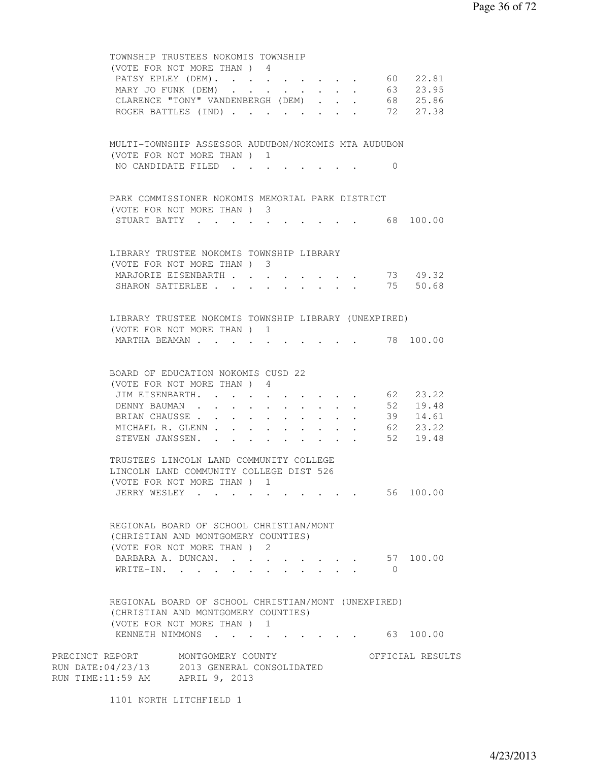TOWNSHIP TRUSTEES NOKOMIS TOWNSHIP
(VOTE FOR NOT MORE THAN ) 4

| Candidate | Votes | Percent |
|---|---|---|
| PATSY EPLEY (DEM) | 60 | 22.81 |
| MARY JO FUNK (DEM) | 63 | 23.95 |
| CLARENCE "TONY" VANDENBERGH (DEM) | 68 | 25.86 |
| ROGER BATTLES (IND) | 72 | 27.38 |

MULTI-TOWNSHIP ASSESSOR AUDUBON/NOKOMIS MTA AUDUBON
(VOTE FOR NOT MORE THAN ) 1

| Candidate | Votes | Percent |
|---|---|---|
| NO CANDIDATE FILED | 0 | |

PARK COMMISSIONER NOKOMIS MEMORIAL PARK DISTRICT
(VOTE FOR NOT MORE THAN ) 3

| Candidate | Votes | Percent |
|---|---|---|
| STUART BATTY | 68 | 100.00 |

LIBRARY TRUSTEE NOKOMIS TOWNSHIP LIBRARY
(VOTE FOR NOT MORE THAN ) 3

| Candidate | Votes | Percent |
|---|---|---|
| MARJORIE EISENBARTH | 73 | 49.32 |
| SHARON SATTERLEE | 75 | 50.68 |

LIBRARY TRUSTEE NOKOMIS TOWNSHIP LIBRARY (UNEXPIRED)
(VOTE FOR NOT MORE THAN ) 1

| Candidate | Votes | Percent |
|---|---|---|
| MARTHA BEAMAN | 78 | 100.00 |

BOARD OF EDUCATION NOKOMIS CUSD 22
(VOTE FOR NOT MORE THAN ) 4

| Candidate | Votes | Percent |
|---|---|---|
| JIM EISENBARTH | 62 | 23.22 |
| DENNY BAUMAN | 52 | 19.48 |
| BRIAN CHAUSSE | 39 | 14.61 |
| MICHAEL R. GLENN | 62 | 23.22 |
| STEVEN JANSSEN | 52 | 19.48 |

TRUSTEES LINCOLN LAND COMMUNITY COLLEGE
LINCOLN LAND COMMUNITY COLLEGE DIST 526
(VOTE FOR NOT MORE THAN ) 1

| Candidate | Votes | Percent |
|---|---|---|
| JERRY WESLEY | 56 | 100.00 |

REGIONAL BOARD OF SCHOOL CHRISTIAN/MONT
(CHRISTIAN AND MONTGOMERY COUNTIES)
(VOTE FOR NOT MORE THAN ) 2

| Candidate | Votes | Percent |
|---|---|---|
| BARBARA A. DUNCAN | 57 | 100.00 |
| WRITE-IN | 0 | |

REGIONAL BOARD OF SCHOOL CHRISTIAN/MONT (UNEXPIRED)
(CHRISTIAN AND MONTGOMERY COUNTIES)
(VOTE FOR NOT MORE THAN ) 1

| Candidate | Votes | Percent |
|---|---|---|
| KENNETH NIMMONS | 63 | 100.00 |

PRECINCT REPORT MONTGOMERY COUNTY OFFICIAL RESULTS
RUN DATE:04/23/13 2013 GENERAL CONSOLIDATED
RUN TIME:11:59 AM APRIL 9, 2013

1101 NORTH LITCHFIELD 1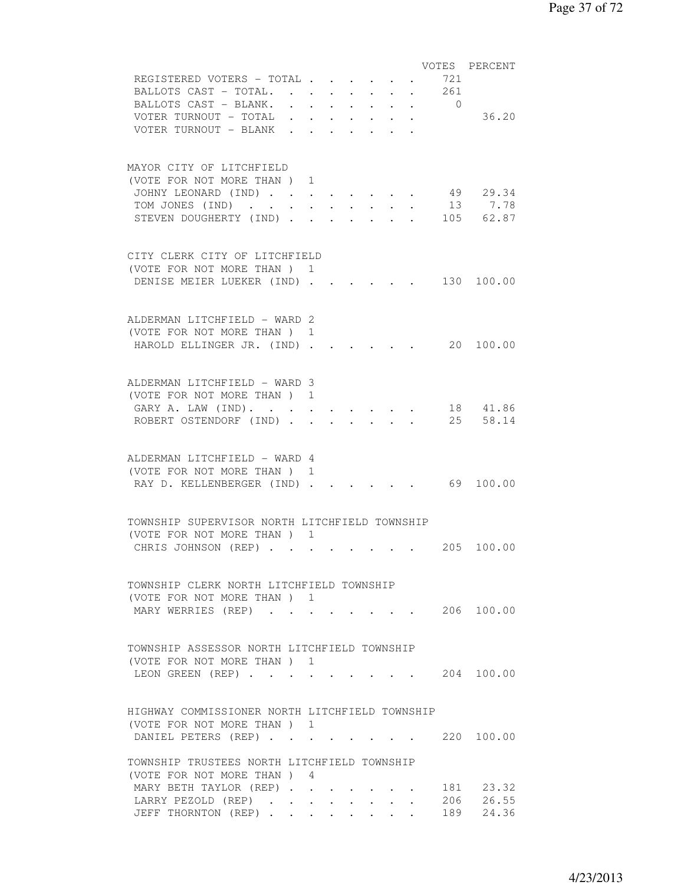| | VOTES | PERCENT |
|---|---|---|
| REGISTERED VOTERS - TOTAL | 721 | |
| BALLOTS CAST - TOTAL. | 261 | |
| BALLOTS CAST - BLANK. | 0 | |
| VOTER TURNOUT - TOTAL | | 36.20 |
| VOTER TURNOUT - BLANK | | |

MAYOR CITY OF LITCHFIELD
(VOTE FOR NOT MORE THAN ) 1

| | VOTES | PERCENT |
|---|---|---|
| JOHNY LEONARD (IND) | 49 | 29.34 |
| TOM JONES (IND) | 13 | 7.78 |
| STEVEN DOUGHERTY (IND) | 105 | 62.87 |

CITY CLERK CITY OF LITCHFIELD
(VOTE FOR NOT MORE THAN ) 1

| | VOTES | PERCENT |
|---|---|---|
| DENISE MEIER LUEKER (IND) | 130 | 100.00 |

ALDERMAN LITCHFIELD - WARD 2
(VOTE FOR NOT MORE THAN ) 1

| | VOTES | PERCENT |
|---|---|---|
| HAROLD ELLINGER JR. (IND) | 20 | 100.00 |

ALDERMAN LITCHFIELD - WARD 3
(VOTE FOR NOT MORE THAN ) 1

| | VOTES | PERCENT |
|---|---|---|
| GARY A. LAW (IND). | 18 | 41.86 |
| ROBERT OSTENDORF (IND) | 25 | 58.14 |

ALDERMAN LITCHFIELD - WARD 4
(VOTE FOR NOT MORE THAN ) 1

| | VOTES | PERCENT |
|---|---|---|
| RAY D. KELLENBERGER (IND) | 69 | 100.00 |

TOWNSHIP SUPERVISOR NORTH LITCHFIELD TOWNSHIP
(VOTE FOR NOT MORE THAN ) 1

| | VOTES | PERCENT |
|---|---|---|
| CHRIS JOHNSON (REP) | 205 | 100.00 |

TOWNSHIP CLERK NORTH LITCHFIELD TOWNSHIP
(VOTE FOR NOT MORE THAN ) 1

| | VOTES | PERCENT |
|---|---|---|
| MARY WERRIES (REP) | 206 | 100.00 |

TOWNSHIP ASSESSOR NORTH LITCHFIELD TOWNSHIP
(VOTE FOR NOT MORE THAN ) 1

| | VOTES | PERCENT |
|---|---|---|
| LEON GREEN (REP) | 204 | 100.00 |

HIGHWAY COMMISSIONER NORTH LITCHFIELD TOWNSHIP
(VOTE FOR NOT MORE THAN ) 1

| | VOTES | PERCENT |
|---|---|---|
| DANIEL PETERS (REP) | 220 | 100.00 |

TOWNSHIP TRUSTEES NORTH LITCHFIELD TOWNSHIP
(VOTE FOR NOT MORE THAN ) 4

| | VOTES | PERCENT |
|---|---|---|
| MARY BETH TAYLOR (REP) | 181 | 23.32 |
| LARRY PEZOLD (REP) | 206 | 26.55 |
| JEFF THORNTON (REP) | 189 | 24.36 |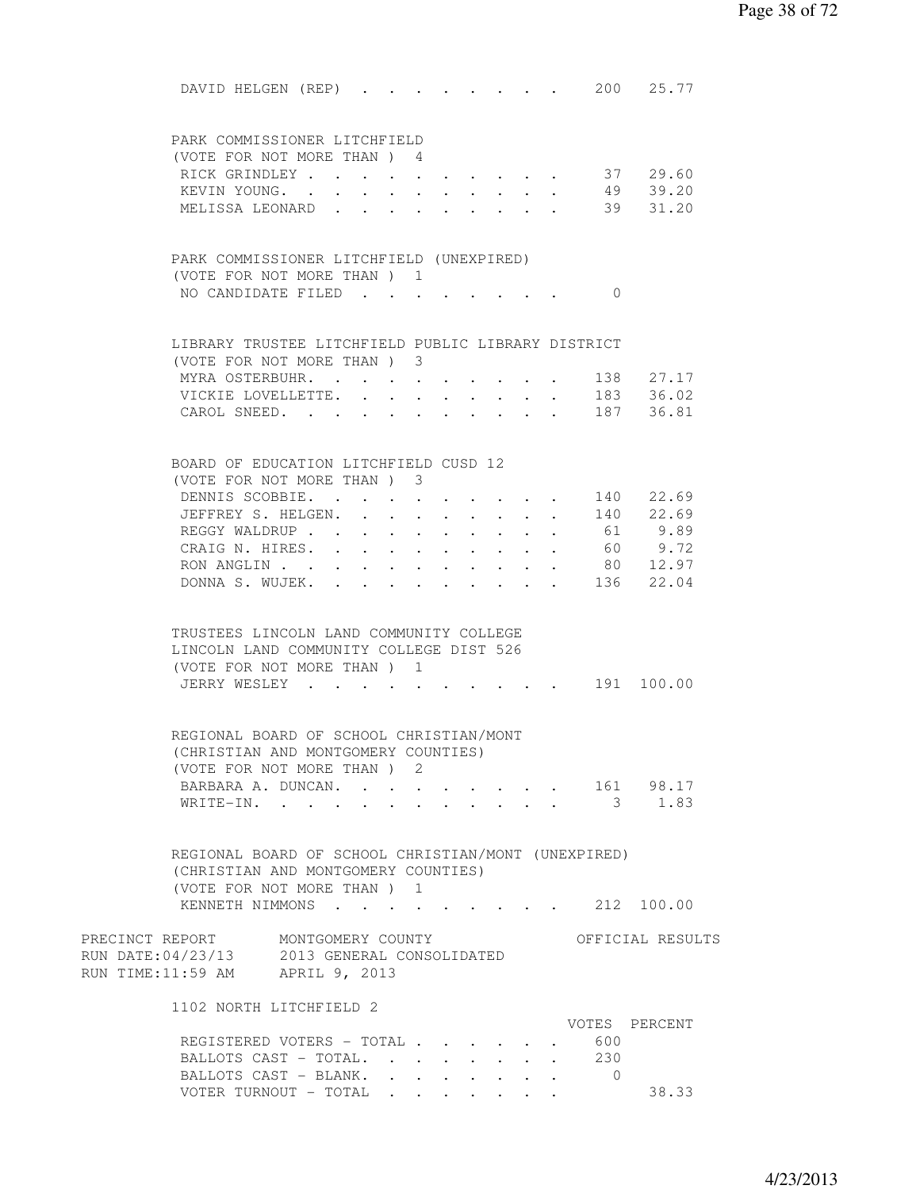DAVID HELGEN (REP) . . . . . . . . . 200 25.77

PARK COMMISSIONER LITCHFIELD
(VOTE FOR NOT MORE THAN ) 4

| Candidate | Votes | Percent |
|---|---|---|
| RICK GRINDLEY | 37 | 29.60 |
| KEVIN YOUNG. | 49 | 39.20 |
| MELISSA LEONARD | 39 | 31.20 |

PARK COMMISSIONER LITCHFIELD (UNEXPIRED)
(VOTE FOR NOT MORE THAN ) 1

| Candidate | Votes | Percent |
|---|---|---|
| NO CANDIDATE FILED | 0 | |

LIBRARY TRUSTEE LITCHFIELD PUBLIC LIBRARY DISTRICT
(VOTE FOR NOT MORE THAN ) 3

| Candidate | Votes | Percent |
|---|---|---|
| MYRA OSTERBUHR. | 138 | 27.17 |
| VICKIE LOVELLETTE. | 183 | 36.02 |
| CAROL SNEED. | 187 | 36.81 |

BOARD OF EDUCATION LITCHFIELD CUSD 12
(VOTE FOR NOT MORE THAN ) 3

| Candidate | Votes | Percent |
|---|---|---|
| DENNIS SCOBBIE. | 140 | 22.69 |
| JEFFREY S. HELGEN. | 140 | 22.69 |
| REGGY WALDRUP | 61 | 9.89 |
| CRAIG N. HIRES. | 60 | 9.72 |
| RON ANGLIN | 80 | 12.97 |
| DONNA S. WUJEK. | 136 | 22.04 |

TRUSTEES LINCOLN LAND COMMUNITY COLLEGE
LINCOLN LAND COMMUNITY COLLEGE DIST 526
(VOTE FOR NOT MORE THAN ) 1

| Candidate | Votes | Percent |
|---|---|---|
| JERRY WESLEY | 191 | 100.00 |

REGIONAL BOARD OF SCHOOL CHRISTIAN/MONT
(CHRISTIAN AND MONTGOMERY COUNTIES)
(VOTE FOR NOT MORE THAN ) 2

| Candidate | Votes | Percent |
|---|---|---|
| BARBARA A. DUNCAN. | 161 | 98.17 |
| WRITE-IN. | 3 | 1.83 |

REGIONAL BOARD OF SCHOOL CHRISTIAN/MONT (UNEXPIRED)
(CHRISTIAN AND MONTGOMERY COUNTIES)
(VOTE FOR NOT MORE THAN ) 1

| Candidate | Votes | Percent |
|---|---|---|
| KENNETH NIMMONS | 212 | 100.00 |

PRECINCT REPORT MONTGOMERY COUNTY OFFICIAL RESULTS
RUN DATE:04/23/13 2013 GENERAL CONSOLIDATED
RUN TIME:11:59 AM APRIL 9, 2013

1102 NORTH LITCHFIELD 2

| | VOTES | PERCENT |
|---|---|---|
| REGISTERED VOTERS - TOTAL | 600 | |
| BALLOTS CAST - TOTAL. | 230 | |
| BALLOTS CAST - BLANK. | 0 | |
| VOTER TURNOUT - TOTAL | | 38.33 |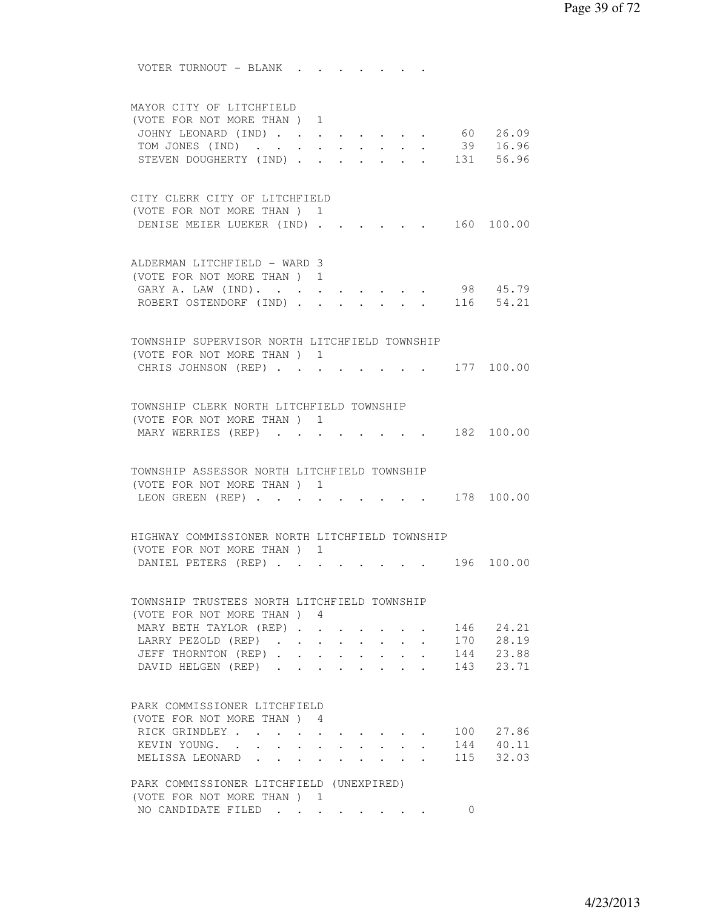VOTER TURNOUT - BLANK

MAYOR CITY OF LITCHFIELD
(VOTE FOR NOT MORE THAN ) 1

| Candidate | Votes | Percent |
|---|---|---|
| JOHNY LEONARD (IND) | 60 | 26.09 |
| TOM JONES (IND) | 39 | 16.96 |
| STEVEN DOUGHERTY (IND) | 131 | 56.96 |

CITY CLERK CITY OF LITCHFIELD
(VOTE FOR NOT MORE THAN ) 1

| Candidate | Votes | Percent |
|---|---|---|
| DENISE MEIER LUEKER (IND) | 160 | 100.00 |

ALDERMAN LITCHFIELD - WARD 3
(VOTE FOR NOT MORE THAN ) 1

| Candidate | Votes | Percent |
|---|---|---|
| GARY A. LAW (IND). | 98 | 45.79 |
| ROBERT OSTENDORF (IND) | 116 | 54.21 |

TOWNSHIP SUPERVISOR NORTH LITCHFIELD TOWNSHIP
(VOTE FOR NOT MORE THAN ) 1

| Candidate | Votes | Percent |
|---|---|---|
| CHRIS JOHNSON (REP) | 177 | 100.00 |

TOWNSHIP CLERK NORTH LITCHFIELD TOWNSHIP
(VOTE FOR NOT MORE THAN ) 1

| Candidate | Votes | Percent |
|---|---|---|
| MARY WERRIES (REP) | 182 | 100.00 |

TOWNSHIP ASSESSOR NORTH LITCHFIELD TOWNSHIP
(VOTE FOR NOT MORE THAN ) 1

| Candidate | Votes | Percent |
|---|---|---|
| LEON GREEN (REP) | 178 | 100.00 |

HIGHWAY COMMISSIONER NORTH LITCHFIELD TOWNSHIP
(VOTE FOR NOT MORE THAN ) 1

| Candidate | Votes | Percent |
|---|---|---|
| DANIEL PETERS (REP) | 196 | 100.00 |

TOWNSHIP TRUSTEES NORTH LITCHFIELD TOWNSHIP
(VOTE FOR NOT MORE THAN ) 4

| Candidate | Votes | Percent |
|---|---|---|
| MARY BETH TAYLOR (REP) | 146 | 24.21 |
| LARRY PEZOLD (REP) | 170 | 28.19 |
| JEFF THORNTON (REP) | 144 | 23.88 |
| DAVID HELGEN (REP) | 143 | 23.71 |

PARK COMMISSIONER LITCHFIELD
(VOTE FOR NOT MORE THAN ) 4

| Candidate | Votes | Percent |
|---|---|---|
| RICK GRINDLEY | 100 | 27.86 |
| KEVIN YOUNG. | 144 | 40.11 |
| MELISSA LEONARD | 115 | 32.03 |

PARK COMMISSIONER LITCHFIELD (UNEXPIRED)
(VOTE FOR NOT MORE THAN ) 1

| Candidate | Votes | Percent |
|---|---|---|
| NO CANDIDATE FILED | 0 | |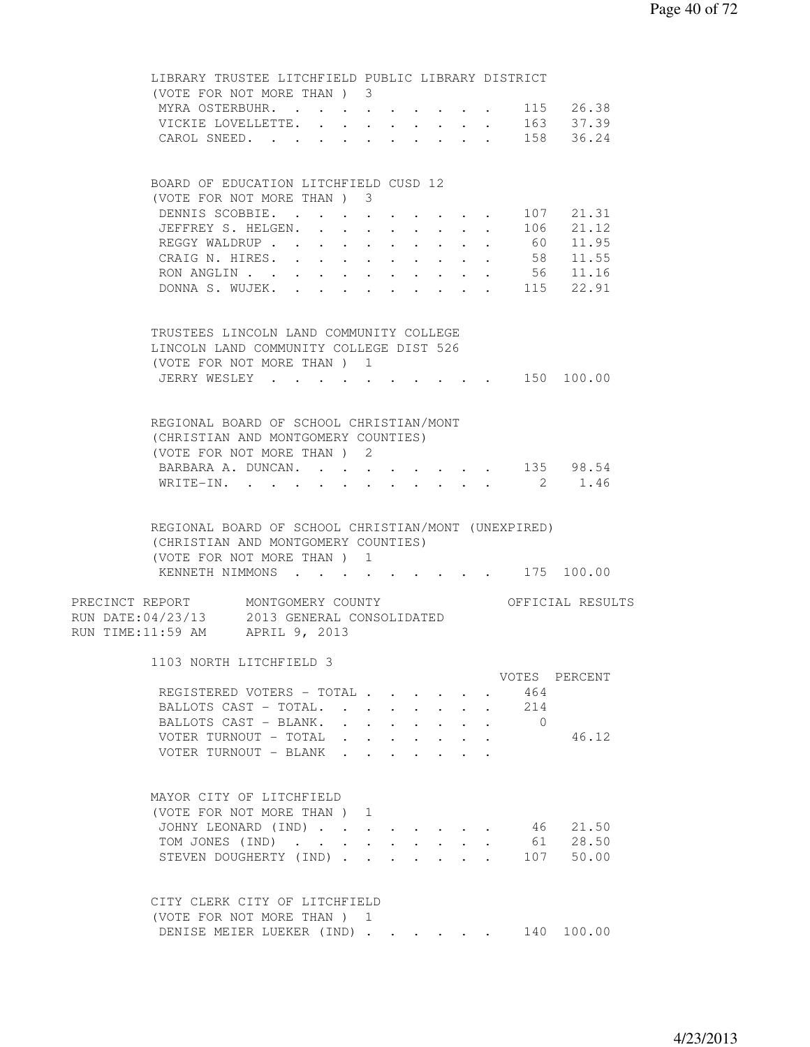LIBRARY TRUSTEE LITCHFIELD PUBLIC LIBRARY DISTRICT
(VOTE FOR NOT MORE THAN ) 3

| Candidate | Votes | Percent |
|---|---|---|
| MYRA OSTERBUHR | 115 | 26.38 |
| VICKIE LOVELLETTE | 163 | 37.39 |
| CAROL SNEED | 158 | 36.24 |

BOARD OF EDUCATION LITCHFIELD CUSD 12
(VOTE FOR NOT MORE THAN ) 3

| Candidate | Votes | Percent |
|---|---|---|
| DENNIS SCOBBIE | 107 | 21.31 |
| JEFFREY S. HELGEN | 106 | 21.12 |
| REGGY WALDRUP | 60 | 11.95 |
| CRAIG N. HIRES | 58 | 11.55 |
| RON ANGLIN | 56 | 11.16 |
| DONNA S. WUJEK | 115 | 22.91 |

TRUSTEES LINCOLN LAND COMMUNITY COLLEGE
LINCOLN LAND COMMUNITY COLLEGE DIST 526
(VOTE FOR NOT MORE THAN ) 1

| Candidate | Votes | Percent |
|---|---|---|
| JERRY WESLEY | 150 | 100.00 |

REGIONAL BOARD OF SCHOOL CHRISTIAN/MONT
(CHRISTIAN AND MONTGOMERY COUNTIES)
(VOTE FOR NOT MORE THAN ) 2

| Candidate | Votes | Percent |
|---|---|---|
| BARBARA A. DUNCAN | 135 | 98.54 |
| WRITE-IN | 2 | 1.46 |

REGIONAL BOARD OF SCHOOL CHRISTIAN/MONT (UNEXPIRED)
(CHRISTIAN AND MONTGOMERY COUNTIES)
(VOTE FOR NOT MORE THAN ) 1

| Candidate | Votes | Percent |
|---|---|---|
| KENNETH NIMMONS | 175 | 100.00 |

PRECINCT REPORT MONTGOMERY COUNTY OFFICIAL RESULTS
RUN DATE:04/23/13 2013 GENERAL CONSOLIDATED
RUN TIME:11:59 AM APRIL 9, 2013

## 1103 NORTH LITCHFIELD 3

| | VOTES | PERCENT |
|---|---|---|
| REGISTERED VOTERS - TOTAL | 464 | |
| BALLOTS CAST - TOTAL | 214 | |
| BALLOTS CAST - BLANK | 0 | |
| VOTER TURNOUT - TOTAL | | 46.12 |
| VOTER TURNOUT - BLANK | | |

MAYOR CITY OF LITCHFIELD
(VOTE FOR NOT MORE THAN ) 1

| Candidate | Votes | Percent |
|---|---|---|
| JOHNY LEONARD (IND) | 46 | 21.50 |
| TOM JONES (IND) | 61 | 28.50 |
| STEVEN DOUGHERTY (IND) | 107 | 50.00 |

CITY CLERK CITY OF LITCHFIELD
(VOTE FOR NOT MORE THAN ) 1

| Candidate | Votes | Percent |
|---|---|---|
| DENISE MEIER LUEKER (IND) | 140 | 100.00 |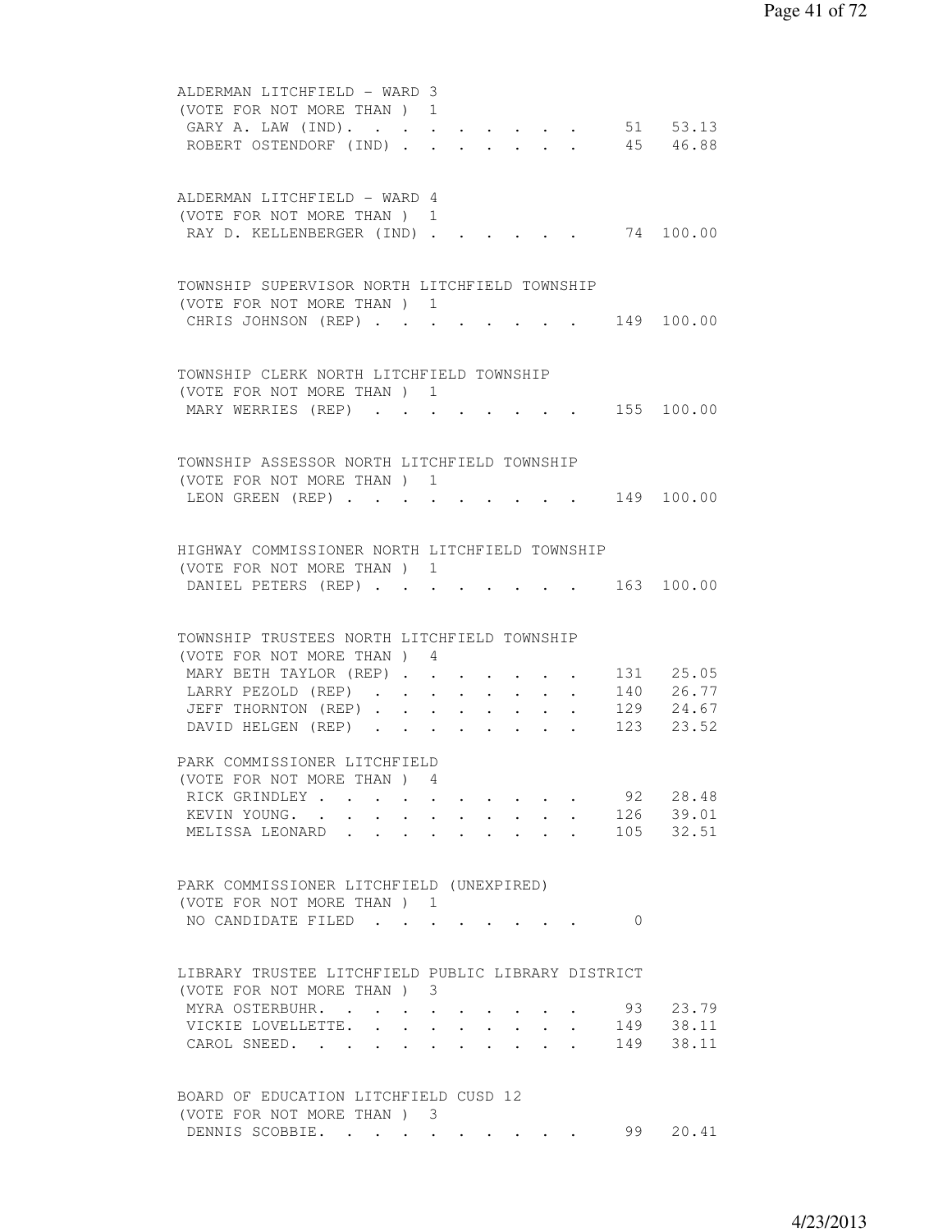ALDERMAN LITCHFIELD - WARD 3
(VOTE FOR NOT MORE THAN ) 1

| Candidate | Votes | Percent |
|---|---|---|
| GARY A. LAW (IND) | 51 | 53.13 |
| ROBERT OSTENDORF (IND) | 45 | 46.88 |

ALDERMAN LITCHFIELD - WARD 4
(VOTE FOR NOT MORE THAN ) 1

| Candidate | Votes | Percent |
|---|---|---|
| RAY D. KELLENBERGER (IND) | 74 | 100.00 |

TOWNSHIP SUPERVISOR NORTH LITCHFIELD TOWNSHIP
(VOTE FOR NOT MORE THAN ) 1

| Candidate | Votes | Percent |
|---|---|---|
| CHRIS JOHNSON (REP) | 149 | 100.00 |

TOWNSHIP CLERK NORTH LITCHFIELD TOWNSHIP
(VOTE FOR NOT MORE THAN ) 1

| Candidate | Votes | Percent |
|---|---|---|
| MARY WERRIES (REP) | 155 | 100.00 |

TOWNSHIP ASSESSOR NORTH LITCHFIELD TOWNSHIP
(VOTE FOR NOT MORE THAN ) 1

| Candidate | Votes | Percent |
|---|---|---|
| LEON GREEN (REP) | 149 | 100.00 |

HIGHWAY COMMISSIONER NORTH LITCHFIELD TOWNSHIP
(VOTE FOR NOT MORE THAN ) 1

| Candidate | Votes | Percent |
|---|---|---|
| DANIEL PETERS (REP) | 163 | 100.00 |

TOWNSHIP TRUSTEES NORTH LITCHFIELD TOWNSHIP
(VOTE FOR NOT MORE THAN ) 4

| Candidate | Votes | Percent |
|---|---|---|
| MARY BETH TAYLOR (REP) | 131 | 25.05 |
| LARRY PEZOLD (REP) | 140 | 26.77 |
| JEFF THORNTON (REP) | 129 | 24.67 |
| DAVID HELGEN (REP) | 123 | 23.52 |

PARK COMMISSIONER LITCHFIELD
(VOTE FOR NOT MORE THAN ) 4

| Candidate | Votes | Percent |
|---|---|---|
| RICK GRINDLEY | 92 | 28.48 |
| KEVIN YOUNG | 126 | 39.01 |
| MELISSA LEONARD | 105 | 32.51 |

PARK COMMISSIONER LITCHFIELD (UNEXPIRED)
(VOTE FOR NOT MORE THAN ) 1

| Candidate | Votes | Percent |
|---|---|---|
| NO CANDIDATE FILED | 0 | |

LIBRARY TRUSTEE LITCHFIELD PUBLIC LIBRARY DISTRICT
(VOTE FOR NOT MORE THAN ) 3

| Candidate | Votes | Percent |
|---|---|---|
| MYRA OSTERBUHR | 93 | 23.79 |
| VICKIE LOVELLETTE | 149 | 38.11 |
| CAROL SNEED | 149 | 38.11 |

BOARD OF EDUCATION LITCHFIELD CUSD 12
(VOTE FOR NOT MORE THAN ) 3

| Candidate | Votes | Percent |
|---|---|---|
| DENNIS SCOBBIE | 99 | 20.41 |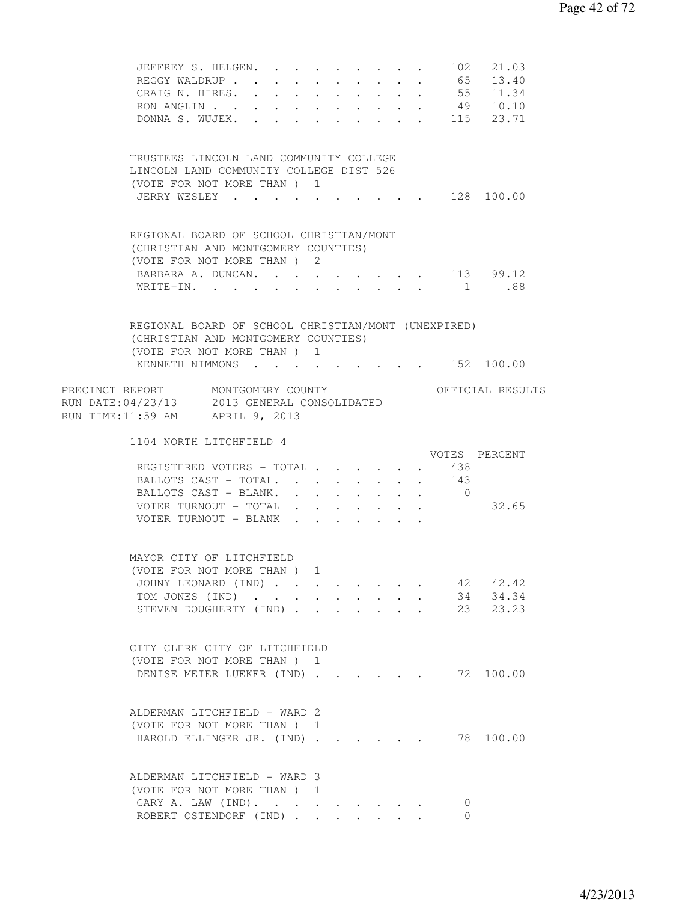| Candidate | Votes | Percent |
|---|---|---|
| JEFFREY S. HELGEN | 102 | 21.03 |
| REGGY WALDRUP | 65 | 13.40 |
| CRAIG N. HIRES | 55 | 11.34 |
| RON ANGLIN | 49 | 10.10 |
| DONNA S. WUJEK | 115 | 23.71 |

TRUSTEES LINCOLN LAND COMMUNITY COLLEGE
LINCOLN LAND COMMUNITY COLLEGE DIST 526
(VOTE FOR NOT MORE THAN ) 1

| Candidate | Votes | Percent |
|---|---|---|
| JERRY WESLEY | 128 | 100.00 |

REGIONAL BOARD OF SCHOOL CHRISTIAN/MONT
(CHRISTIAN AND MONTGOMERY COUNTIES)
(VOTE FOR NOT MORE THAN ) 2

| Candidate | Votes | Percent |
|---|---|---|
| BARBARA A. DUNCAN | 113 | 99.12 |
| WRITE-IN | 1 | .88 |

REGIONAL BOARD OF SCHOOL CHRISTIAN/MONT (UNEXPIRED)
(CHRISTIAN AND MONTGOMERY COUNTIES)
(VOTE FOR NOT MORE THAN ) 1

| Candidate | Votes | Percent |
|---|---|---|
| KENNETH NIMMONS | 152 | 100.00 |

PRECINCT REPORT MONTGOMERY COUNTY OFFICIAL RESULTS
RUN DATE:04/23/13 2013 GENERAL CONSOLIDATED
RUN TIME:11:59 AM APRIL 9, 2013

1104 NORTH LITCHFIELD 4

| | Votes | Percent |
|---|---|---|
| REGISTERED VOTERS - TOTAL | 438 | |
| BALLOTS CAST - TOTAL | 143 | |
| BALLOTS CAST - BLANK | 0 | |
| VOTER TURNOUT - TOTAL | | 32.65 |
| VOTER TURNOUT - BLANK | | |

MAYOR CITY OF LITCHFIELD
(VOTE FOR NOT MORE THAN ) 1

| Candidate | Votes | Percent |
|---|---|---|
| JOHNY LEONARD (IND) | 42 | 42.42 |
| TOM JONES (IND) | 34 | 34.34 |
| STEVEN DOUGHERTY (IND) | 23 | 23.23 |

CITY CLERK CITY OF LITCHFIELD
(VOTE FOR NOT MORE THAN ) 1

| Candidate | Votes | Percent |
|---|---|---|
| DENISE MEIER LUEKER (IND) | 72 | 100.00 |

ALDERMAN LITCHFIELD - WARD 2
(VOTE FOR NOT MORE THAN ) 1

| Candidate | Votes | Percent |
|---|---|---|
| HAROLD ELLINGER JR. (IND) | 78 | 100.00 |

ALDERMAN LITCHFIELD - WARD 3
(VOTE FOR NOT MORE THAN ) 1

| Candidate | Votes | Percent |
|---|---|---|
| GARY A. LAW (IND) | 0 | |
| ROBERT OSTENDORF (IND) | 0 | |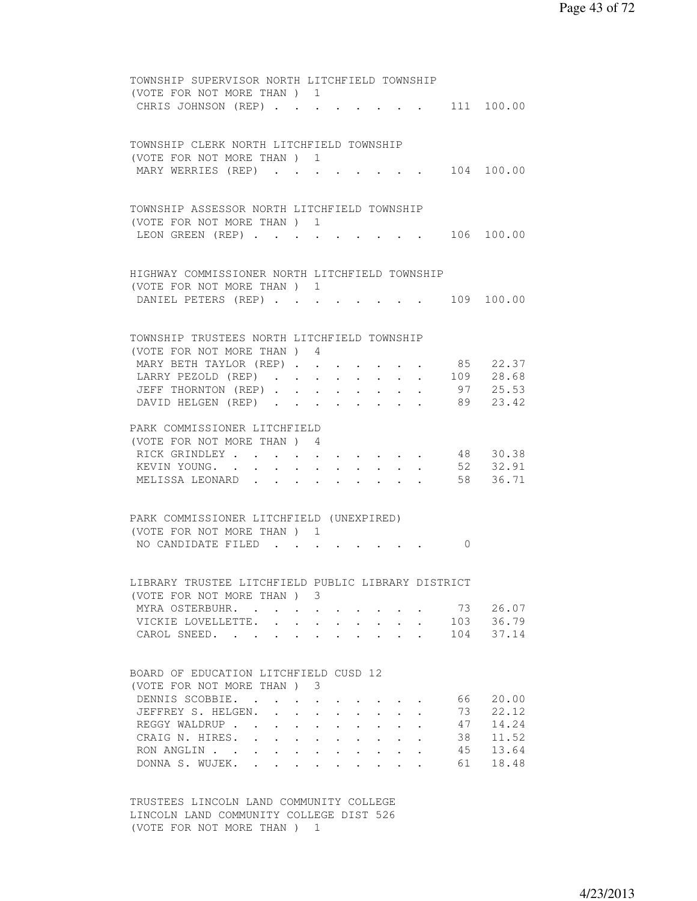TOWNSHIP SUPERVISOR NORTH LITCHFIELD TOWNSHIP
(VOTE FOR NOT MORE THAN ) 1

| Candidate | Votes | Percent |
|---|---|---|
| CHRIS JOHNSON (REP) | 111 | 100.00 |

TOWNSHIP CLERK NORTH LITCHFIELD TOWNSHIP
(VOTE FOR NOT MORE THAN ) 1

| Candidate | Votes | Percent |
|---|---|---|
| MARY WERRIES (REP) | 104 | 100.00 |

TOWNSHIP ASSESSOR NORTH LITCHFIELD TOWNSHIP
(VOTE FOR NOT MORE THAN ) 1

| Candidate | Votes | Percent |
|---|---|---|
| LEON GREEN (REP) | 106 | 100.00 |

HIGHWAY COMMISSIONER NORTH LITCHFIELD TOWNSHIP
(VOTE FOR NOT MORE THAN ) 1

| Candidate | Votes | Percent |
|---|---|---|
| DANIEL PETERS (REP) | 109 | 100.00 |

TOWNSHIP TRUSTEES NORTH LITCHFIELD TOWNSHIP
(VOTE FOR NOT MORE THAN ) 4

| Candidate | Votes | Percent |
|---|---|---|
| MARY BETH TAYLOR (REP) | 85 | 22.37 |
| LARRY PEZOLD (REP) | 109 | 28.68 |
| JEFF THORNTON (REP) | 97 | 25.53 |
| DAVID HELGEN (REP) | 89 | 23.42 |

PARK COMMISSIONER LITCHFIELD
(VOTE FOR NOT MORE THAN ) 4

| Candidate | Votes | Percent |
|---|---|---|
| RICK GRINDLEY | 48 | 30.38 |
| KEVIN YOUNG. | 52 | 32.91 |
| MELISSA LEONARD | 58 | 36.71 |

PARK COMMISSIONER LITCHFIELD (UNEXPIRED)
(VOTE FOR NOT MORE THAN ) 1

| Candidate | Votes | Percent |
|---|---|---|
| NO CANDIDATE FILED | 0 | |

LIBRARY TRUSTEE LITCHFIELD PUBLIC LIBRARY DISTRICT
(VOTE FOR NOT MORE THAN ) 3

| Candidate | Votes | Percent |
|---|---|---|
| MYRA OSTERBUHR. | 73 | 26.07 |
| VICKIE LOVELLETTE. | 103 | 36.79 |
| CAROL SNEED. | 104 | 37.14 |

BOARD OF EDUCATION LITCHFIELD CUSD 12
(VOTE FOR NOT MORE THAN ) 3

| Candidate | Votes | Percent |
|---|---|---|
| DENNIS SCOBBIE. | 66 | 20.00 |
| JEFFREY S. HELGEN. | 73 | 22.12 |
| REGGY WALDRUP | 47 | 14.24 |
| CRAIG N. HIRES. | 38 | 11.52 |
| RON ANGLIN | 45 | 13.64 |
| DONNA S. WUJEK. | 61 | 18.48 |

TRUSTEES LINCOLN LAND COMMUNITY COLLEGE
LINCOLN LAND COMMUNITY COLLEGE DIST 526
(VOTE FOR NOT MORE THAN ) 1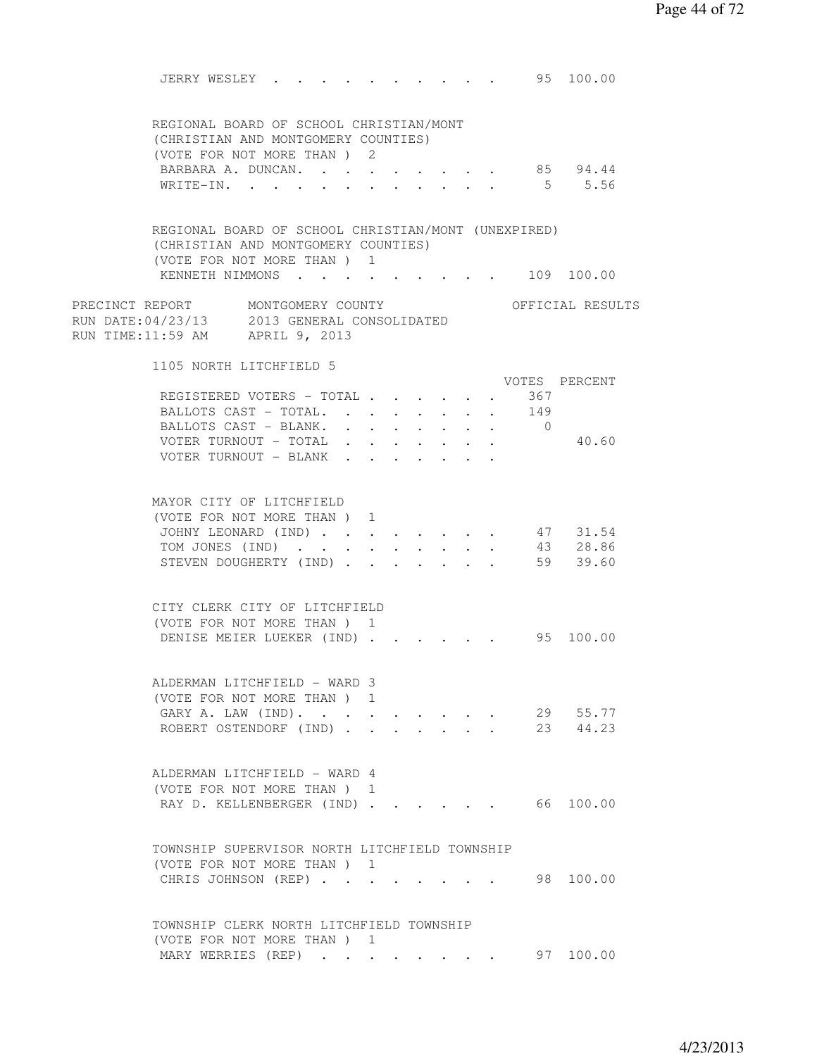JERRY WESLEY . . . . . . . . . . . 95 100.00

REGIONAL BOARD OF SCHOOL CHRISTIAN/MONT
(CHRISTIAN AND MONTGOMERY COUNTIES)
(VOTE FOR NOT MORE THAN ) 2

| Candidate | Votes | Percent |
|---|---|---|
| BARBARA A. DUNCAN. | 85 | 94.44 |
| WRITE-IN. | 5 | 5.56 |

REGIONAL BOARD OF SCHOOL CHRISTIAN/MONT (UNEXPIRED)
(CHRISTIAN AND MONTGOMERY COUNTIES)
(VOTE FOR NOT MORE THAN ) 1

| Candidate | Votes | Percent |
|---|---|---|
| KENNETH NIMMONS | 109 | 100.00 |

PRECINCT REPORT MONTGOMERY COUNTY OFFICIAL RESULTS
RUN DATE:04/23/13 2013 GENERAL CONSOLIDATED
RUN TIME:11:59 AM APRIL 9, 2013

## 1105 NORTH LITCHFIELD 5

| | VOTES | PERCENT |
|---|---|---|
| REGISTERED VOTERS - TOTAL | 367 | |
| BALLOTS CAST - TOTAL. | 149 | |
| BALLOTS CAST - BLANK. | 0 | |
| VOTER TURNOUT - TOTAL | | 40.60 |
| VOTER TURNOUT - BLANK | | |

MAYOR CITY OF LITCHFIELD
(VOTE FOR NOT MORE THAN ) 1

| Candidate | Votes | Percent |
|---|---|---|
| JOHNY LEONARD (IND) | 47 | 31.54 |
| TOM JONES (IND) | 43 | 28.86 |
| STEVEN DOUGHERTY (IND) | 59 | 39.60 |

CITY CLERK CITY OF LITCHFIELD
(VOTE FOR NOT MORE THAN ) 1

| Candidate | Votes | Percent |
|---|---|---|
| DENISE MEIER LUEKER (IND) | 95 | 100.00 |

ALDERMAN LITCHFIELD - WARD 3
(VOTE FOR NOT MORE THAN ) 1

| Candidate | Votes | Percent |
|---|---|---|
| GARY A. LAW (IND). | 29 | 55.77 |
| ROBERT OSTENDORF (IND) | 23 | 44.23 |

ALDERMAN LITCHFIELD - WARD 4
(VOTE FOR NOT MORE THAN ) 1

| Candidate | Votes | Percent |
|---|---|---|
| RAY D. KELLENBERGER (IND) | 66 | 100.00 |

TOWNSHIP SUPERVISOR NORTH LITCHFIELD TOWNSHIP
(VOTE FOR NOT MORE THAN ) 1

| Candidate | Votes | Percent |
|---|---|---|
| CHRIS JOHNSON (REP) | 98 | 100.00 |

TOWNSHIP CLERK NORTH LITCHFIELD TOWNSHIP
(VOTE FOR NOT MORE THAN ) 1

| Candidate | Votes | Percent |
|---|---|---|
| MARY WERRIES (REP) | 97 | 100.00 |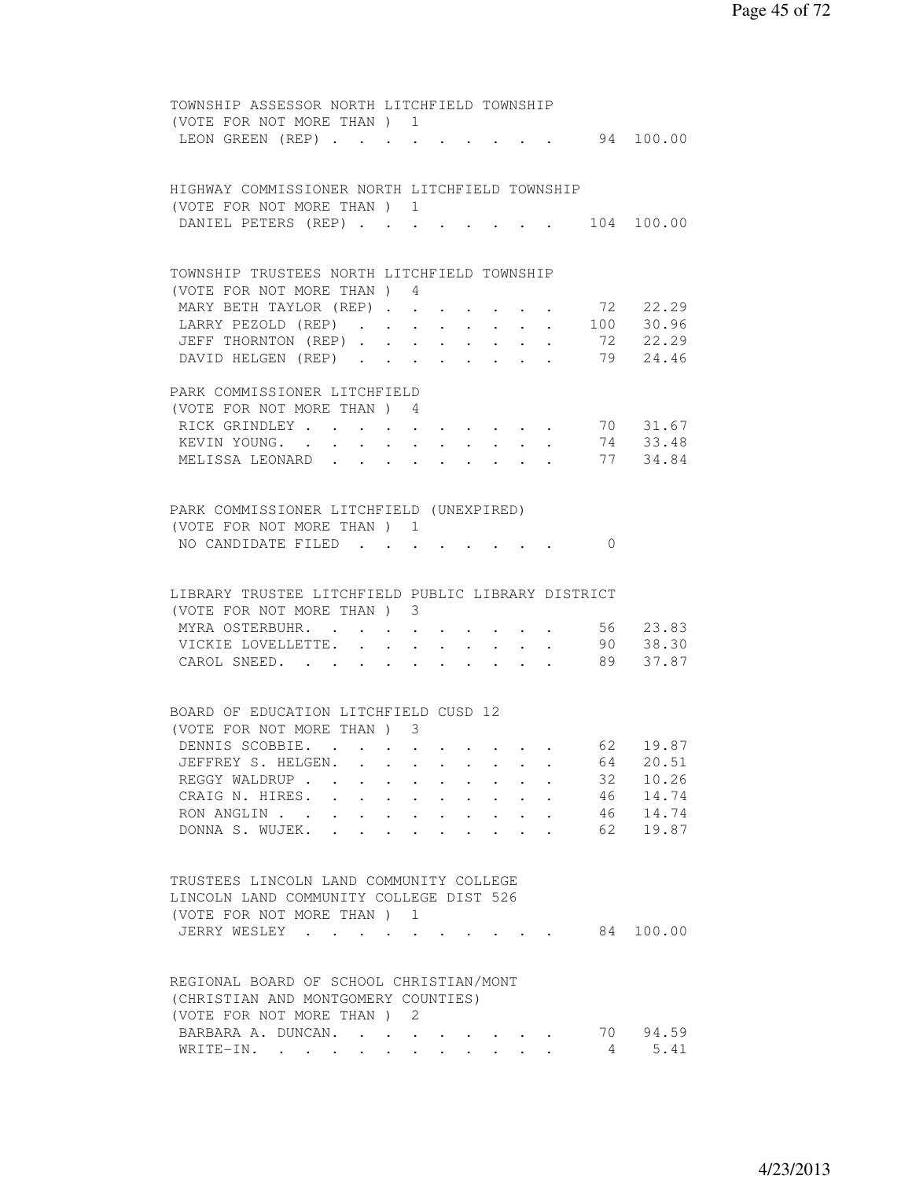TOWNSHIP ASSESSOR NORTH LITCHFIELD TOWNSHIP
(VOTE FOR NOT MORE THAN ) 1

| | | |
|---|---|---|
| LEON GREEN (REP) | 94 | 100.00 |

HIGHWAY COMMISSIONER NORTH LITCHFIELD TOWNSHIP
(VOTE FOR NOT MORE THAN ) 1

| | | |
|---|---|---|
| DANIEL PETERS (REP) | 104 | 100.00 |

TOWNSHIP TRUSTEES NORTH LITCHFIELD TOWNSHIP
(VOTE FOR NOT MORE THAN ) 4

| | | |
|---|---|---|
| MARY BETH TAYLOR (REP) | 72 | 22.29 |
| LARRY PEZOLD (REP) | 100 | 30.96 |
| JEFF THORNTON (REP) | 72 | 22.29 |
| DAVID HELGEN (REP) | 79 | 24.46 |

PARK COMMISSIONER LITCHFIELD
(VOTE FOR NOT MORE THAN ) 4

| | | |
|---|---|---|
| RICK GRINDLEY | 70 | 31.67 |
| KEVIN YOUNG. | 74 | 33.48 |
| MELISSA LEONARD | 77 | 34.84 |

PARK COMMISSIONER LITCHFIELD (UNEXPIRED)
(VOTE FOR NOT MORE THAN ) 1

| | | |
|---|---|---|
| NO CANDIDATE FILED | 0 | |

LIBRARY TRUSTEE LITCHFIELD PUBLIC LIBRARY DISTRICT
(VOTE FOR NOT MORE THAN ) 3

| | | |
|---|---|---|
| MYRA OSTERBUHR. | 56 | 23.83 |
| VICKIE LOVELLETTE. | 90 | 38.30 |
| CAROL SNEED. | 89 | 37.87 |

BOARD OF EDUCATION LITCHFIELD CUSD 12
(VOTE FOR NOT MORE THAN ) 3

| | | |
|---|---|---|
| DENNIS SCOBBIE. | 62 | 19.87 |
| JEFFREY S. HELGEN. | 64 | 20.51 |
| REGGY WALDRUP | 32 | 10.26 |
| CRAIG N. HIRES. | 46 | 14.74 |
| RON ANGLIN | 46 | 14.74 |
| DONNA S. WUJEK. | 62 | 19.87 |

TRUSTEES LINCOLN LAND COMMUNITY COLLEGE
LINCOLN LAND COMMUNITY COLLEGE DIST 526
(VOTE FOR NOT MORE THAN ) 1

| | | |
|---|---|---|
| JERRY WESLEY | 84 | 100.00 |

REGIONAL BOARD OF SCHOOL CHRISTIAN/MONT
(CHRISTIAN AND MONTGOMERY COUNTIES)
(VOTE FOR NOT MORE THAN ) 2

| | | |
|---|---|---|
| BARBARA A. DUNCAN. | 70 | 94.59 |
| WRITE-IN. | 4 | 5.41 |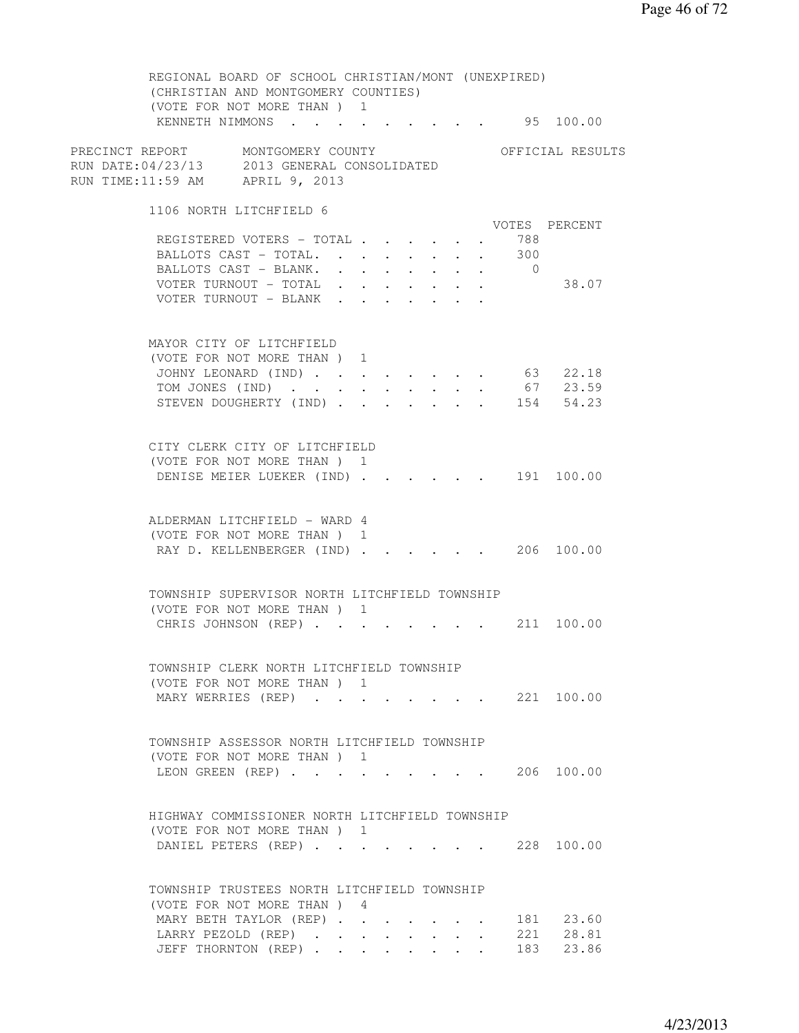REGIONAL BOARD OF SCHOOL CHRISTIAN/MONT (UNEXPIRED)
(CHRISTIAN AND MONTGOMERY COUNTIES)
(VOTE FOR NOT MORE THAN ) 1

| | | |
|---|---|---|
| KENNETH NIMMONS | 95 | 100.00 |

PRECINCT REPORT MONTGOMERY COUNTY OFFICIAL RESULTS
RUN DATE:04/23/13 2013 GENERAL CONSOLIDATED
RUN TIME:11:59 AM APRIL 9, 2013

## 1106 NORTH LITCHFIELD 6

| | VOTES | PERCENT |
|---|---|---|
| REGISTERED VOTERS - TOTAL | 788 | |
| BALLOTS CAST - TOTAL. | 300 | |
| BALLOTS CAST - BLANK. | 0 | |
| VOTER TURNOUT - TOTAL | | 38.07 |
| VOTER TURNOUT - BLANK | | |

MAYOR CITY OF LITCHFIELD
(VOTE FOR NOT MORE THAN ) 1

| | | |
|---|---|---|
| JOHNY LEONARD (IND) | 63 | 22.18 |
| TOM JONES (IND) | 67 | 23.59 |
| STEVEN DOUGHERTY (IND) | 154 | 54.23 |

CITY CLERK CITY OF LITCHFIELD
(VOTE FOR NOT MORE THAN ) 1

| | | |
|---|---|---|
| DENISE MEIER LUEKER (IND) | 191 | 100.00 |

ALDERMAN LITCHFIELD - WARD 4
(VOTE FOR NOT MORE THAN ) 1

| | | |
|---|---|---|
| RAY D. KELLENBERGER (IND) | 206 | 100.00 |

TOWNSHIP SUPERVISOR NORTH LITCHFIELD TOWNSHIP
(VOTE FOR NOT MORE THAN ) 1

| | | |
|---|---|---|
| CHRIS JOHNSON (REP) | 211 | 100.00 |

TOWNSHIP CLERK NORTH LITCHFIELD TOWNSHIP
(VOTE FOR NOT MORE THAN ) 1

| | | |
|---|---|---|
| MARY WERRIES (REP) | 221 | 100.00 |

TOWNSHIP ASSESSOR NORTH LITCHFIELD TOWNSHIP
(VOTE FOR NOT MORE THAN ) 1

| | | |
|---|---|---|
| LEON GREEN (REP) | 206 | 100.00 |

HIGHWAY COMMISSIONER NORTH LITCHFIELD TOWNSHIP
(VOTE FOR NOT MORE THAN ) 1

| | | |
|---|---|---|
| DANIEL PETERS (REP) | 228 | 100.00 |

TOWNSHIP TRUSTEES NORTH LITCHFIELD TOWNSHIP
(VOTE FOR NOT MORE THAN ) 4

| | | |
|---|---|---|
| MARY BETH TAYLOR (REP) | 181 | 23.60 |
| LARRY PEZOLD (REP) | 221 | 28.81 |
| JEFF THORNTON (REP) | 183 | 23.86 |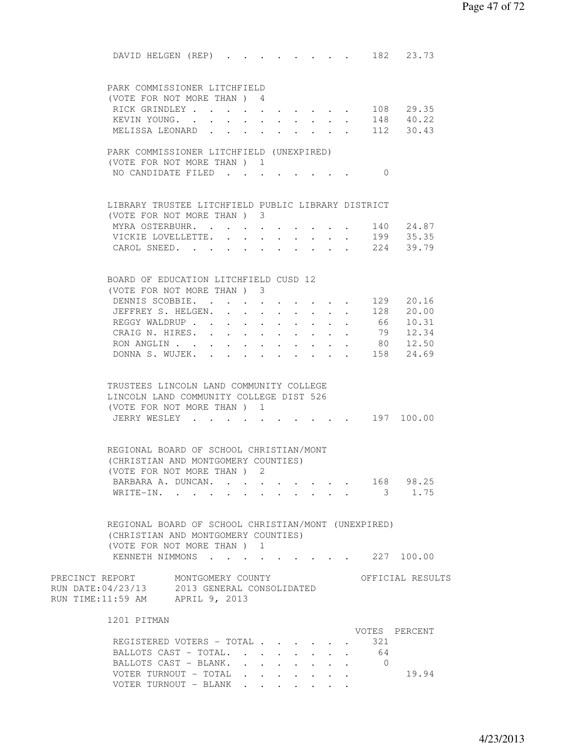DAVID HELGEN (REP) . . . . . . . . . 182 23.73

PARK COMMISSIONER LITCHFIELD
(VOTE FOR NOT MORE THAN ) 4

| | VOTES | PERCENT |
|---|---|---|
| RICK GRINDLEY | 108 | 29.35 |
| KEVIN YOUNG. | 148 | 40.22 |
| MELISSA LEONARD | 112 | 30.43 |

PARK COMMISSIONER LITCHFIELD (UNEXPIRED)
(VOTE FOR NOT MORE THAN ) 1

| | VOTES | PERCENT |
|---|---|---|
| NO CANDIDATE FILED | 0 | |

LIBRARY TRUSTEE LITCHFIELD PUBLIC LIBRARY DISTRICT
(VOTE FOR NOT MORE THAN ) 3

| | VOTES | PERCENT |
|---|---|---|
| MYRA OSTERBUHR. | 140 | 24.87 |
| VICKIE LOVELLETTE. | 199 | 35.35 |
| CAROL SNEED. | 224 | 39.79 |

BOARD OF EDUCATION LITCHFIELD CUSD 12
(VOTE FOR NOT MORE THAN ) 3

| | VOTES | PERCENT |
|---|---|---|
| DENNIS SCOBBIE. | 129 | 20.16 |
| JEFFREY S. HELGEN. | 128 | 20.00 |
| REGGY WALDRUP | 66 | 10.31 |
| CRAIG N. HIRES. | 79 | 12.34 |
| RON ANGLIN | 80 | 12.50 |
| DONNA S. WUJEK. | 158 | 24.69 |

TRUSTEES LINCOLN LAND COMMUNITY COLLEGE
LINCOLN LAND COMMUNITY COLLEGE DIST 526
(VOTE FOR NOT MORE THAN ) 1

| | VOTES | PERCENT |
|---|---|---|
| JERRY WESLEY | 197 | 100.00 |

REGIONAL BOARD OF SCHOOL CHRISTIAN/MONT
(CHRISTIAN AND MONTGOMERY COUNTIES)
(VOTE FOR NOT MORE THAN ) 2

| | VOTES | PERCENT |
|---|---|---|
| BARBARA A. DUNCAN. | 168 | 98.25 |
| WRITE-IN. | 3 | 1.75 |

REGIONAL BOARD OF SCHOOL CHRISTIAN/MONT (UNEXPIRED)
(CHRISTIAN AND MONTGOMERY COUNTIES)
(VOTE FOR NOT MORE THAN ) 1

| | VOTES | PERCENT |
|---|---|---|
| KENNETH NIMMONS | 227 | 100.00 |

PRECINCT REPORT MONTGOMERY COUNTY OFFICIAL RESULTS
RUN DATE:04/23/13 2013 GENERAL CONSOLIDATED
RUN TIME:11:59 AM APRIL 9, 2013

## 1201 PITMAN

| | VOTES | PERCENT |
|---|---|---|
| REGISTERED VOTERS - TOTAL | 321 | |
| BALLOTS CAST - TOTAL. | 64 | |
| BALLOTS CAST - BLANK. | 0 | |
| VOTER TURNOUT - TOTAL | | 19.94 |
| VOTER TURNOUT - BLANK | | |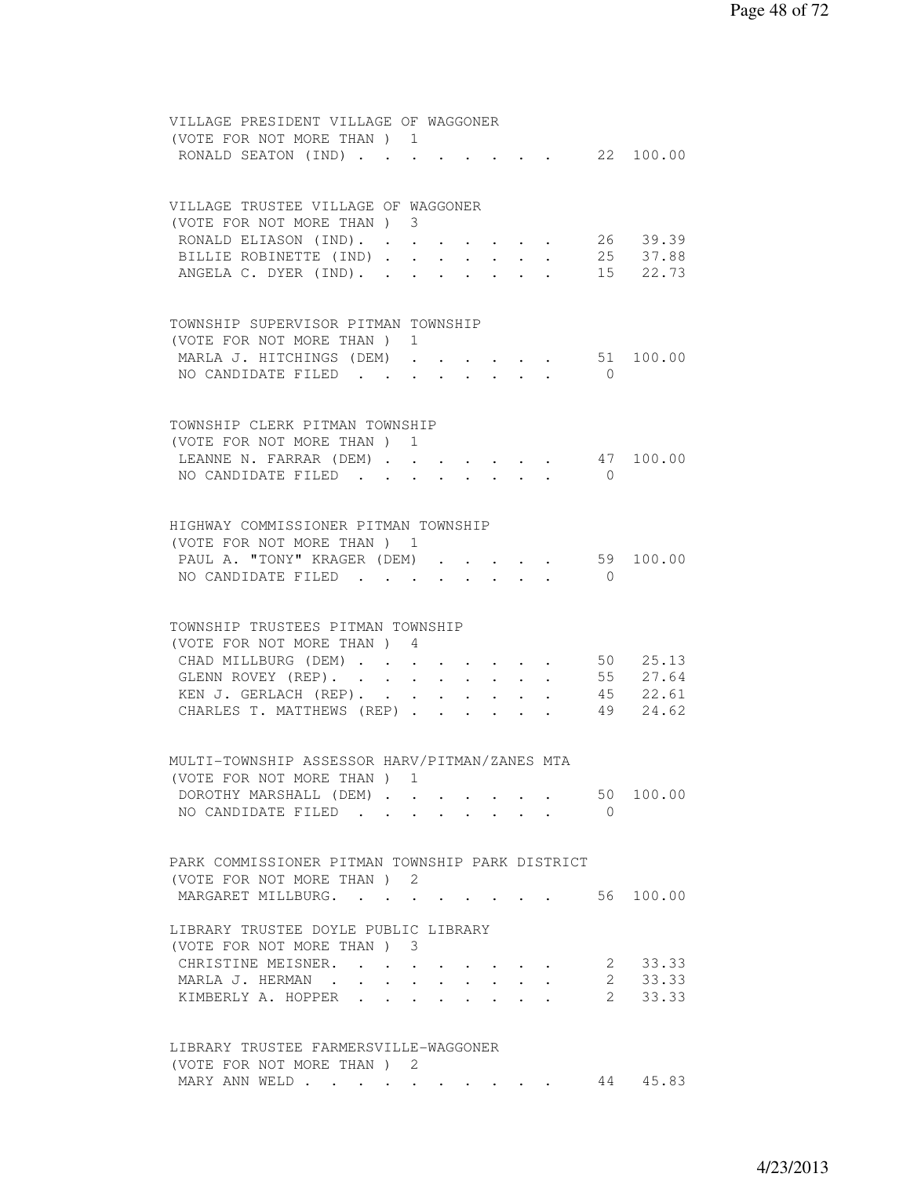VILLAGE PRESIDENT VILLAGE OF WAGGONER
(VOTE FOR NOT MORE THAN ) 1

| | | |
|---|---|---|
| RONALD SEATON (IND) | 22 | 100.00 |

VILLAGE TRUSTEE VILLAGE OF WAGGONER
(VOTE FOR NOT MORE THAN ) 3

| | | |
|---|---|---|
| RONALD ELIASON (IND) | 26 | 39.39 |
| BILLIE ROBINETTE (IND) | 25 | 37.88 |
| ANGELA C. DYER (IND) | 15 | 22.73 |

TOWNSHIP SUPERVISOR PITMAN TOWNSHIP
(VOTE FOR NOT MORE THAN ) 1

| | | |
|---|---|---|
| MARLA J. HITCHINGS (DEM) | 51 | 100.00 |
| NO CANDIDATE FILED | 0 | |

TOWNSHIP CLERK PITMAN TOWNSHIP
(VOTE FOR NOT MORE THAN ) 1

| | | |
|---|---|---|
| LEANNE N. FARRAR (DEM) | 47 | 100.00 |
| NO CANDIDATE FILED | 0 | |

HIGHWAY COMMISSIONER PITMAN TOWNSHIP
(VOTE FOR NOT MORE THAN ) 1

| | | |
|---|---|---|
| PAUL A. "TONY" KRAGER (DEM) | 59 | 100.00 |
| NO CANDIDATE FILED | 0 | |

TOWNSHIP TRUSTEES PITMAN TOWNSHIP
(VOTE FOR NOT MORE THAN ) 4

| | | |
|---|---|---|
| CHAD MILLBURG (DEM) | 50 | 25.13 |
| GLENN ROVEY (REP) | 55 | 27.64 |
| KEN J. GERLACH (REP) | 45 | 22.61 |
| CHARLES T. MATTHEWS (REP) | 49 | 24.62 |

MULTI-TOWNSHIP ASSESSOR HARV/PITMAN/ZANES MTA
(VOTE FOR NOT MORE THAN ) 1

| | | |
|---|---|---|
| DOROTHY MARSHALL (DEM) | 50 | 100.00 |
| NO CANDIDATE FILED | 0 | |

PARK COMMISSIONER PITMAN TOWNSHIP PARK DISTRICT
(VOTE FOR NOT MORE THAN ) 2

| | | |
|---|---|---|
| MARGARET MILLBURG. | 56 | 100.00 |

LIBRARY TRUSTEE DOYLE PUBLIC LIBRARY
(VOTE FOR NOT MORE THAN ) 3

| | | |
|---|---|---|
| CHRISTINE MEISNER. | 2 | 33.33 |
| MARLA J. HERMAN | 2 | 33.33 |
| KIMBERLY A. HOPPER | 2 | 33.33 |

LIBRARY TRUSTEE FARMERSVILLE-WAGGONER
(VOTE FOR NOT MORE THAN ) 2

| | | |
|---|---|---|
| MARY ANN WELD | 44 | 45.83 |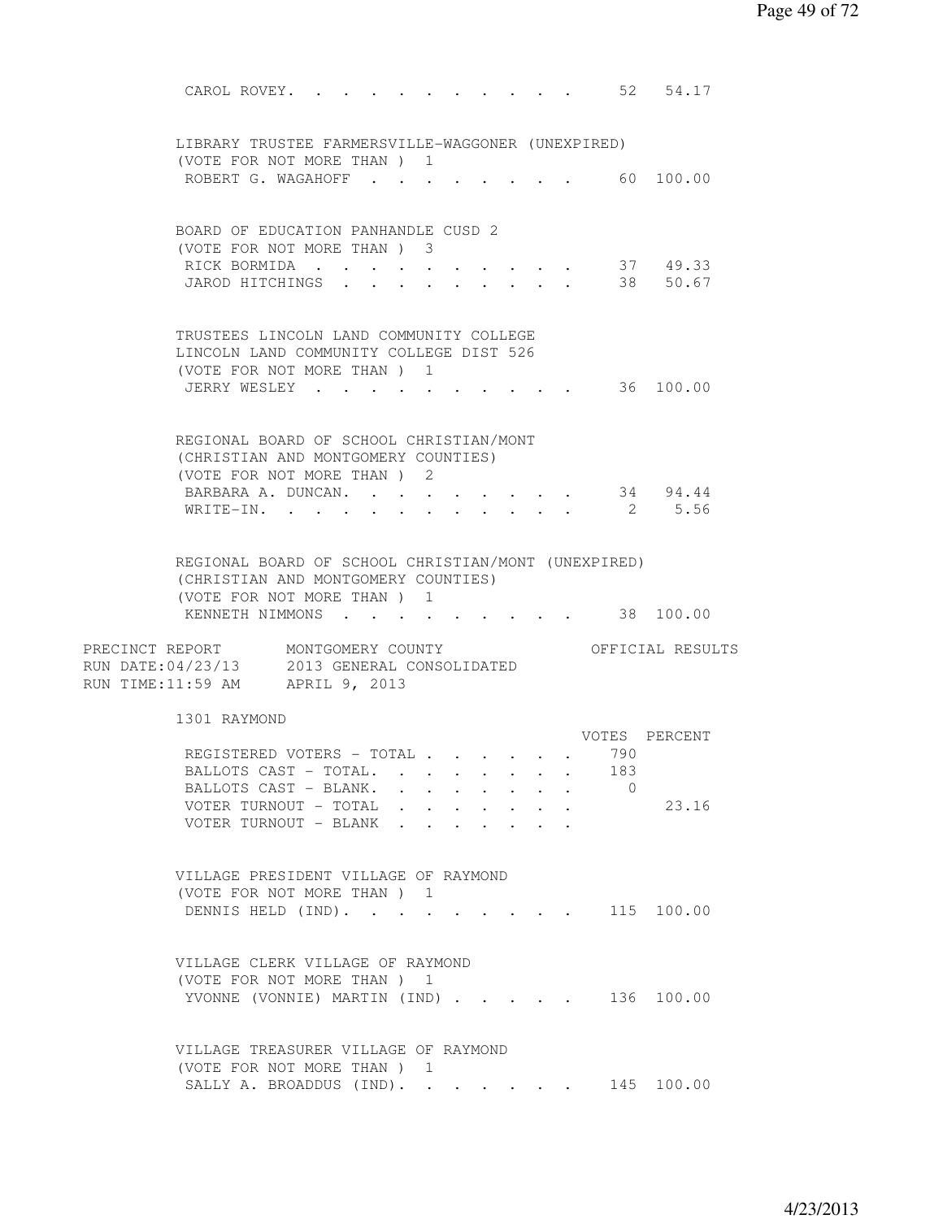| | | |
|---|---|---|
| CAROL ROVEY. . . . . . . . . . . . | 52 | 54.17 |

LIBRARY TRUSTEE FARMERSVILLE-WAGGONER (UNEXPIRED)
(VOTE FOR NOT MORE THAN ) 1

| | | |
|---|---|---|
| ROBERT G. WAGAHOFF . . . . . . . . . | 60 | 100.00 |

BOARD OF EDUCATION PANHANDLE CUSD 2
(VOTE FOR NOT MORE THAN ) 3

| | | |
|---|---|---|
| RICK BORMIDA . . . . . . . . . . . | 37 | 49.33 |
| JAROD HITCHINGS . . . . . . . . . . | 38 | 50.67 |

TRUSTEES LINCOLN LAND COMMUNITY COLLEGE
LINCOLN LAND COMMUNITY COLLEGE DIST 526
(VOTE FOR NOT MORE THAN ) 1

| | | |
|---|---|---|
| JERRY WESLEY . . . . . . . . . . . | 36 | 100.00 |

REGIONAL BOARD OF SCHOOL CHRISTIAN/MONT
(CHRISTIAN AND MONTGOMERY COUNTIES)
(VOTE FOR NOT MORE THAN ) 2

| | | |
|---|---|---|
| BARBARA A. DUNCAN. . . . . . . . . . | 34 | 94.44 |
| WRITE-IN. . . . . . . . . . . . . | 2 | 5.56 |

REGIONAL BOARD OF SCHOOL CHRISTIAN/MONT (UNEXPIRED)
(CHRISTIAN AND MONTGOMERY COUNTIES)
(VOTE FOR NOT MORE THAN ) 1

| | | |
|---|---|---|
| KENNETH NIMMONS . . . . . . . . . . | 38 | 100.00 |

PRECINCT REPORT MONTGOMERY COUNTY OFFICIAL RESULTS
RUN DATE:04/23/13 2013 GENERAL CONSOLIDATED
RUN TIME:11:59 AM APRIL 9, 2013

1301 RAYMOND

| | VOTES | PERCENT |
|---|---|---|
| REGISTERED VOTERS - TOTAL . . . . . . | 790 | |
| BALLOTS CAST - TOTAL. . . . . . . . | 183 | |
| BALLOTS CAST - BLANK. . . . . . . . | 0 | |
| VOTER TURNOUT - TOTAL . . . . . . . | | 23.16 |
| VOTER TURNOUT - BLANK . . . . . . . | | |

VILLAGE PRESIDENT VILLAGE OF RAYMOND
(VOTE FOR NOT MORE THAN ) 1

| | | |
|---|---|---|
| DENNIS HELD (IND). . . . . . . . . . | 115 | 100.00 |

VILLAGE CLERK VILLAGE OF RAYMOND
(VOTE FOR NOT MORE THAN ) 1

| | | |
|---|---|---|
| YVONNE (VONNIE) MARTIN (IND) . . . . . | 136 | 100.00 |

VILLAGE TREASURER VILLAGE OF RAYMOND
(VOTE FOR NOT MORE THAN ) 1

| | | |
|---|---|---|
| SALLY A. BROADDUS (IND). . . . . . . | 145 | 100.00 |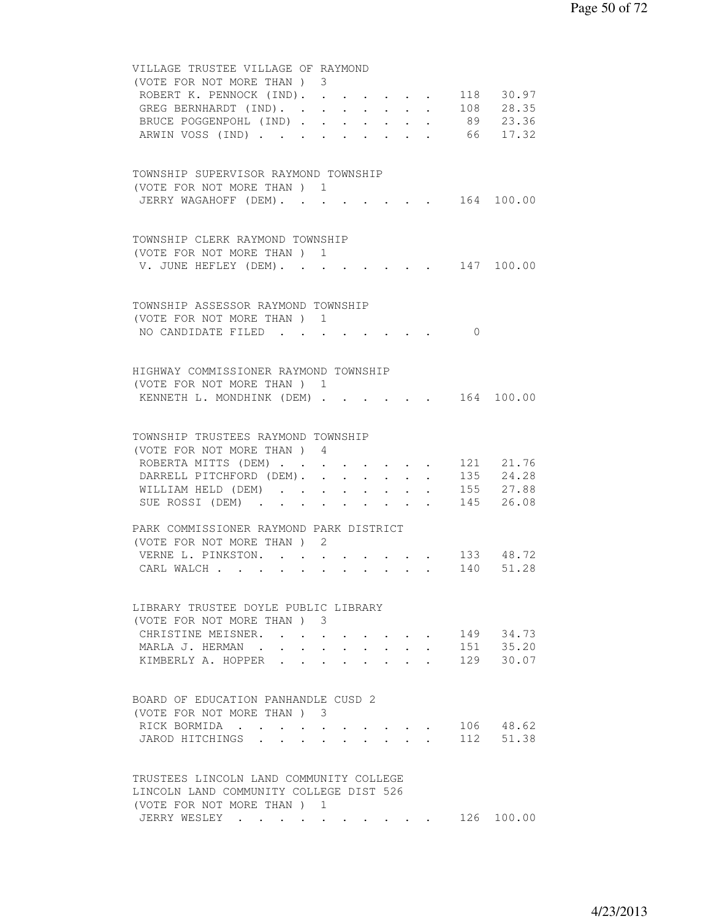## VILLAGE TRUSTEE VILLAGE OF RAYMOND

(VOTE FOR NOT MORE THAN ) 3

| Candidate | Votes | Percent |
|---|---|---|
| ROBERT K. PENNOCK (IND). | 118 | 30.97 |
| GREG BERNHARDT (IND). | 108 | 28.35 |
| BRUCE POGGENPOHL (IND) | 89 | 23.36 |
| ARWIN VOSS (IND) | 66 | 17.32 |

## TOWNSHIP SUPERVISOR RAYMOND TOWNSHIP

(VOTE FOR NOT MORE THAN ) 1

| Candidate | Votes | Percent |
|---|---|---|
| JERRY WAGAHOFF (DEM). | 164 | 100.00 |

## TOWNSHIP CLERK RAYMOND TOWNSHIP

(VOTE FOR NOT MORE THAN ) 1

| Candidate | Votes | Percent |
|---|---|---|
| V. JUNE HEFLEY (DEM). | 147 | 100.00 |

## TOWNSHIP ASSESSOR RAYMOND TOWNSHIP

(VOTE FOR NOT MORE THAN ) 1

| Candidate | Votes | Percent |
|---|---|---|
| NO CANDIDATE FILED | 0 | |

## HIGHWAY COMMISSIONER RAYMOND TOWNSHIP

(VOTE FOR NOT MORE THAN ) 1

| Candidate | Votes | Percent |
|---|---|---|
| KENNETH L. MONDHINK (DEM) | 164 | 100.00 |

## TOWNSHIP TRUSTEES RAYMOND TOWNSHIP

(VOTE FOR NOT MORE THAN ) 4

| Candidate | Votes | Percent |
|---|---|---|
| ROBERTA MITTS (DEM) | 121 | 21.76 |
| DARRELL PITCHFORD (DEM). | 135 | 24.28 |
| WILLIAM HELD (DEM) | 155 | 27.88 |
| SUE ROSSI (DEM) | 145 | 26.08 |

## PARK COMMISSIONER RAYMOND PARK DISTRICT

(VOTE FOR NOT MORE THAN ) 2

| Candidate | Votes | Percent |
|---|---|---|
| VERNE L. PINKSTON. | 133 | 48.72 |
| CARL WALCH | 140 | 51.28 |

## LIBRARY TRUSTEE DOYLE PUBLIC LIBRARY

(VOTE FOR NOT MORE THAN ) 3

| Candidate | Votes | Percent |
|---|---|---|
| CHRISTINE MEISNER. | 149 | 34.73 |
| MARLA J. HERMAN | 151 | 35.20 |
| KIMBERLY A. HOPPER | 129 | 30.07 |

## BOARD OF EDUCATION PANHANDLE CUSD 2

(VOTE FOR NOT MORE THAN ) 3

| Candidate | Votes | Percent |
|---|---|---|
| RICK BORMIDA | 106 | 48.62 |
| JAROD HITCHINGS | 112 | 51.38 |

## TRUSTEES LINCOLN LAND COMMUNITY COLLEGE LINCOLN LAND COMMUNITY COLLEGE DIST 526

(VOTE FOR NOT MORE THAN ) 1

| Candidate | Votes | Percent |
|---|---|---|
| JERRY WESLEY | 126 | 100.00 |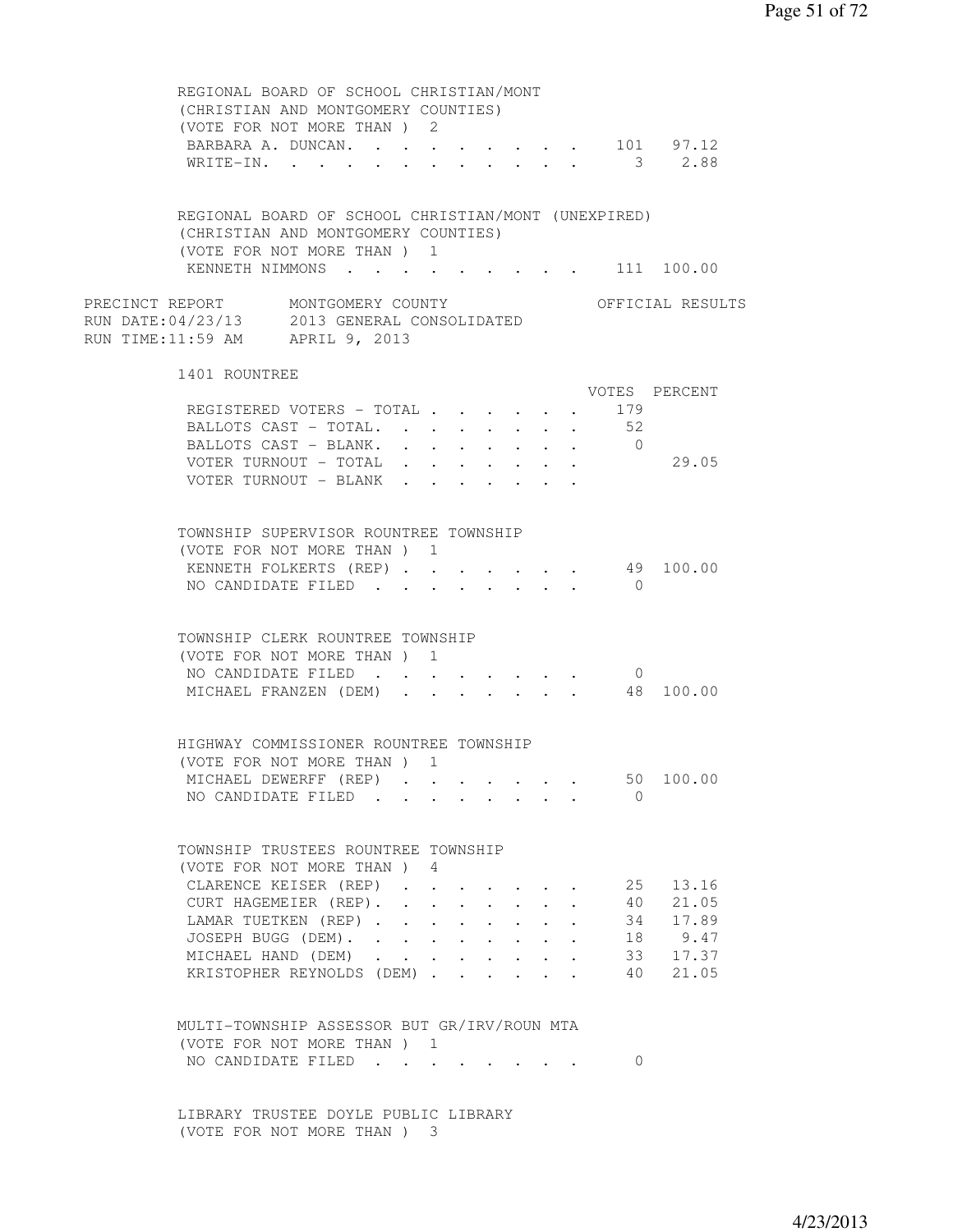REGIONAL BOARD OF SCHOOL CHRISTIAN/MONT
(CHRISTIAN AND MONTGOMERY COUNTIES)
(VOTE FOR NOT MORE THAN ) 2

| | | |
|---|---|---|
| BARBARA A. DUNCAN | 101 | 97.12 |
| WRITE-IN | 3 | 2.88 |

REGIONAL BOARD OF SCHOOL CHRISTIAN/MONT (UNEXPIRED)
(CHRISTIAN AND MONTGOMERY COUNTIES)
(VOTE FOR NOT MORE THAN ) 1

| | | |
|---|---|---|
| KENNETH NIMMONS | 111 | 100.00 |

PRECINCT REPORT MONTGOMERY COUNTY OFFICIAL RESULTS
RUN DATE:04/23/13 2013 GENERAL CONSOLIDATED
RUN TIME:11:59 AM APRIL 9, 2013

## 1401 ROUNTREE

| | VOTES | PERCENT |
|---|---|---|
| REGISTERED VOTERS - TOTAL | 179 | |
| BALLOTS CAST - TOTAL | 52 | |
| BALLOTS CAST - BLANK | 0 | |
| VOTER TURNOUT - TOTAL | | 29.05 |
| VOTER TURNOUT - BLANK | | |

TOWNSHIP SUPERVISOR ROUNTREE TOWNSHIP
(VOTE FOR NOT MORE THAN ) 1

| | | |
|---|---|---|
| KENNETH FOLKERTS (REP) | 49 | 100.00 |
| NO CANDIDATE FILED | 0 | |

TOWNSHIP CLERK ROUNTREE TOWNSHIP
(VOTE FOR NOT MORE THAN ) 1

| | | |
|---|---|---|
| NO CANDIDATE FILED | 0 | |
| MICHAEL FRANZEN (DEM) | 48 | 100.00 |

HIGHWAY COMMISSIONER ROUNTREE TOWNSHIP
(VOTE FOR NOT MORE THAN ) 1

| | | |
|---|---|---|
| MICHAEL DEWERFF (REP) | 50 | 100.00 |
| NO CANDIDATE FILED | 0 | |

TOWNSHIP TRUSTEES ROUNTREE TOWNSHIP
(VOTE FOR NOT MORE THAN ) 4

| | | |
|---|---|---|
| CLARENCE KEISER (REP) | 25 | 13.16 |
| CURT HAGEMEIER (REP) | 40 | 21.05 |
| LAMAR TUETKEN (REP) | 34 | 17.89 |
| JOSEPH BUGG (DEM) | 18 | 9.47 |
| MICHAEL HAND (DEM) | 33 | 17.37 |
| KRISTOPHER REYNOLDS (DEM) | 40 | 21.05 |

MULTI-TOWNSHIP ASSESSOR BUT GR/IRV/ROUN MTA
(VOTE FOR NOT MORE THAN ) 1

| | | |
|---|---|---|
| NO CANDIDATE FILED | 0 | |

LIBRARY TRUSTEE DOYLE PUBLIC LIBRARY
(VOTE FOR NOT MORE THAN ) 3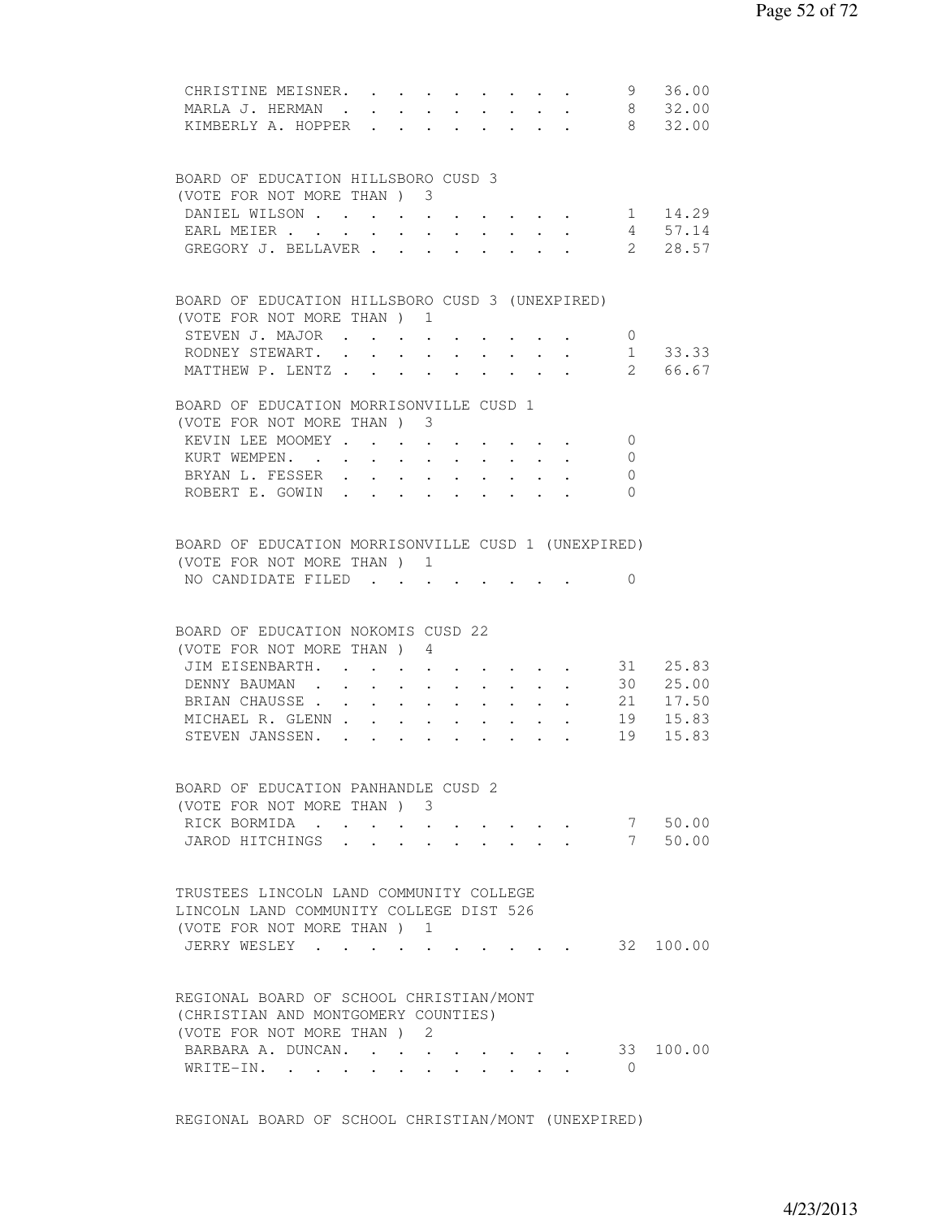```
 CHRISTINE MEISNER. . . . . . . . . .     9  36.00
 MARLA J. HERMAN  . . . . . . . . . .     8  32.00
 KIMBERLY A. HOPPER  . . . . . . . . .    8  32.00


BOARD OF EDUCATION HILLSBORO CUSD 3
(VOTE FOR NOT MORE THAN )  3
 DANIEL WILSON . . . . . . . . . . .     1  14.29
 EARL MEIER . . . . . . . . . . . .      4  57.14
 GREGORY J. BELLAVER . . . . . . . .     2  28.57


BOARD OF EDUCATION HILLSBORO CUSD 3 (UNEXPIRED)
(VOTE FOR NOT MORE THAN )  1
 STEVEN J. MAJOR  . . . . . . . . . .    0
 RODNEY STEWART. . . . . . . . . . .     1  33.33
 MATTHEW P. LENTZ . . . . . . . . . .    2  66.67

BOARD OF EDUCATION MORRISONVILLE CUSD 1
(VOTE FOR NOT MORE THAN )  3
 KEVIN LEE MOOMEY . . . . . . . . . .    0
 KURT WEMPEN. . . . . . . . . . . .      0
 BRYAN L. FESSER  . . . . . . . . . .    0
 ROBERT E. GOWIN  . . . . . . . . . .    0


BOARD OF EDUCATION MORRISONVILLE CUSD 1 (UNEXPIRED)
(VOTE FOR NOT MORE THAN )  1
 NO CANDIDATE FILED  . . . . . . . .     0


BOARD OF EDUCATION NOKOMIS CUSD 22
(VOTE FOR NOT MORE THAN )  4
 JIM EISENBARTH. . . . . . . . . . .    31  25.83
 DENNY BAUMAN  . . . . . . . . . . .    30  25.00
 BRIAN CHAUSSE . . . . . . . . . . .    21  17.50
 MICHAEL R. GLENN . . . . . . . . . .   19  15.83
 STEVEN JANSSEN. . . . . . . . . . .    19  15.83


BOARD OF EDUCATION PANHANDLE CUSD 2
(VOTE FOR NOT MORE THAN )  3
 RICK BORMIDA  . . . . . . . . . . .     7  50.00
 JAROD HITCHINGS  . . . . . . . . . .    7  50.00


TRUSTEES LINCOLN LAND COMMUNITY COLLEGE
LINCOLN LAND COMMUNITY COLLEGE DIST 526
(VOTE FOR NOT MORE THAN )  1
 JERRY WESLEY  . . . . . . . . . . .    32 100.00


REGIONAL BOARD OF SCHOOL CHRISTIAN/MONT
(CHRISTIAN AND MONTGOMERY COUNTIES)
(VOTE FOR NOT MORE THAN )  2
 BARBARA A. DUNCAN. . . . . . . . . .   33 100.00
 WRITE-IN. . . . . . . . . . . . .       0


REGIONAL BOARD OF SCHOOL CHRISTIAN/MONT (UNEXPIRED)
```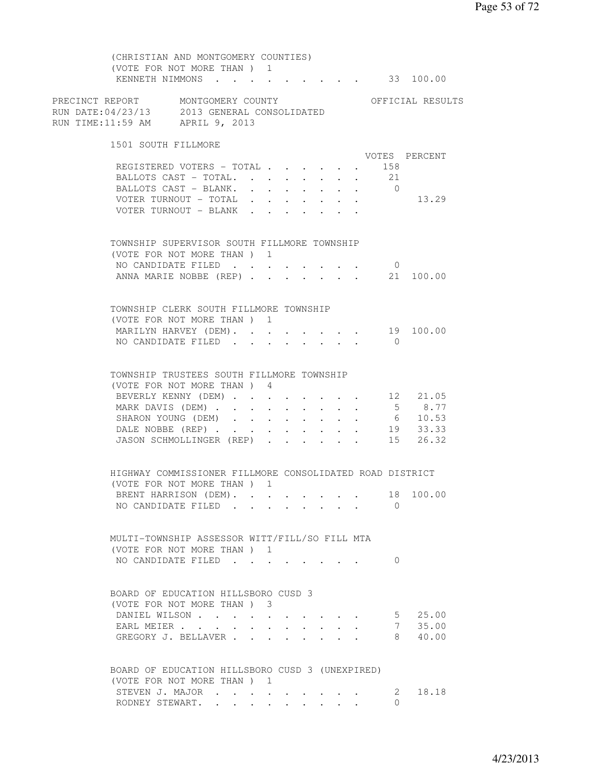(CHRISTIAN AND MONTGOMERY COUNTIES)
(VOTE FOR NOT MORE THAN ) 1

| | VOTES | PERCENT |
|---|---|---|
| KENNETH NIMMONS | 33 | 100.00 |

PRECINCT REPORT MONTGOMERY COUNTY OFFICIAL RESULTS
RUN DATE:04/23/13 2013 GENERAL CONSOLIDATED
RUN TIME:11:59 AM APRIL 9, 2013

## 1501 SOUTH FILLMORE

| | VOTES | PERCENT |
|---|---|---|
| REGISTERED VOTERS - TOTAL | 158 | |
| BALLOTS CAST - TOTAL. | 21 | |
| BALLOTS CAST - BLANK. | 0 | |
| VOTER TURNOUT - TOTAL | | 13.29 |
| VOTER TURNOUT - BLANK | | |

### TOWNSHIP SUPERVISOR SOUTH FILLMORE TOWNSHIP
(VOTE FOR NOT MORE THAN ) 1

| | VOTES | PERCENT |
|---|---|---|
| NO CANDIDATE FILED | 0 | |
| ANNA MARIE NOBBE (REP) | 21 | 100.00 |

### TOWNSHIP CLERK SOUTH FILLMORE TOWNSHIP
(VOTE FOR NOT MORE THAN ) 1

| | VOTES | PERCENT |
|---|---|---|
| MARILYN HARVEY (DEM). | 19 | 100.00 |
| NO CANDIDATE FILED | 0 | |

### TOWNSHIP TRUSTEES SOUTH FILLMORE TOWNSHIP
(VOTE FOR NOT MORE THAN ) 4

| | VOTES | PERCENT |
|---|---|---|
| BEVERLY KENNY (DEM) | 12 | 21.05 |
| MARK DAVIS (DEM) | 5 | 8.77 |
| SHARON YOUNG (DEM) | 6 | 10.53 |
| DALE NOBBE (REP) | 19 | 33.33 |
| JASON SCHMOLLINGER (REP) | 15 | 26.32 |

### HIGHWAY COMMISSIONER FILLMORE CONSOLIDATED ROAD DISTRICT
(VOTE FOR NOT MORE THAN ) 1

| | VOTES | PERCENT |
|---|---|---|
| BRENT HARRISON (DEM). | 18 | 100.00 |
| NO CANDIDATE FILED | 0 | |

### MULTI-TOWNSHIP ASSESSOR WITT/FILL/SO FILL MTA
(VOTE FOR NOT MORE THAN ) 1

| | VOTES | PERCENT |
|---|---|---|
| NO CANDIDATE FILED | 0 | |

### BOARD OF EDUCATION HILLSBORO CUSD 3
(VOTE FOR NOT MORE THAN ) 3

| | VOTES | PERCENT |
|---|---|---|
| DANIEL WILSON | 5 | 25.00 |
| EARL MEIER | 7 | 35.00 |
| GREGORY J. BELLAVER | 8 | 40.00 |

### BOARD OF EDUCATION HILLSBORO CUSD 3 (UNEXPIRED)
(VOTE FOR NOT MORE THAN ) 1

| | VOTES | PERCENT |
|---|---|---|
| STEVEN J. MAJOR | 2 | 18.18 |
| RODNEY STEWART. | 0 | |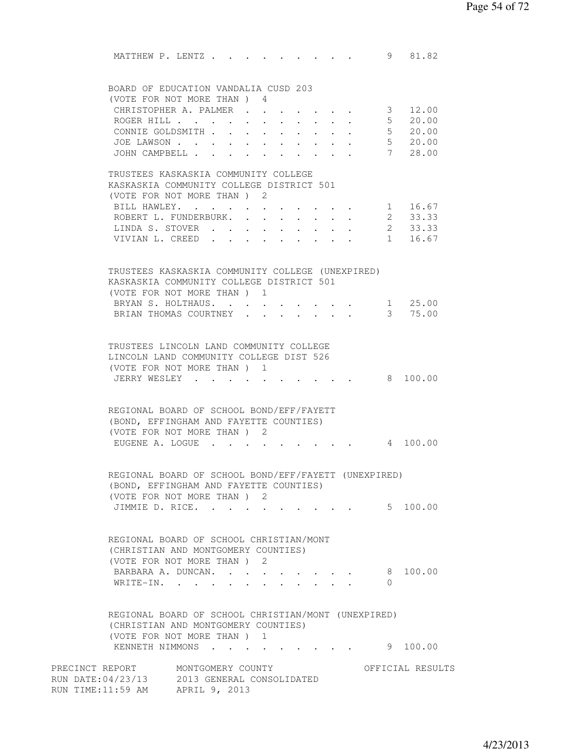MATTHEW P. LENTZ . . . . . . . . . . 9 81.82

BOARD OF EDUCATION VANDALIA CUSD 203
(VOTE FOR NOT MORE THAN ) 4

| Candidate | Votes | Percent |
|---|---|---|
| CHRISTOPHER A. PALMER | 3 | 12.00 |
| ROGER HILL | 5 | 20.00 |
| CONNIE GOLDSMITH | 5 | 20.00 |
| JOE LAWSON | 5 | 20.00 |
| JOHN CAMPBELL | 7 | 28.00 |

TRUSTEES KASKASKIA COMMUNITY COLLEGE
KASKASKIA COMMUNITY COLLEGE DISTRICT 501
(VOTE FOR NOT MORE THAN ) 2

| Candidate | Votes | Percent |
|---|---|---|
| BILL HAWLEY. | 1 | 16.67 |
| ROBERT L. FUNDERBURK. | 2 | 33.33 |
| LINDA S. STOVER | 2 | 33.33 |
| VIVIAN L. CREED | 1 | 16.67 |

TRUSTEES KASKASKIA COMMUNITY COLLEGE (UNEXPIRED)
KASKASKIA COMMUNITY COLLEGE DISTRICT 501
(VOTE FOR NOT MORE THAN ) 1

| Candidate | Votes | Percent |
|---|---|---|
| BRYAN S. HOLTHAUS. | 1 | 25.00 |
| BRIAN THOMAS COURTNEY | 3 | 75.00 |

TRUSTEES LINCOLN LAND COMMUNITY COLLEGE
LINCOLN LAND COMMUNITY COLLEGE DIST 526
(VOTE FOR NOT MORE THAN ) 1

| Candidate | Votes | Percent |
|---|---|---|
| JERRY WESLEY | 8 | 100.00 |

REGIONAL BOARD OF SCHOOL BOND/EFF/FAYETT
(BOND, EFFINGHAM AND FAYETTE COUNTIES)
(VOTE FOR NOT MORE THAN ) 2

| Candidate | Votes | Percent |
|---|---|---|
| EUGENE A. LOGUE | 4 | 100.00 |

REGIONAL BOARD OF SCHOOL BOND/EFF/FAYETT (UNEXPIRED)
(BOND, EFFINGHAM AND FAYETTE COUNTIES)
(VOTE FOR NOT MORE THAN ) 2

| Candidate | Votes | Percent |
|---|---|---|
| JIMMIE D. RICE. | 5 | 100.00 |

REGIONAL BOARD OF SCHOOL CHRISTIAN/MONT
(CHRISTIAN AND MONTGOMERY COUNTIES)
(VOTE FOR NOT MORE THAN ) 2

| Candidate | Votes | Percent |
|---|---|---|
| BARBARA A. DUNCAN. | 8 | 100.00 |
| WRITE-IN. | 0 | |

REGIONAL BOARD OF SCHOOL CHRISTIAN/MONT (UNEXPIRED)
(CHRISTIAN AND MONTGOMERY COUNTIES)
(VOTE FOR NOT MORE THAN ) 1

| Candidate | Votes | Percent |
|---|---|---|
| KENNETH NIMMONS | 9 | 100.00 |

PRECINCT REPORT MONTGOMERY COUNTY OFFICIAL RESULTS
RUN DATE:04/23/13 2013 GENERAL CONSOLIDATED
RUN TIME:11:59 AM APRIL 9, 2013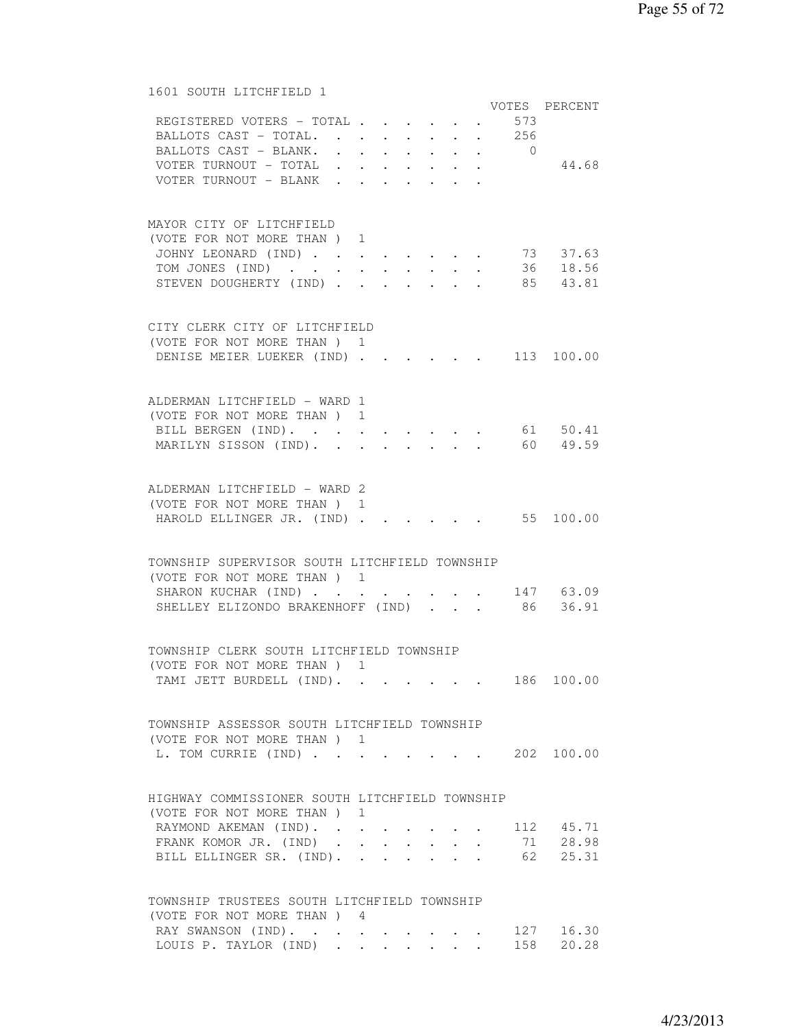## 1601 SOUTH LITCHFIELD 1

| | VOTES | PERCENT |
|---|---|---|
| REGISTERED VOTERS - TOTAL | 573 | |
| BALLOTS CAST - TOTAL. | 256 | |
| BALLOTS CAST - BLANK. | 0 | |
| VOTER TURNOUT - TOTAL | | 44.68 |
| VOTER TURNOUT - BLANK | | |

### MAYOR CITY OF LITCHFIELD
(VOTE FOR NOT MORE THAN ) 1

| | VOTES | PERCENT |
|---|---|---|
| JOHNY LEONARD (IND) | 73 | 37.63 |
| TOM JONES (IND) | 36 | 18.56 |
| STEVEN DOUGHERTY (IND) | 85 | 43.81 |

### CITY CLERK CITY OF LITCHFIELD
(VOTE FOR NOT MORE THAN ) 1

| | VOTES | PERCENT |
|---|---|---|
| DENISE MEIER LUEKER (IND) | 113 | 100.00 |

### ALDERMAN LITCHFIELD - WARD 1
(VOTE FOR NOT MORE THAN ) 1

| | VOTES | PERCENT |
|---|---|---|
| BILL BERGEN (IND). | 61 | 50.41 |
| MARILYN SISSON (IND). | 60 | 49.59 |

### ALDERMAN LITCHFIELD - WARD 2
(VOTE FOR NOT MORE THAN ) 1

| | VOTES | PERCENT |
|---|---|---|
| HAROLD ELLINGER JR. (IND) | 55 | 100.00 |

### TOWNSHIP SUPERVISOR SOUTH LITCHFIELD TOWNSHIP
(VOTE FOR NOT MORE THAN ) 1

| | VOTES | PERCENT |
|---|---|---|
| SHARON KUCHAR (IND) | 147 | 63.09 |
| SHELLEY ELIZONDO BRAKENHOFF (IND) | 86 | 36.91 |

### TOWNSHIP CLERK SOUTH LITCHFIELD TOWNSHIP
(VOTE FOR NOT MORE THAN ) 1

| | VOTES | PERCENT |
|---|---|---|
| TAMI JETT BURDELL (IND). | 186 | 100.00 |

### TOWNSHIP ASSESSOR SOUTH LITCHFIELD TOWNSHIP
(VOTE FOR NOT MORE THAN ) 1

| | VOTES | PERCENT |
|---|---|---|
| L. TOM CURRIE (IND) | 202 | 100.00 |

### HIGHWAY COMMISSIONER SOUTH LITCHFIELD TOWNSHIP
(VOTE FOR NOT MORE THAN ) 1

| | VOTES | PERCENT |
|---|---|---|
| RAYMOND AKEMAN (IND). | 112 | 45.71 |
| FRANK KOMOR JR. (IND) | 71 | 28.98 |
| BILL ELLINGER SR. (IND). | 62 | 25.31 |

### TOWNSHIP TRUSTEES SOUTH LITCHFIELD TOWNSHIP
(VOTE FOR NOT MORE THAN ) 4

| | VOTES | PERCENT |
|---|---|---|
| RAY SWANSON (IND). | 127 | 16.30 |
| LOUIS P. TAYLOR (IND) | 158 | 20.28 |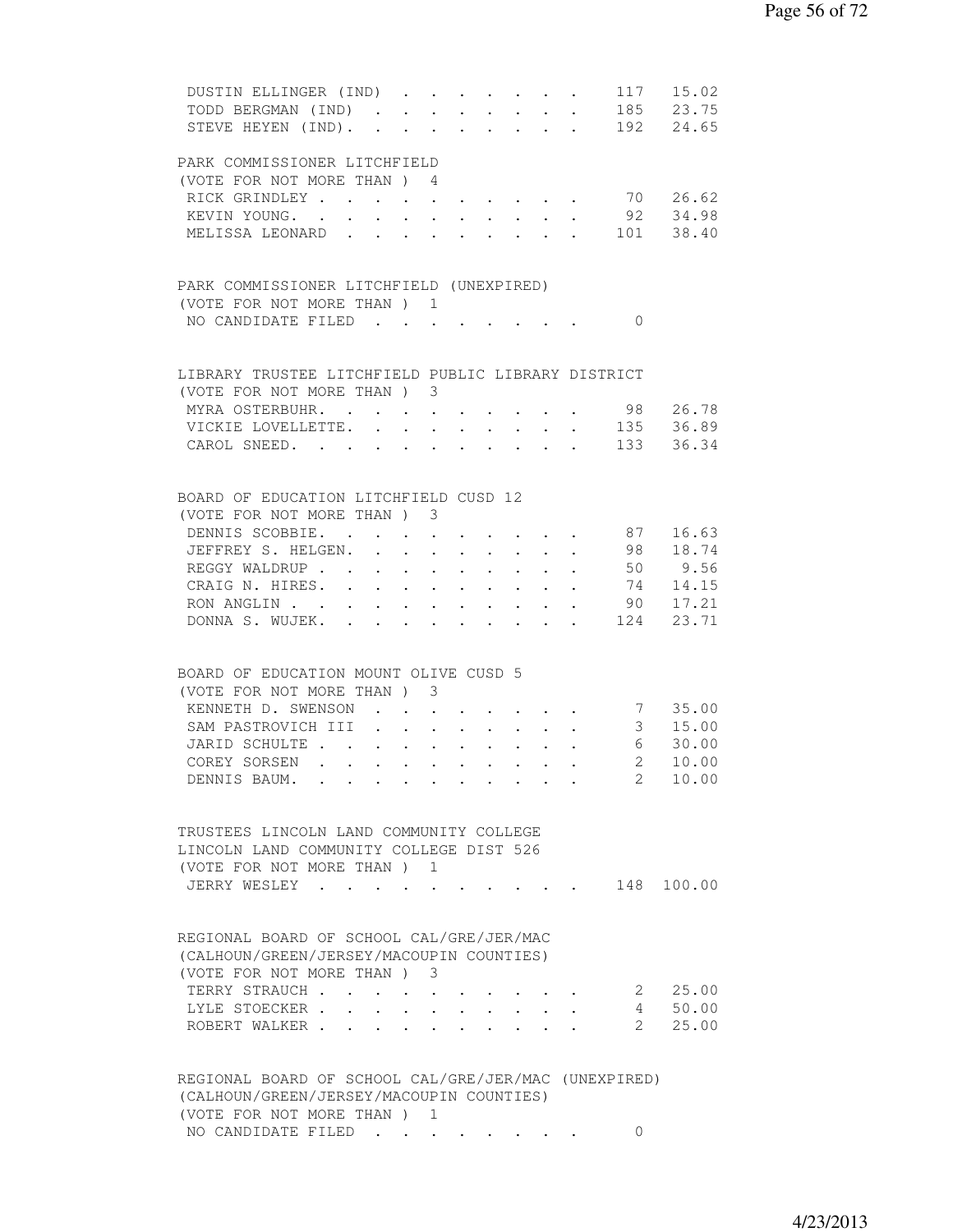| | | |
|---|---|---|
| DUSTIN ELLINGER (IND) | 117 | 15.02 |
| TODD BERGMAN (IND) | 185 | 23.75 |
| STEVE HEYEN (IND). | 192 | 24.65 |

PARK COMMISSIONER LITCHFIELD
(VOTE FOR NOT MORE THAN ) 4

| | | |
|---|---|---|
| RICK GRINDLEY | 70 | 26.62 |
| KEVIN YOUNG. | 92 | 34.98 |
| MELISSA LEONARD | 101 | 38.40 |

PARK COMMISSIONER LITCHFIELD (UNEXPIRED)
(VOTE FOR NOT MORE THAN ) 1

| | | |
|---|---|---|
| NO CANDIDATE FILED | 0 | |

LIBRARY TRUSTEE LITCHFIELD PUBLIC LIBRARY DISTRICT
(VOTE FOR NOT MORE THAN ) 3

| | | |
|---|---|---|
| MYRA OSTERBUHR. | 98 | 26.78 |
| VICKIE LOVELLETTE. | 135 | 36.89 |
| CAROL SNEED. | 133 | 36.34 |

BOARD OF EDUCATION LITCHFIELD CUSD 12
(VOTE FOR NOT MORE THAN ) 3

| | | |
|---|---|---|
| DENNIS SCOBBIE. | 87 | 16.63 |
| JEFFREY S. HELGEN. | 98 | 18.74 |
| REGGY WALDRUP | 50 | 9.56 |
| CRAIG N. HIRES. | 74 | 14.15 |
| RON ANGLIN | 90 | 17.21 |
| DONNA S. WUJEK. | 124 | 23.71 |

BOARD OF EDUCATION MOUNT OLIVE CUSD 5
(VOTE FOR NOT MORE THAN ) 3

| | | |
|---|---|---|
| KENNETH D. SWENSON | 7 | 35.00 |
| SAM PASTROVICH III | 3 | 15.00 |
| JARID SCHULTE | 6 | 30.00 |
| COREY SORSEN | 2 | 10.00 |
| DENNIS BAUM. | 2 | 10.00 |

TRUSTEES LINCOLN LAND COMMUNITY COLLEGE
LINCOLN LAND COMMUNITY COLLEGE DIST 526
(VOTE FOR NOT MORE THAN ) 1

| | | |
|---|---|---|
| JERRY WESLEY | 148 | 100.00 |

REGIONAL BOARD OF SCHOOL CAL/GRE/JER/MAC
(CALHOUN/GREEN/JERSEY/MACOUPIN COUNTIES)
(VOTE FOR NOT MORE THAN ) 3

| | | |
|---|---|---|
| TERRY STRAUCH | 2 | 25.00 |
| LYLE STOECKER | 4 | 50.00 |
| ROBERT WALKER | 2 | 25.00 |

REGIONAL BOARD OF SCHOOL CAL/GRE/JER/MAC (UNEXPIRED)
(CALHOUN/GREEN/JERSEY/MACOUPIN COUNTIES)
(VOTE FOR NOT MORE THAN ) 1

| | | |
|---|---|---|
| NO CANDIDATE FILED | 0 | |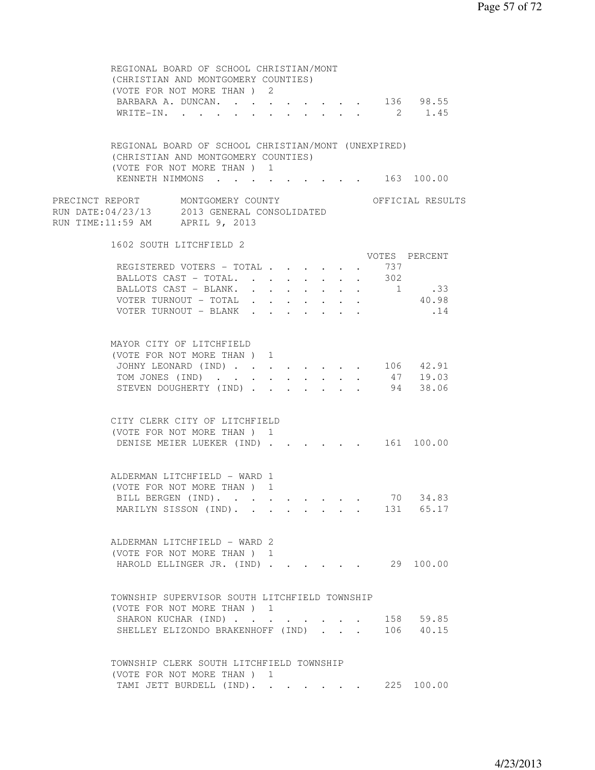REGIONAL BOARD OF SCHOOL CHRISTIAN/MONT
(CHRISTIAN AND MONTGOMERY COUNTIES)
(VOTE FOR NOT MORE THAN ) 2

| | VOTES | PERCENT |
|---|---|---|
| BARBARA A. DUNCAN. | 136 | 98.55 |
| WRITE-IN. | 2 | 1.45 |

REGIONAL BOARD OF SCHOOL CHRISTIAN/MONT (UNEXPIRED)
(CHRISTIAN AND MONTGOMERY COUNTIES)
(VOTE FOR NOT MORE THAN ) 1

| | VOTES | PERCENT |
|---|---|---|
| KENNETH NIMMONS | 163 | 100.00 |

PRECINCT REPORT MONTGOMERY COUNTY OFFICIAL RESULTS
RUN DATE:04/23/13 2013 GENERAL CONSOLIDATED
RUN TIME:11:59 AM APRIL 9, 2013

## 1602 SOUTH LITCHFIELD 2

| | VOTES | PERCENT |
|---|---|---|
| REGISTERED VOTERS - TOTAL | 737 | |
| BALLOTS CAST - TOTAL. | 302 | |
| BALLOTS CAST - BLANK. | 1 | .33 |
| VOTER TURNOUT - TOTAL | | 40.98 |
| VOTER TURNOUT - BLANK | | .14 |

MAYOR CITY OF LITCHFIELD
(VOTE FOR NOT MORE THAN ) 1

| | VOTES | PERCENT |
|---|---|---|
| JOHNY LEONARD (IND) | 106 | 42.91 |
| TOM JONES (IND) | 47 | 19.03 |
| STEVEN DOUGHERTY (IND) | 94 | 38.06 |

CITY CLERK CITY OF LITCHFIELD
(VOTE FOR NOT MORE THAN ) 1

| | VOTES | PERCENT |
|---|---|---|
| DENISE MEIER LUEKER (IND) | 161 | 100.00 |

ALDERMAN LITCHFIELD - WARD 1
(VOTE FOR NOT MORE THAN ) 1

| | VOTES | PERCENT |
|---|---|---|
| BILL BERGEN (IND). | 70 | 34.83 |
| MARILYN SISSON (IND). | 131 | 65.17 |

ALDERMAN LITCHFIELD - WARD 2
(VOTE FOR NOT MORE THAN ) 1

| | VOTES | PERCENT |
|---|---|---|
| HAROLD ELLINGER JR. (IND) | 29 | 100.00 |

TOWNSHIP SUPERVISOR SOUTH LITCHFIELD TOWNSHIP
(VOTE FOR NOT MORE THAN ) 1

| | VOTES | PERCENT |
|---|---|---|
| SHARON KUCHAR (IND) | 158 | 59.85 |
| SHELLEY ELIZONDO BRAKENHOFF (IND) | 106 | 40.15 |

TOWNSHIP CLERK SOUTH LITCHFIELD TOWNSHIP
(VOTE FOR NOT MORE THAN ) 1

| | VOTES | PERCENT |
|---|---|---|
| TAMI JETT BURDELL (IND). | 225 | 100.00 |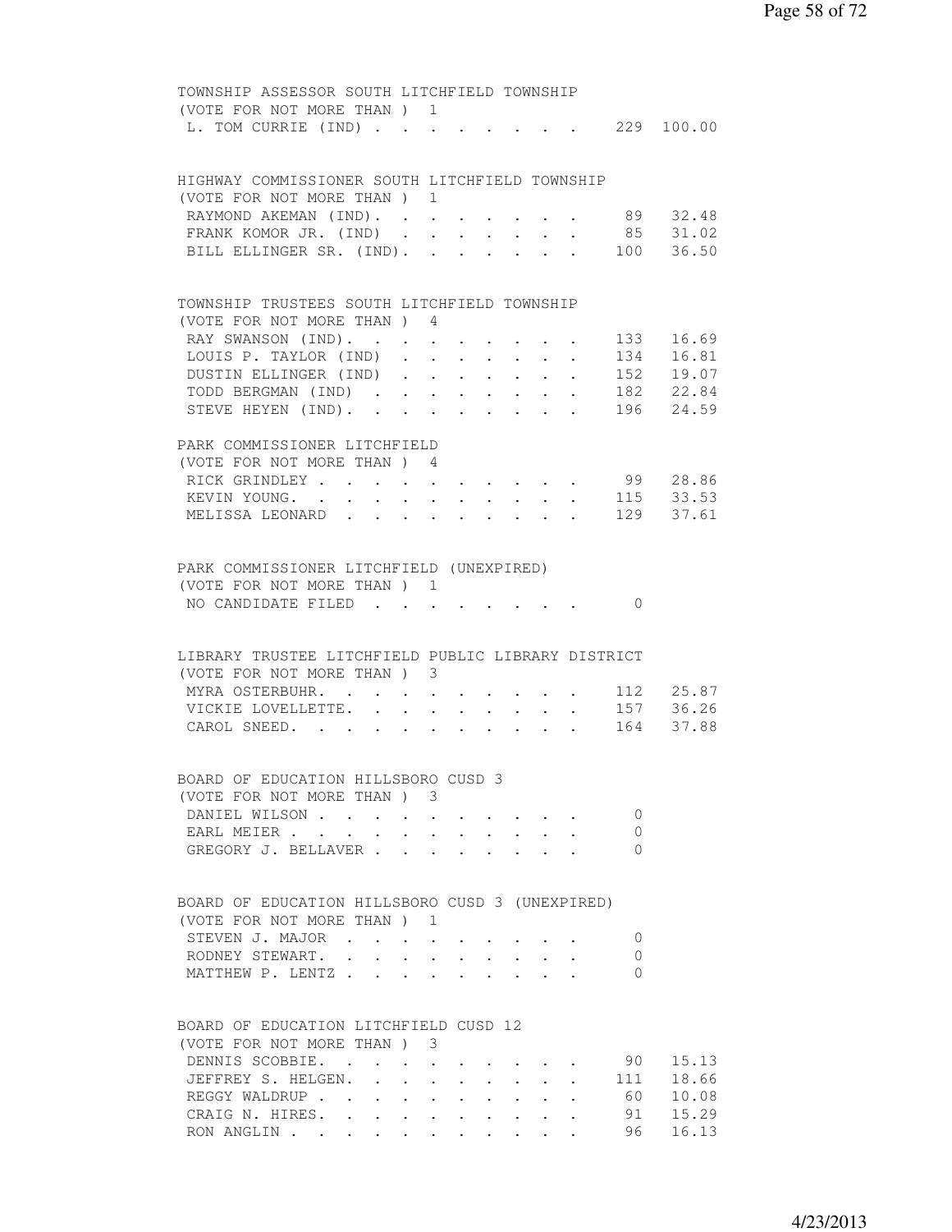TOWNSHIP ASSESSOR SOUTH LITCHFIELD TOWNSHIP
(VOTE FOR NOT MORE THAN ) 1

| Candidate | Votes | Percent |
|---|---|---|
| L. TOM CURRIE (IND) | 229 | 100.00 |

HIGHWAY COMMISSIONER SOUTH LITCHFIELD TOWNSHIP
(VOTE FOR NOT MORE THAN ) 1

| Candidate | Votes | Percent |
|---|---|---|
| RAYMOND AKEMAN (IND) | 89 | 32.48 |
| FRANK KOMOR JR. (IND) | 85 | 31.02 |
| BILL ELLINGER SR. (IND) | 100 | 36.50 |

TOWNSHIP TRUSTEES SOUTH LITCHFIELD TOWNSHIP
(VOTE FOR NOT MORE THAN ) 4

| Candidate | Votes | Percent |
|---|---|---|
| RAY SWANSON (IND) | 133 | 16.69 |
| LOUIS P. TAYLOR (IND) | 134 | 16.81 |
| DUSTIN ELLINGER (IND) | 152 | 19.07 |
| TODD BERGMAN (IND) | 182 | 22.84 |
| STEVE HEYEN (IND) | 196 | 24.59 |

PARK COMMISSIONER LITCHFIELD
(VOTE FOR NOT MORE THAN ) 4

| Candidate | Votes | Percent |
|---|---|---|
| RICK GRINDLEY | 99 | 28.86 |
| KEVIN YOUNG | 115 | 33.53 |
| MELISSA LEONARD | 129 | 37.61 |

PARK COMMISSIONER LITCHFIELD (UNEXPIRED)
(VOTE FOR NOT MORE THAN ) 1

| Candidate | Votes | Percent |
|---|---|---|
| NO CANDIDATE FILED | 0 | |

LIBRARY TRUSTEE LITCHFIELD PUBLIC LIBRARY DISTRICT
(VOTE FOR NOT MORE THAN ) 3

| Candidate | Votes | Percent |
|---|---|---|
| MYRA OSTERBUHR | 112 | 25.87 |
| VICKIE LOVELLETTE | 157 | 36.26 |
| CAROL SNEED | 164 | 37.88 |

BOARD OF EDUCATION HILLSBORO CUSD 3
(VOTE FOR NOT MORE THAN ) 3

| Candidate | Votes | Percent |
|---|---|---|
| DANIEL WILSON | 0 | |
| EARL MEIER | 0 | |
| GREGORY J. BELLAVER | 0 | |

BOARD OF EDUCATION HILLSBORO CUSD 3 (UNEXPIRED)
(VOTE FOR NOT MORE THAN ) 1

| Candidate | Votes | Percent |
|---|---|---|
| STEVEN J. MAJOR | 0 | |
| RODNEY STEWART | 0 | |
| MATTHEW P. LENTZ | 0 | |

BOARD OF EDUCATION LITCHFIELD CUSD 12
(VOTE FOR NOT MORE THAN ) 3

| Candidate | Votes | Percent |
|---|---|---|
| DENNIS SCOBBIE | 90 | 15.13 |
| JEFFREY S. HELGEN | 111 | 18.66 |
| REGGY WALDRUP | 60 | 10.08 |
| CRAIG N. HIRES | 91 | 15.29 |
| RON ANGLIN | 96 | 16.13 |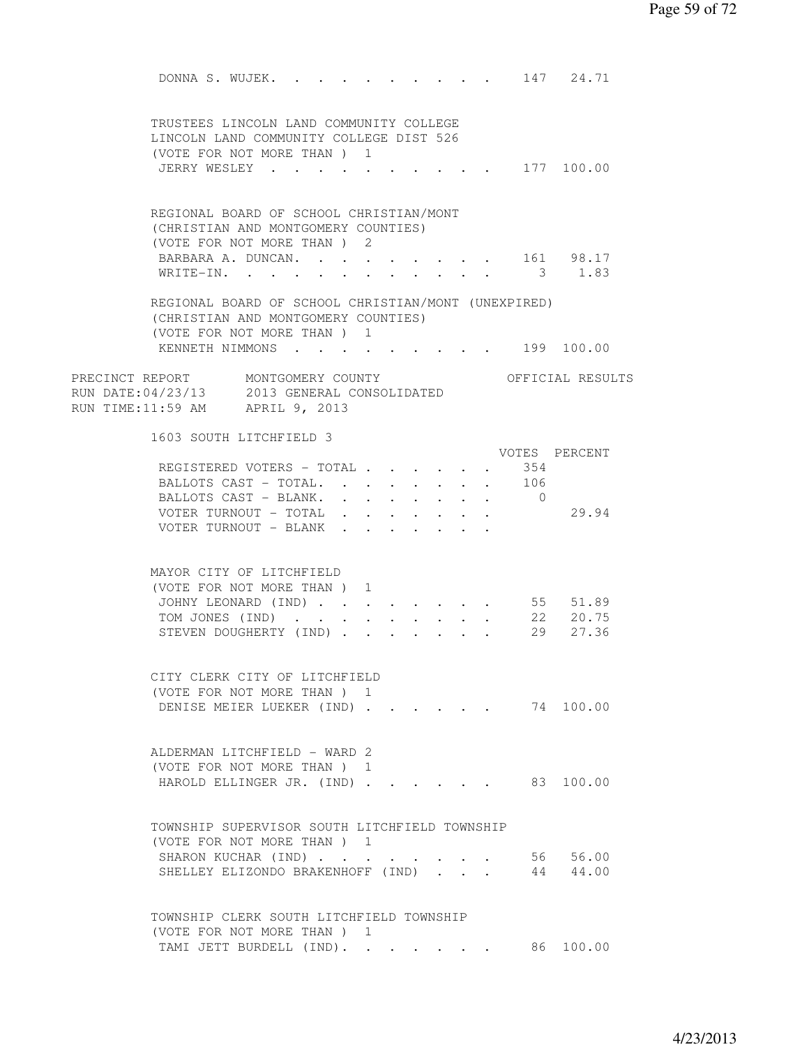| | Votes | Percent |
|---|---|---|
| DONNA S. WUJEK | 147 | 24.71 |

TRUSTEES LINCOLN LAND COMMUNITY COLLEGE
LINCOLN LAND COMMUNITY COLLEGE DIST 526
(VOTE FOR NOT MORE THAN ) 1

| | Votes | Percent |
|---|---|---|
| JERRY WESLEY | 177 | 100.00 |

REGIONAL BOARD OF SCHOOL CHRISTIAN/MONT
(CHRISTIAN AND MONTGOMERY COUNTIES)
(VOTE FOR NOT MORE THAN ) 2

| | Votes | Percent |
|---|---|---|
| BARBARA A. DUNCAN | 161 | 98.17 |
| WRITE-IN | 3 | 1.83 |

REGIONAL BOARD OF SCHOOL CHRISTIAN/MONT (UNEXPIRED)
(CHRISTIAN AND MONTGOMERY COUNTIES)
(VOTE FOR NOT MORE THAN ) 1

| | Votes | Percent |
|---|---|---|
| KENNETH NIMMONS | 199 | 100.00 |

PRECINCT REPORT     MONTGOMERY COUNTY     OFFICIAL RESULTS
RUN DATE:04/23/13     2013 GENERAL CONSOLIDATED
RUN TIME:11:59 AM     APRIL 9, 2013

## 1603 SOUTH LITCHFIELD 3

| | VOTES | PERCENT |
|---|---|---|
| REGISTERED VOTERS - TOTAL | 354 | |
| BALLOTS CAST - TOTAL | 106 | |
| BALLOTS CAST - BLANK | 0 | |
| VOTER TURNOUT - TOTAL | | 29.94 |
| VOTER TURNOUT - BLANK | | |

MAYOR CITY OF LITCHFIELD
(VOTE FOR NOT MORE THAN ) 1

| | Votes | Percent |
|---|---|---|
| JOHNY LEONARD (IND) | 55 | 51.89 |
| TOM JONES (IND) | 22 | 20.75 |
| STEVEN DOUGHERTY (IND) | 29 | 27.36 |

CITY CLERK CITY OF LITCHFIELD
(VOTE FOR NOT MORE THAN ) 1

| | Votes | Percent |
|---|---|---|
| DENISE MEIER LUEKER (IND) | 74 | 100.00 |

ALDERMAN LITCHFIELD - WARD 2
(VOTE FOR NOT MORE THAN ) 1

| | Votes | Percent |
|---|---|---|
| HAROLD ELLINGER JR. (IND) | 83 | 100.00 |

TOWNSHIP SUPERVISOR SOUTH LITCHFIELD TOWNSHIP
(VOTE FOR NOT MORE THAN ) 1

| | Votes | Percent |
|---|---|---|
| SHARON KUCHAR (IND) | 56 | 56.00 |
| SHELLEY ELIZONDO BRAKENHOFF (IND) | 44 | 44.00 |

TOWNSHIP CLERK SOUTH LITCHFIELD TOWNSHIP
(VOTE FOR NOT MORE THAN ) 1

| | Votes | Percent |
|---|---|---|
| TAMI JETT BURDELL (IND) | 86 | 100.00 |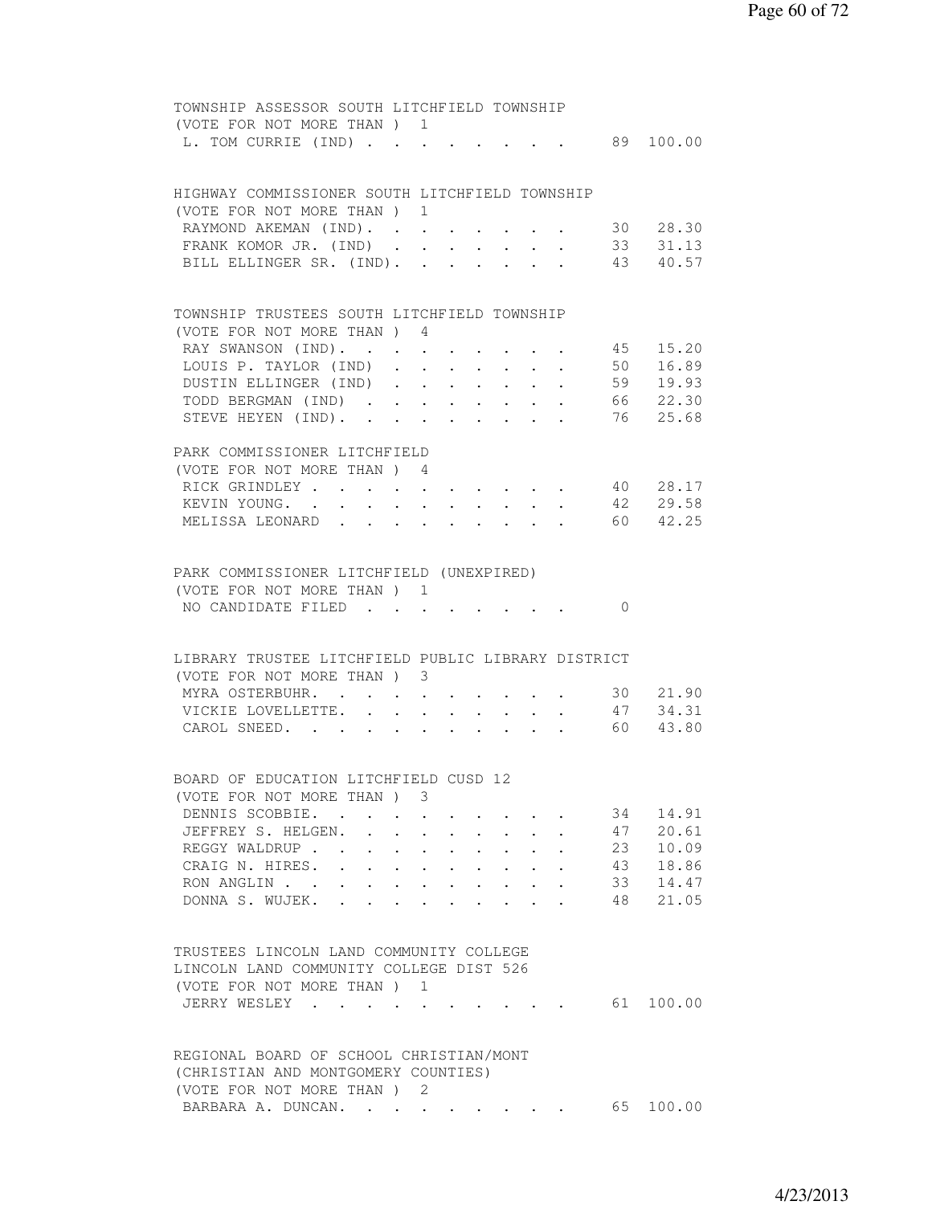TOWNSHIP ASSESSOR SOUTH LITCHFIELD TOWNSHIP
(VOTE FOR NOT MORE THAN ) 1

| Candidate | Votes | Percent |
|---|---|---|
| L. TOM CURRIE (IND) | 89 | 100.00 |

HIGHWAY COMMISSIONER SOUTH LITCHFIELD TOWNSHIP
(VOTE FOR NOT MORE THAN ) 1

| Candidate | Votes | Percent |
|---|---|---|
| RAYMOND AKEMAN (IND) | 30 | 28.30 |
| FRANK KOMOR JR. (IND) | 33 | 31.13 |
| BILL ELLINGER SR. (IND) | 43 | 40.57 |

TOWNSHIP TRUSTEES SOUTH LITCHFIELD TOWNSHIP
(VOTE FOR NOT MORE THAN ) 4

| Candidate | Votes | Percent |
|---|---|---|
| RAY SWANSON (IND) | 45 | 15.20 |
| LOUIS P. TAYLOR (IND) | 50 | 16.89 |
| DUSTIN ELLINGER (IND) | 59 | 19.93 |
| TODD BERGMAN (IND) | 66 | 22.30 |
| STEVE HEYEN (IND) | 76 | 25.68 |

PARK COMMISSIONER LITCHFIELD
(VOTE FOR NOT MORE THAN ) 4

| Candidate | Votes | Percent |
|---|---|---|
| RICK GRINDLEY | 40 | 28.17 |
| KEVIN YOUNG | 42 | 29.58 |
| MELISSA LEONARD | 60 | 42.25 |

PARK COMMISSIONER LITCHFIELD (UNEXPIRED)
(VOTE FOR NOT MORE THAN ) 1

| Candidate | Votes | Percent |
|---|---|---|
| NO CANDIDATE FILED | 0 | |

LIBRARY TRUSTEE LITCHFIELD PUBLIC LIBRARY DISTRICT
(VOTE FOR NOT MORE THAN ) 3

| Candidate | Votes | Percent |
|---|---|---|
| MYRA OSTERBUHR | 30 | 21.90 |
| VICKIE LOVELLETTE | 47 | 34.31 |
| CAROL SNEED | 60 | 43.80 |

BOARD OF EDUCATION LITCHFIELD CUSD 12
(VOTE FOR NOT MORE THAN ) 3

| Candidate | Votes | Percent |
|---|---|---|
| DENNIS SCOBBIE | 34 | 14.91 |
| JEFFREY S. HELGEN | 47 | 20.61 |
| REGGY WALDRUP | 23 | 10.09 |
| CRAIG N. HIRES | 43 | 18.86 |
| RON ANGLIN | 33 | 14.47 |
| DONNA S. WUJEK | 48 | 21.05 |

TRUSTEES LINCOLN LAND COMMUNITY COLLEGE
LINCOLN LAND COMMUNITY COLLEGE DIST 526
(VOTE FOR NOT MORE THAN ) 1

| Candidate | Votes | Percent |
|---|---|---|
| JERRY WESLEY | 61 | 100.00 |

REGIONAL BOARD OF SCHOOL CHRISTIAN/MONT
(CHRISTIAN AND MONTGOMERY COUNTIES)
(VOTE FOR NOT MORE THAN ) 2

| Candidate | Votes | Percent |
|---|---|---|
| BARBARA A. DUNCAN | 65 | 100.00 |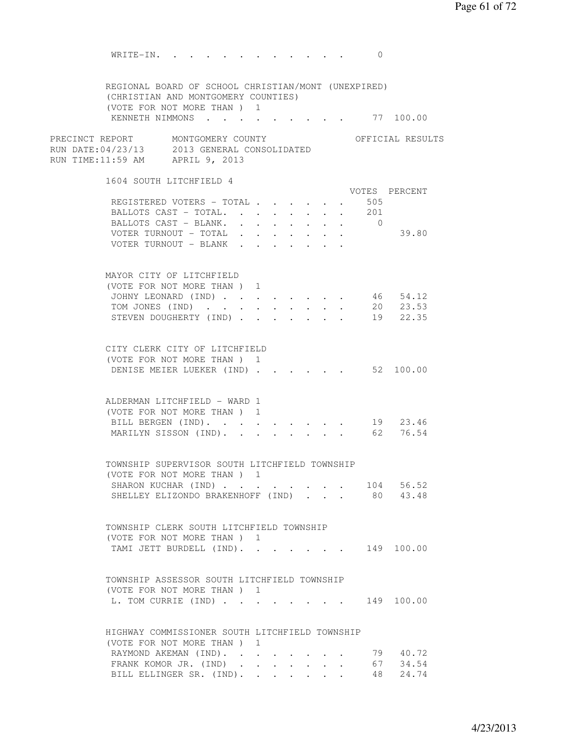WRITE-IN. . . . . . . . . . . . . . 0

REGIONAL BOARD OF SCHOOL CHRISTIAN/MONT (UNEXPIRED)
(CHRISTIAN AND MONTGOMERY COUNTIES)
(VOTE FOR NOT MORE THAN ) 1

| | VOTES | PERCENT |
|---|---|---|
| KENNETH NIMMONS | 77 | 100.00 |

PRECINCT REPORT MONTGOMERY COUNTY OFFICIAL RESULTS
RUN DATE:04/23/13 2013 GENERAL CONSOLIDATED
RUN TIME:11:59 AM APRIL 9, 2013

1604 SOUTH LITCHFIELD 4

| | VOTES | PERCENT |
|---|---|---|
| REGISTERED VOTERS - TOTAL | 505 | |
| BALLOTS CAST - TOTAL. | 201 | |
| BALLOTS CAST - BLANK. | 0 | |
| VOTER TURNOUT - TOTAL | | 39.80 |
| VOTER TURNOUT - BLANK | | |

MAYOR CITY OF LITCHFIELD
(VOTE FOR NOT MORE THAN ) 1

| | VOTES | PERCENT |
|---|---|---|
| JOHNY LEONARD (IND) | 46 | 54.12 |
| TOM JONES (IND) | 20 | 23.53 |
| STEVEN DOUGHERTY (IND) | 19 | 22.35 |

CITY CLERK CITY OF LITCHFIELD
(VOTE FOR NOT MORE THAN ) 1

| | VOTES | PERCENT |
|---|---|---|
| DENISE MEIER LUEKER (IND) | 52 | 100.00 |

ALDERMAN LITCHFIELD - WARD 1
(VOTE FOR NOT MORE THAN ) 1

| | VOTES | PERCENT |
|---|---|---|
| BILL BERGEN (IND). | 19 | 23.46 |
| MARILYN SISSON (IND). | 62 | 76.54 |

TOWNSHIP SUPERVISOR SOUTH LITCHFIELD TOWNSHIP
(VOTE FOR NOT MORE THAN ) 1

| | VOTES | PERCENT |
|---|---|---|
| SHARON KUCHAR (IND) | 104 | 56.52 |
| SHELLEY ELIZONDO BRAKENHOFF (IND) | 80 | 43.48 |

TOWNSHIP CLERK SOUTH LITCHFIELD TOWNSHIP
(VOTE FOR NOT MORE THAN ) 1

| | VOTES | PERCENT |
|---|---|---|
| TAMI JETT BURDELL (IND). | 149 | 100.00 |

TOWNSHIP ASSESSOR SOUTH LITCHFIELD TOWNSHIP
(VOTE FOR NOT MORE THAN ) 1

| | VOTES | PERCENT |
|---|---|---|
| L. TOM CURRIE (IND) | 149 | 100.00 |

HIGHWAY COMMISSIONER SOUTH LITCHFIELD TOWNSHIP
(VOTE FOR NOT MORE THAN ) 1

| | VOTES | PERCENT |
|---|---|---|
| RAYMOND AKEMAN (IND). | 79 | 40.72 |
| FRANK KOMOR JR. (IND) | 67 | 34.54 |
| BILL ELLINGER SR. (IND). | 48 | 24.74 |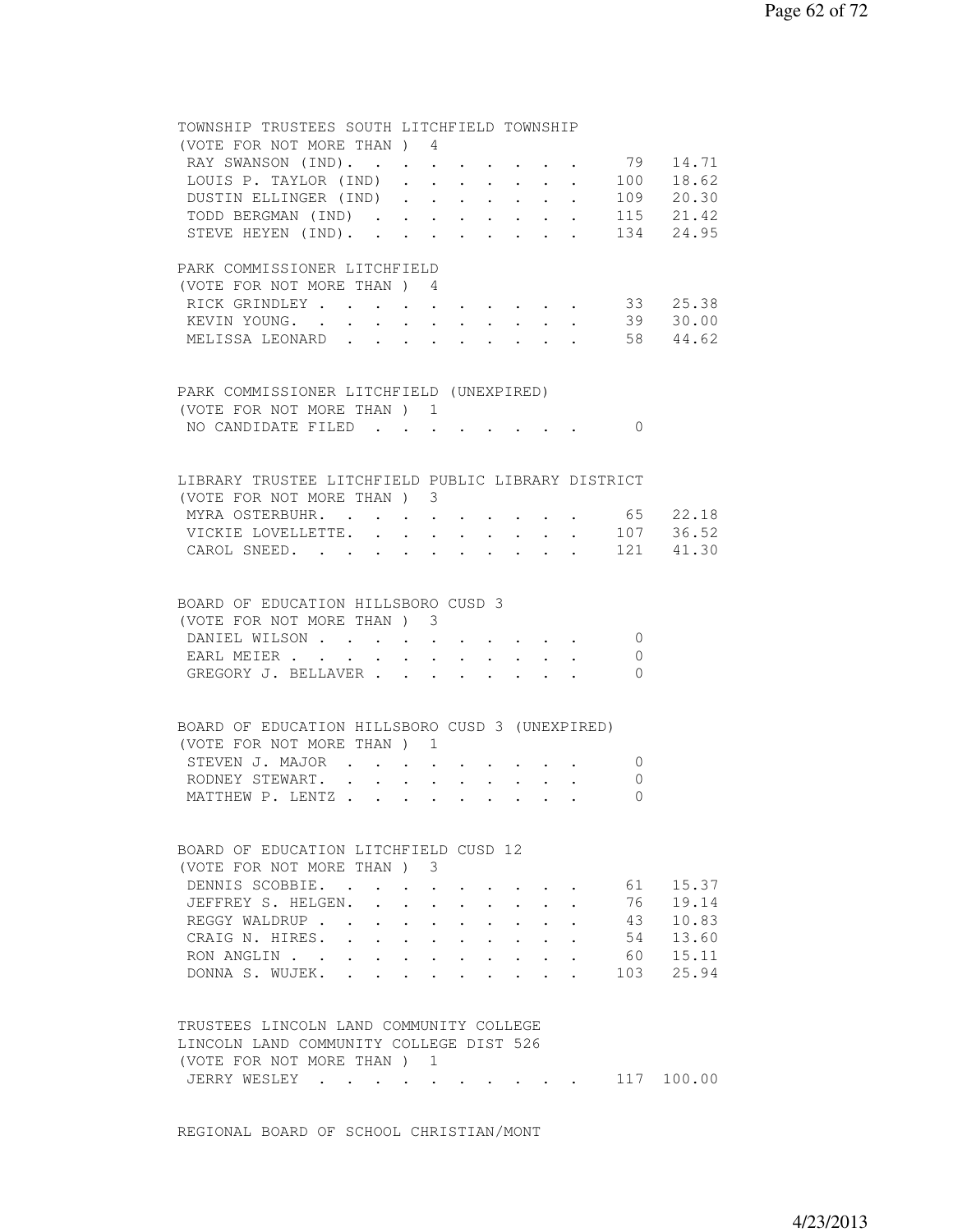TOWNSHIP TRUSTEES SOUTH LITCHFIELD TOWNSHIP
(VOTE FOR NOT MORE THAN ) 4

| Candidate | Votes | Percent |
|---|---|---|
| RAY SWANSON (IND) | 79 | 14.71 |
| LOUIS P. TAYLOR (IND) | 100 | 18.62 |
| DUSTIN ELLINGER (IND) | 109 | 20.30 |
| TODD BERGMAN (IND) | 115 | 21.42 |
| STEVE HEYEN (IND) | 134 | 24.95 |

PARK COMMISSIONER LITCHFIELD
(VOTE FOR NOT MORE THAN ) 4

| Candidate | Votes | Percent |
|---|---|---|
| RICK GRINDLEY | 33 | 25.38 |
| KEVIN YOUNG | 39 | 30.00 |
| MELISSA LEONARD | 58 | 44.62 |

PARK COMMISSIONER LITCHFIELD (UNEXPIRED)
(VOTE FOR NOT MORE THAN ) 1

| Candidate | Votes | Percent |
|---|---|---|
| NO CANDIDATE FILED | 0 | |

LIBRARY TRUSTEE LITCHFIELD PUBLIC LIBRARY DISTRICT
(VOTE FOR NOT MORE THAN ) 3

| Candidate | Votes | Percent |
|---|---|---|
| MYRA OSTERBUHR | 65 | 22.18 |
| VICKIE LOVELLETTE | 107 | 36.52 |
| CAROL SNEED | 121 | 41.30 |

BOARD OF EDUCATION HILLSBORO CUSD 3
(VOTE FOR NOT MORE THAN ) 3

| Candidate | Votes | Percent |
|---|---|---|
| DANIEL WILSON | 0 | |
| EARL MEIER | 0 | |
| GREGORY J. BELLAVER | 0 | |

BOARD OF EDUCATION HILLSBORO CUSD 3 (UNEXPIRED)
(VOTE FOR NOT MORE THAN ) 1

| Candidate | Votes | Percent |
|---|---|---|
| STEVEN J. MAJOR | 0 | |
| RODNEY STEWART | 0 | |
| MATTHEW P. LENTZ | 0 | |

BOARD OF EDUCATION LITCHFIELD CUSD 12
(VOTE FOR NOT MORE THAN ) 3

| Candidate | Votes | Percent |
|---|---|---|
| DENNIS SCOBBIE | 61 | 15.37 |
| JEFFREY S. HELGEN | 76 | 19.14 |
| REGGY WALDRUP | 43 | 10.83 |
| CRAIG N. HIRES | 54 | 13.60 |
| RON ANGLIN | 60 | 15.11 |
| DONNA S. WUJEK | 103 | 25.94 |

TRUSTEES LINCOLN LAND COMMUNITY COLLEGE
LINCOLN LAND COMMUNITY COLLEGE DIST 526
(VOTE FOR NOT MORE THAN ) 1

| Candidate | Votes | Percent |
|---|---|---|
| JERRY WESLEY | 117 | 100.00 |

REGIONAL BOARD OF SCHOOL CHRISTIAN/MONT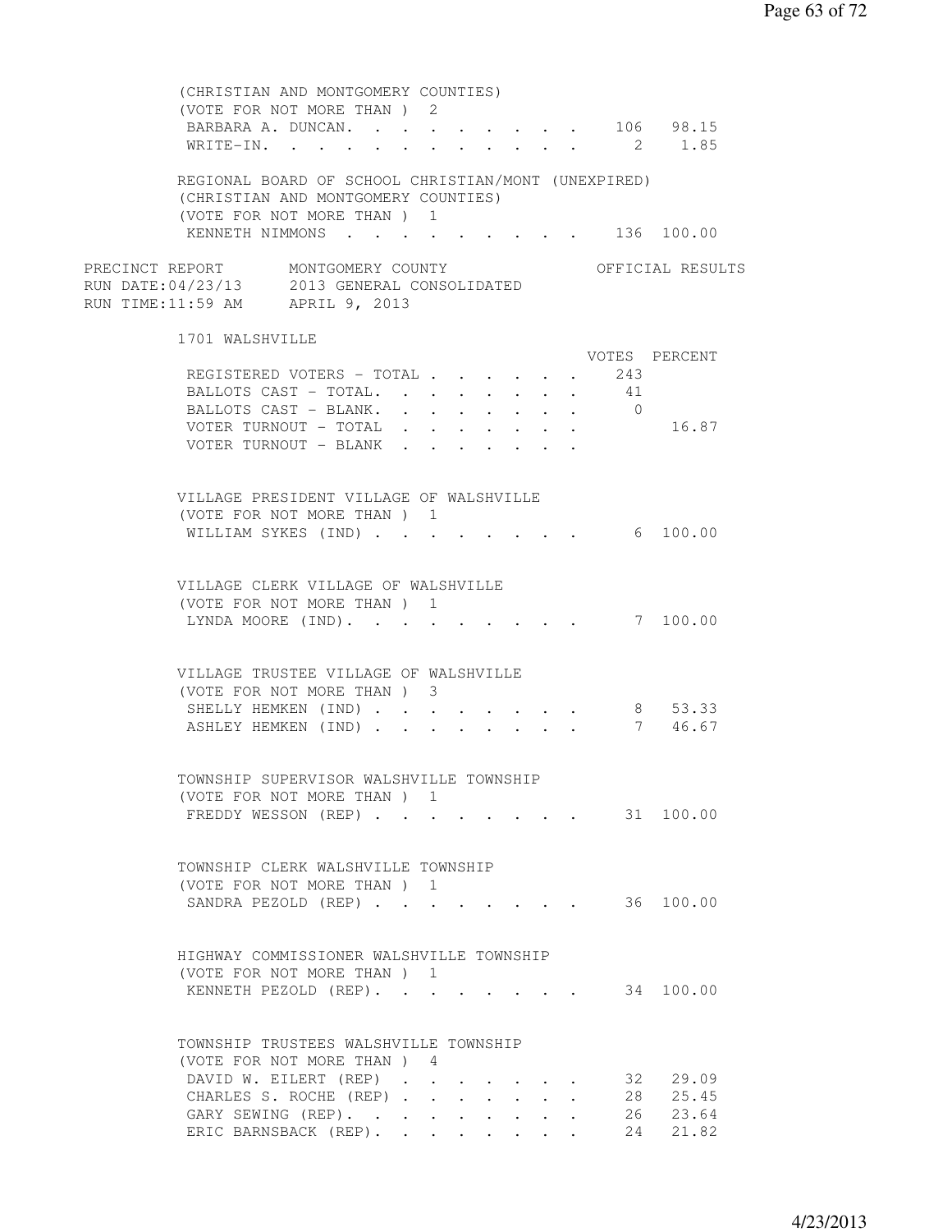(CHRISTIAN AND MONTGOMERY COUNTIES)
(VOTE FOR NOT MORE THAN ) 2

| | VOTES | PERCENT |
|---|---|---|
| BARBARA A. DUNCAN | 106 | 98.15 |
| WRITE-IN | 2 | 1.85 |

REGIONAL BOARD OF SCHOOL CHRISTIAN/MONT (UNEXPIRED)
(CHRISTIAN AND MONTGOMERY COUNTIES)
(VOTE FOR NOT MORE THAN ) 1

| | VOTES | PERCENT |
|---|---|---|
| KENNETH NIMMONS | 136 | 100.00 |

PRECINCT REPORT MONTGOMERY COUNTY OFFICIAL RESULTS
RUN DATE:04/23/13 2013 GENERAL CONSOLIDATED
RUN TIME:11:59 AM APRIL 9, 2013

## 1701 WALSHVILLE

| | VOTES | PERCENT |
|---|---|---|
| REGISTERED VOTERS - TOTAL | 243 | |
| BALLOTS CAST - TOTAL | 41 | |
| BALLOTS CAST - BLANK | 0 | |
| VOTER TURNOUT - TOTAL | | 16.87 |
| VOTER TURNOUT - BLANK | | |

VILLAGE PRESIDENT VILLAGE OF WALSHVILLE
(VOTE FOR NOT MORE THAN ) 1

| | VOTES | PERCENT |
|---|---|---|
| WILLIAM SYKES (IND) | 6 | 100.00 |

VILLAGE CLERK VILLAGE OF WALSHVILLE
(VOTE FOR NOT MORE THAN ) 1

| | VOTES | PERCENT |
|---|---|---|
| LYNDA MOORE (IND) | 7 | 100.00 |

VILLAGE TRUSTEE VILLAGE OF WALSHVILLE
(VOTE FOR NOT MORE THAN ) 3

| | VOTES | PERCENT |
|---|---|---|
| SHELLY HEMKEN (IND) | 8 | 53.33 |
| ASHLEY HEMKEN (IND) | 7 | 46.67 |

TOWNSHIP SUPERVISOR WALSHVILLE TOWNSHIP
(VOTE FOR NOT MORE THAN ) 1

| | VOTES | PERCENT |
|---|---|---|
| FREDDY WESSON (REP) | 31 | 100.00 |

TOWNSHIP CLERK WALSHVILLE TOWNSHIP
(VOTE FOR NOT MORE THAN ) 1

| | VOTES | PERCENT |
|---|---|---|
| SANDRA PEZOLD (REP) | 36 | 100.00 |

HIGHWAY COMMISSIONER WALSHVILLE TOWNSHIP
(VOTE FOR NOT MORE THAN ) 1

| | VOTES | PERCENT |
|---|---|---|
| KENNETH PEZOLD (REP) | 34 | 100.00 |

TOWNSHIP TRUSTEES WALSHVILLE TOWNSHIP
(VOTE FOR NOT MORE THAN ) 4

| | VOTES | PERCENT |
|---|---|---|
| DAVID W. EILERT (REP) | 32 | 29.09 |
| CHARLES S. ROCHE (REP) | 28 | 25.45 |
| GARY SEWING (REP) | 26 | 23.64 |
| ERIC BARNSBACK (REP) | 24 | 21.82 |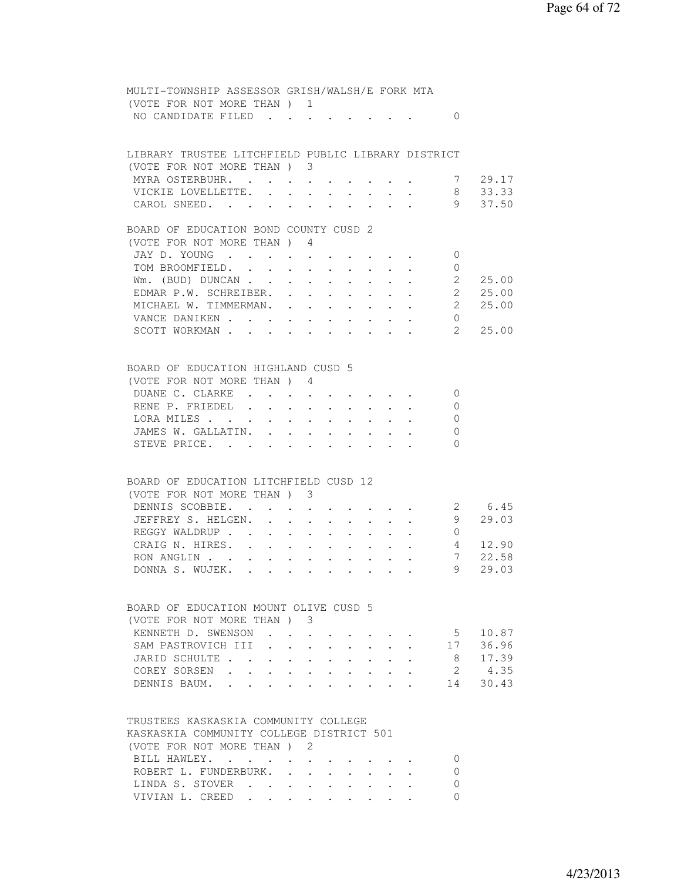MULTI-TOWNSHIP ASSESSOR GRISH/WALSH/E FORK MTA
(VOTE FOR NOT MORE THAN ) 1

| Candidate | Votes | Percent |
|---|---|---|
| NO CANDIDATE FILED | 0 | |

LIBRARY TRUSTEE LITCHFIELD PUBLIC LIBRARY DISTRICT
(VOTE FOR NOT MORE THAN ) 3

| Candidate | Votes | Percent |
|---|---|---|
| MYRA OSTERBUHR. | 7 | 29.17 |
| VICKIE LOVELLETTE. | 8 | 33.33 |
| CAROL SNEED. | 9 | 37.50 |

BOARD OF EDUCATION BOND COUNTY CUSD 2
(VOTE FOR NOT MORE THAN ) 4

| Candidate | Votes | Percent |
|---|---|---|
| JAY D. YOUNG | 0 | |
| TOM BROOMFIELD. | 0 | |
| Wm. (BUD) DUNCAN | 2 | 25.00 |
| EDMAR P.W. SCHREIBER. | 2 | 25.00 |
| MICHAEL W. TIMMERMAN. | 2 | 25.00 |
| VANCE DANIKEN | 0 | |
| SCOTT WORKMAN | 2 | 25.00 |

BOARD OF EDUCATION HIGHLAND CUSD 5
(VOTE FOR NOT MORE THAN ) 4

| Candidate | Votes | Percent |
|---|---|---|
| DUANE C. CLARKE | 0 | |
| RENE P. FRIEDEL | 0 | |
| LORA MILES | 0 | |
| JAMES W. GALLATIN. | 0 | |
| STEVE PRICE. | 0 | |

BOARD OF EDUCATION LITCHFIELD CUSD 12
(VOTE FOR NOT MORE THAN ) 3

| Candidate | Votes | Percent |
|---|---|---|
| DENNIS SCOBBIE. | 2 | 6.45 |
| JEFFREY S. HELGEN. | 9 | 29.03 |
| REGGY WALDRUP | 0 | |
| CRAIG N. HIRES. | 4 | 12.90 |
| RON ANGLIN | 7 | 22.58 |
| DONNA S. WUJEK. | 9 | 29.03 |

BOARD OF EDUCATION MOUNT OLIVE CUSD 5
(VOTE FOR NOT MORE THAN ) 3

| Candidate | Votes | Percent |
|---|---|---|
| KENNETH D. SWENSON | 5 | 10.87 |
| SAM PASTROVICH III | 17 | 36.96 |
| JARID SCHULTE | 8 | 17.39 |
| COREY SORSEN | 2 | 4.35 |
| DENNIS BAUM. | 14 | 30.43 |

TRUSTEES KASKASKIA COMMUNITY COLLEGE
KASKASKIA COMMUNITY COLLEGE DISTRICT 501
(VOTE FOR NOT MORE THAN ) 2

| Candidate | Votes | Percent |
|---|---|---|
| BILL HAWLEY. | 0 | |
| ROBERT L. FUNDERBURK. | 0 | |
| LINDA S. STOVER | 0 | |
| VIVIAN L. CREED | 0 | |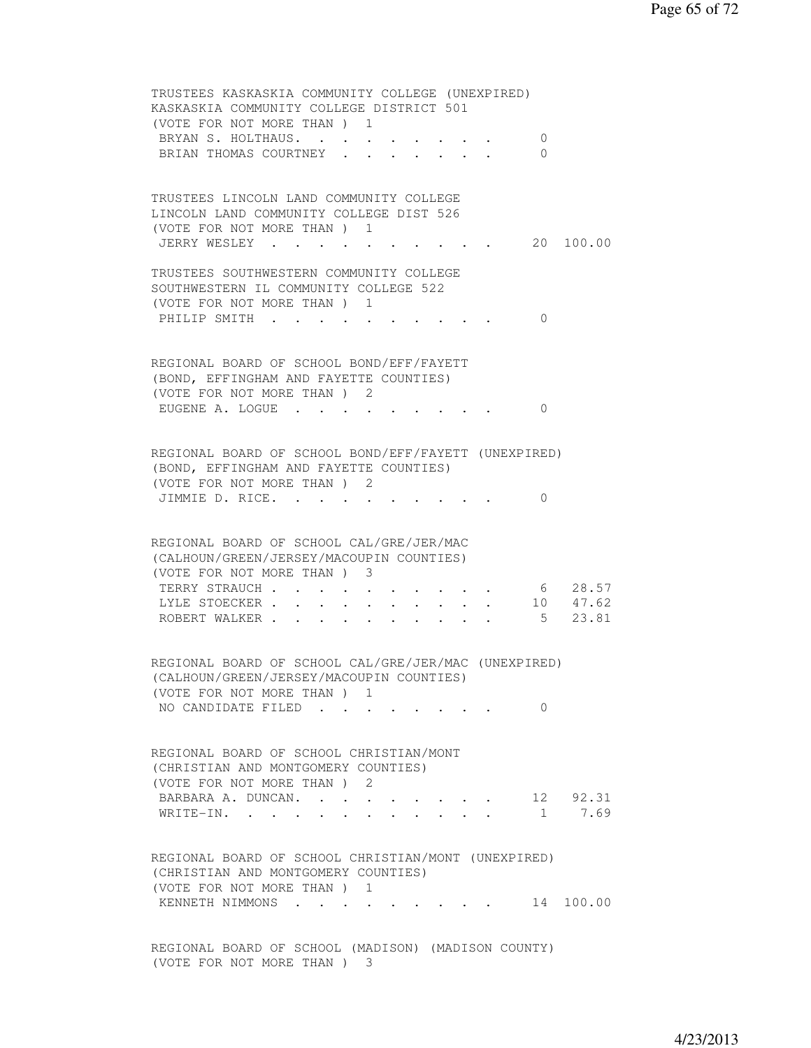TRUSTEES KASKASKIA COMMUNITY COLLEGE (UNEXPIRED)
KASKASKIA COMMUNITY COLLEGE DISTRICT 501
(VOTE FOR NOT MORE THAN ) 1

| | | |
|---|---|---|
| BRYAN S. HOLTHAUS. . . . . . . . . . | 0 | |
| BRIAN THOMAS COURTNEY . . . . . . . . | 0 | |

TRUSTEES LINCOLN LAND COMMUNITY COLLEGE
LINCOLN LAND COMMUNITY COLLEGE DIST 526
(VOTE FOR NOT MORE THAN ) 1

| | | |
|---|---|---|
| JERRY WESLEY . . . . . . . . . . . | 20 | 100.00 |

TRUSTEES SOUTHWESTERN COMMUNITY COLLEGE
SOUTHWESTERN IL COMMUNITY COLLEGE 522
(VOTE FOR NOT MORE THAN ) 1

| | | |
|---|---|---|
| PHILIP SMITH . . . . . . . . . . . | 0 | |

REGIONAL BOARD OF SCHOOL BOND/EFF/FAYETT
(BOND, EFFINGHAM AND FAYETTE COUNTIES)
(VOTE FOR NOT MORE THAN ) 2

| | | |
|---|---|---|
| EUGENE A. LOGUE . . . . . . . . . . | 0 | |

REGIONAL BOARD OF SCHOOL BOND/EFF/FAYETT (UNEXPIRED)
(BOND, EFFINGHAM AND FAYETTE COUNTIES)
(VOTE FOR NOT MORE THAN ) 2

| | | |
|---|---|---|
| JIMMIE D. RICE. . . . . . . . . . . | 0 | |

REGIONAL BOARD OF SCHOOL CAL/GRE/JER/MAC
(CALHOUN/GREEN/JERSEY/MACOUPIN COUNTIES)
(VOTE FOR NOT MORE THAN ) 3

| | | |
|---|---|---|
| TERRY STRAUCH . . . . . . . . . . . | 6 | 28.57 |
| LYLE STOECKER . . . . . . . . . . . | 10 | 47.62 |
| ROBERT WALKER . . . . . . . . . . . | 5 | 23.81 |

REGIONAL BOARD OF SCHOOL CAL/GRE/JER/MAC (UNEXPIRED)
(CALHOUN/GREEN/JERSEY/MACOUPIN COUNTIES)
(VOTE FOR NOT MORE THAN ) 1

| | | |
|---|---|---|
| NO CANDIDATE FILED . . . . . . . . . | 0 | |

REGIONAL BOARD OF SCHOOL CHRISTIAN/MONT
(CHRISTIAN AND MONTGOMERY COUNTIES)
(VOTE FOR NOT MORE THAN ) 2

| | | |
|---|---|---|
| BARBARA A. DUNCAN. . . . . . . . . . | 12 | 92.31 |
| WRITE-IN. . . . . . . . . . . . . . | 1 | 7.69 |

REGIONAL BOARD OF SCHOOL CHRISTIAN/MONT (UNEXPIRED)
(CHRISTIAN AND MONTGOMERY COUNTIES)
(VOTE FOR NOT MORE THAN ) 1

| | | |
|---|---|---|
| KENNETH NIMMONS . . . . . . . . . . | 14 | 100.00 |

REGIONAL BOARD OF SCHOOL (MADISON) (MADISON COUNTY)
(VOTE FOR NOT MORE THAN ) 3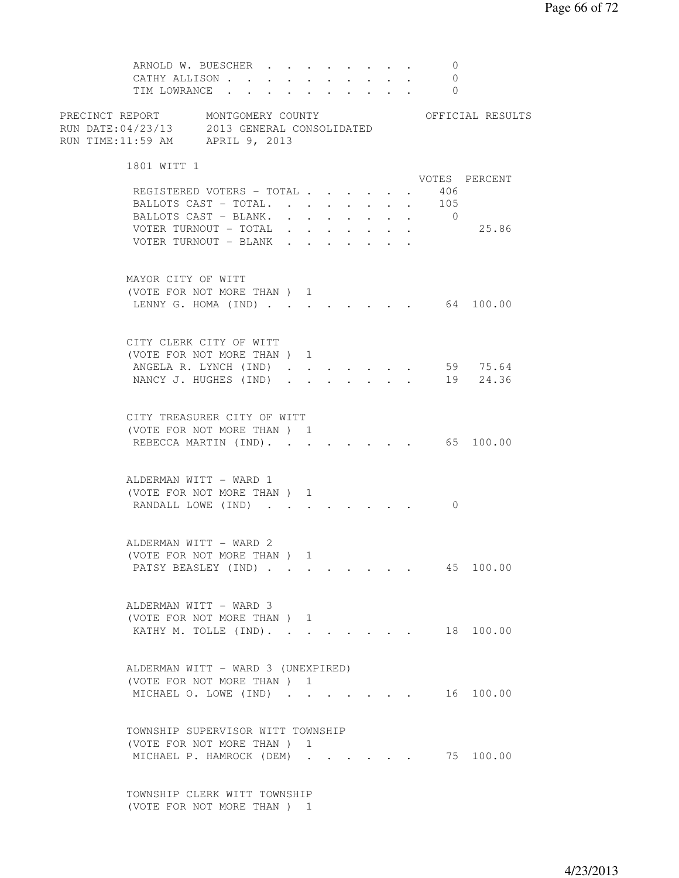| | | |
|---|---|---|
| ARNOLD W. BUESCHER | 0 | |
| CATHY ALLISON | 0 | |
| TIM LOWRANCE | 0 | |

PRECINCT REPORT MONTGOMERY COUNTY OFFICIAL RESULTS
RUN DATE:04/23/13 2013 GENERAL CONSOLIDATED
RUN TIME:11:59 AM APRIL 9, 2013

## 1801 WITT 1

| | VOTES | PERCENT |
|---|---|---|
| REGISTERED VOTERS - TOTAL | 406 | |
| BALLOTS CAST - TOTAL. | 105 | |
| BALLOTS CAST - BLANK. | 0 | |
| VOTER TURNOUT - TOTAL | | 25.86 |
| VOTER TURNOUT - BLANK | | |

MAYOR CITY OF WITT
(VOTE FOR NOT MORE THAN ) 1

| | | |
|---|---|---|
| LENNY G. HOMA (IND) | 64 | 100.00 |

CITY CLERK CITY OF WITT
(VOTE FOR NOT MORE THAN ) 1

| | | |
|---|---|---|
| ANGELA R. LYNCH (IND) | 59 | 75.64 |
| NANCY J. HUGHES (IND) | 19 | 24.36 |

CITY TREASURER CITY OF WITT
(VOTE FOR NOT MORE THAN ) 1

| | | |
|---|---|---|
| REBECCA MARTIN (IND). | 65 | 100.00 |

ALDERMAN WITT - WARD 1
(VOTE FOR NOT MORE THAN ) 1

| | | |
|---|---|---|
| RANDALL LOWE (IND) | 0 | |

ALDERMAN WITT - WARD 2
(VOTE FOR NOT MORE THAN ) 1

| | | |
|---|---|---|
| PATSY BEASLEY (IND) | 45 | 100.00 |

ALDERMAN WITT - WARD 3
(VOTE FOR NOT MORE THAN ) 1

| | | |
|---|---|---|
| KATHY M. TOLLE (IND). | 18 | 100.00 |

ALDERMAN WITT - WARD 3 (UNEXPIRED)
(VOTE FOR NOT MORE THAN ) 1

| | | |
|---|---|---|
| MICHAEL O. LOWE (IND) | 16 | 100.00 |

TOWNSHIP SUPERVISOR WITT TOWNSHIP
(VOTE FOR NOT MORE THAN ) 1

| | | |
|---|---|---|
| MICHAEL P. HAMROCK (DEM) | 75 | 100.00 |

TOWNSHIP CLERK WITT TOWNSHIP
(VOTE FOR NOT MORE THAN ) 1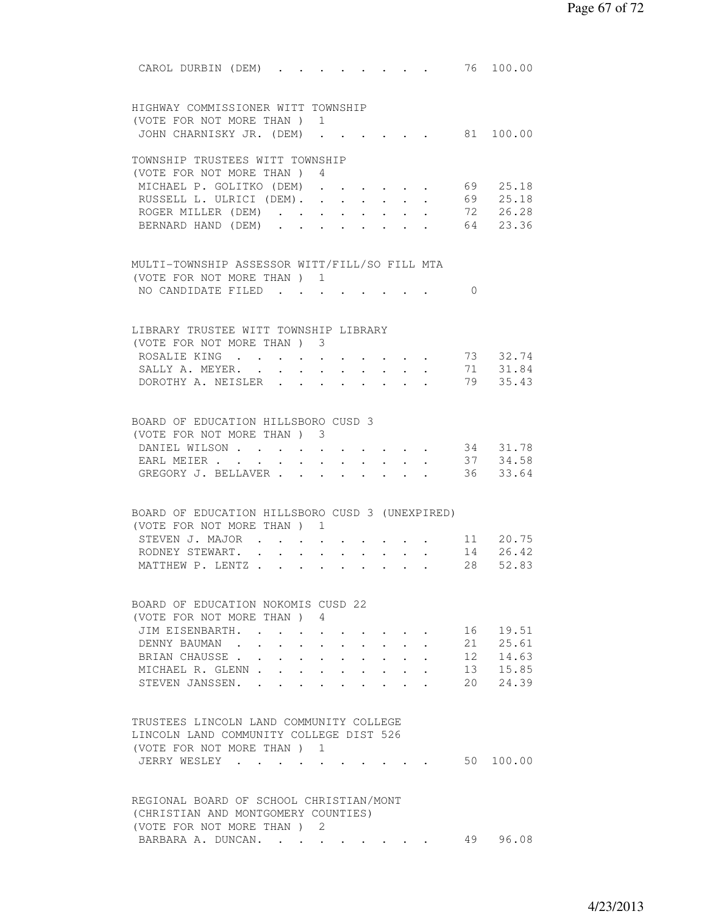CAROL DURBIN (DEM) . . . . . . . . . 76 100.00

HIGHWAY COMMISSIONER WITT TOWNSHIP
(VOTE FOR NOT MORE THAN ) 1

| Candidate | Votes | Percent |
|---|---|---|
| JOHN CHARNISKY JR. (DEM) | 81 | 100.00 |

TOWNSHIP TRUSTEES WITT TOWNSHIP
(VOTE FOR NOT MORE THAN ) 4

| Candidate | Votes | Percent |
|---|---|---|
| MICHAEL P. GOLITKO (DEM) | 69 | 25.18 |
| RUSSELL L. ULRICI (DEM). | 69 | 25.18 |
| ROGER MILLER (DEM) | 72 | 26.28 |
| BERNARD HAND (DEM) | 64 | 23.36 |

MULTI-TOWNSHIP ASSESSOR WITT/FILL/SO FILL MTA
(VOTE FOR NOT MORE THAN ) 1

| Candidate | Votes | Percent |
|---|---|---|
| NO CANDIDATE FILED | 0 | |

LIBRARY TRUSTEE WITT TOWNSHIP LIBRARY
(VOTE FOR NOT MORE THAN ) 3

| Candidate | Votes | Percent |
|---|---|---|
| ROSALIE KING | 73 | 32.74 |
| SALLY A. MEYER. | 71 | 31.84 |
| DOROTHY A. NEISLER | 79 | 35.43 |

BOARD OF EDUCATION HILLSBORO CUSD 3
(VOTE FOR NOT MORE THAN ) 3

| Candidate | Votes | Percent |
|---|---|---|
| DANIEL WILSON | 34 | 31.78 |
| EARL MEIER | 37 | 34.58 |
| GREGORY J. BELLAVER | 36 | 33.64 |

BOARD OF EDUCATION HILLSBORO CUSD 3 (UNEXPIRED)
(VOTE FOR NOT MORE THAN ) 1

| Candidate | Votes | Percent |
|---|---|---|
| STEVEN J. MAJOR | 11 | 20.75 |
| RODNEY STEWART. | 14 | 26.42 |
| MATTHEW P. LENTZ | 28 | 52.83 |

BOARD OF EDUCATION NOKOMIS CUSD 22
(VOTE FOR NOT MORE THAN ) 4

| Candidate | Votes | Percent |
|---|---|---|
| JIM EISENBARTH. | 16 | 19.51 |
| DENNY BAUMAN | 21 | 25.61 |
| BRIAN CHAUSSE | 12 | 14.63 |
| MICHAEL R. GLENN | 13 | 15.85 |
| STEVEN JANSSEN. | 20 | 24.39 |

TRUSTEES LINCOLN LAND COMMUNITY COLLEGE
LINCOLN LAND COMMUNITY COLLEGE DIST 526
(VOTE FOR NOT MORE THAN ) 1

| Candidate | Votes | Percent |
|---|---|---|
| JERRY WESLEY | 50 | 100.00 |

REGIONAL BOARD OF SCHOOL CHRISTIAN/MONT
(CHRISTIAN AND MONTGOMERY COUNTIES)
(VOTE FOR NOT MORE THAN ) 2

| Candidate | Votes | Percent |
|---|---|---|
| BARBARA A. DUNCAN. | 49 | 96.08 |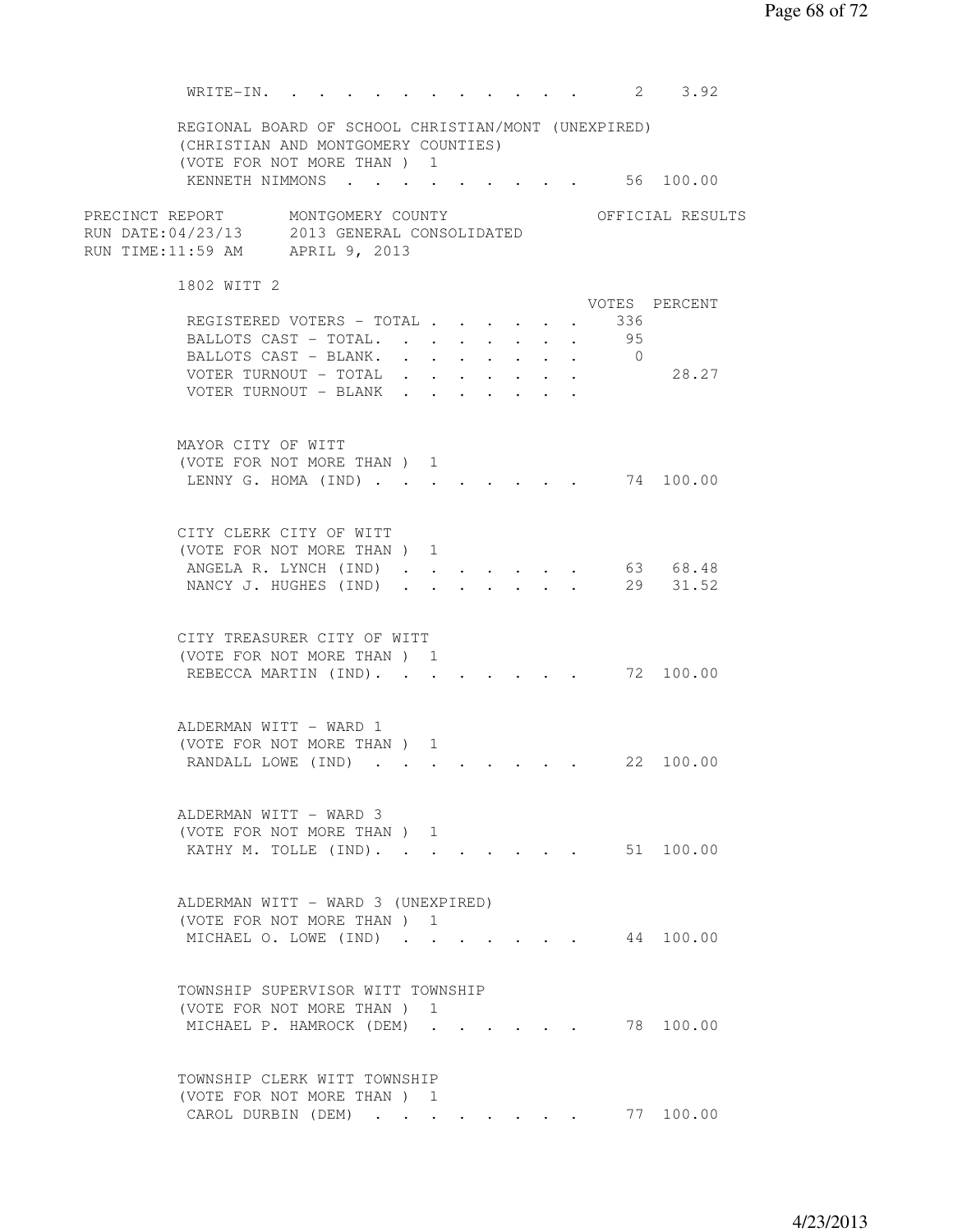| | | |
|---|---|---|
| WRITE-IN. | 2 | 3.92 |

REGIONAL BOARD OF SCHOOL CHRISTIAN/MONT (UNEXPIRED)
(CHRISTIAN AND MONTGOMERY COUNTIES)
(VOTE FOR NOT MORE THAN ) 1

| | | |
|---|---|---|
| KENNETH NIMMONS | 56 | 100.00 |

PRECINCT REPORT MONTGOMERY COUNTY OFFICIAL RESULTS
RUN DATE:04/23/13 2013 GENERAL CONSOLIDATED
RUN TIME:11:59 AM APRIL 9, 2013

## 1802 WITT 2

| | VOTES | PERCENT |
|---|---|---|
| REGISTERED VOTERS - TOTAL | 336 | |
| BALLOTS CAST - TOTAL. | 95 | |
| BALLOTS CAST - BLANK. | 0 | |
| VOTER TURNOUT - TOTAL | | 28.27 |
| VOTER TURNOUT - BLANK | | |

MAYOR CITY OF WITT
(VOTE FOR NOT MORE THAN ) 1

| | | |
|---|---|---|
| LENNY G. HOMA (IND) | 74 | 100.00 |

CITY CLERK CITY OF WITT
(VOTE FOR NOT MORE THAN ) 1

| | | |
|---|---|---|
| ANGELA R. LYNCH (IND) | 63 | 68.48 |
| NANCY J. HUGHES (IND) | 29 | 31.52 |

CITY TREASURER CITY OF WITT
(VOTE FOR NOT MORE THAN ) 1

| | | |
|---|---|---|
| REBECCA MARTIN (IND). | 72 | 100.00 |

ALDERMAN WITT - WARD 1
(VOTE FOR NOT MORE THAN ) 1

| | | |
|---|---|---|
| RANDALL LOWE (IND) | 22 | 100.00 |

ALDERMAN WITT - WARD 3
(VOTE FOR NOT MORE THAN ) 1

| | | |
|---|---|---|
| KATHY M. TOLLE (IND). | 51 | 100.00 |

ALDERMAN WITT - WARD 3 (UNEXPIRED)
(VOTE FOR NOT MORE THAN ) 1

| | | |
|---|---|---|
| MICHAEL O. LOWE (IND) | 44 | 100.00 |

TOWNSHIP SUPERVISOR WITT TOWNSHIP
(VOTE FOR NOT MORE THAN ) 1

| | | |
|---|---|---|
| MICHAEL P. HAMROCK (DEM) | 78 | 100.00 |

TOWNSHIP CLERK WITT TOWNSHIP
(VOTE FOR NOT MORE THAN ) 1

| | | |
|---|---|---|
| CAROL DURBIN (DEM) | 77 | 100.00 |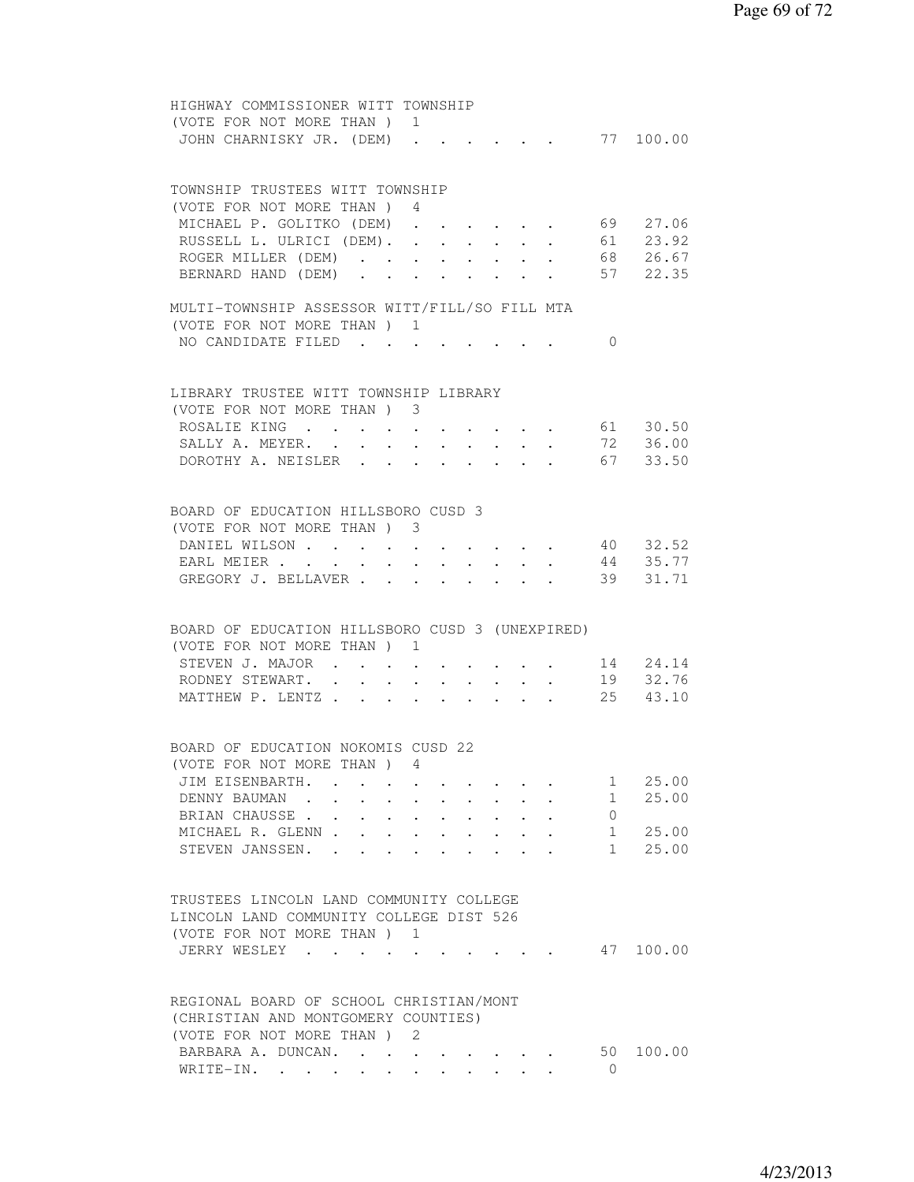HIGHWAY COMMISSIONER WITT TOWNSHIP
(VOTE FOR NOT MORE THAN ) 1

| | | |
|---|---|---|
| JOHN CHARNISKY JR. (DEM) | 77 | 100.00 |

TOWNSHIP TRUSTEES WITT TOWNSHIP
(VOTE FOR NOT MORE THAN ) 4

| | | |
|---|---|---|
| MICHAEL P. GOLITKO (DEM) | 69 | 27.06 |
| RUSSELL L. ULRICI (DEM) | 61 | 23.92 |
| ROGER MILLER (DEM) | 68 | 26.67 |
| BERNARD HAND (DEM) | 57 | 22.35 |

MULTI-TOWNSHIP ASSESSOR WITT/FILL/SO FILL MTA
(VOTE FOR NOT MORE THAN ) 1

| | | |
|---|---|---|
| NO CANDIDATE FILED | 0 | |

LIBRARY TRUSTEE WITT TOWNSHIP LIBRARY
(VOTE FOR NOT MORE THAN ) 3

| | | |
|---|---|---|
| ROSALIE KING | 61 | 30.50 |
| SALLY A. MEYER. | 72 | 36.00 |
| DOROTHY A. NEISLER | 67 | 33.50 |

BOARD OF EDUCATION HILLSBORO CUSD 3
(VOTE FOR NOT MORE THAN ) 3

| | | |
|---|---|---|
| DANIEL WILSON | 40 | 32.52 |
| EARL MEIER | 44 | 35.77 |
| GREGORY J. BELLAVER | 39 | 31.71 |

BOARD OF EDUCATION HILLSBORO CUSD 3 (UNEXPIRED)
(VOTE FOR NOT MORE THAN ) 1

| | | |
|---|---|---|
| STEVEN J. MAJOR | 14 | 24.14 |
| RODNEY STEWART. | 19 | 32.76 |
| MATTHEW P. LENTZ | 25 | 43.10 |

BOARD OF EDUCATION NOKOMIS CUSD 22
(VOTE FOR NOT MORE THAN ) 4

| | | |
|---|---|---|
| JIM EISENBARTH. | 1 | 25.00 |
| DENNY BAUMAN | 1 | 25.00 |
| BRIAN CHAUSSE | 0 | |
| MICHAEL R. GLENN | 1 | 25.00 |
| STEVEN JANSSEN. | 1 | 25.00 |

TRUSTEES LINCOLN LAND COMMUNITY COLLEGE
LINCOLN LAND COMMUNITY COLLEGE DIST 526
(VOTE FOR NOT MORE THAN ) 1

| | | |
|---|---|---|
| JERRY WESLEY | 47 | 100.00 |

REGIONAL BOARD OF SCHOOL CHRISTIAN/MONT
(CHRISTIAN AND MONTGOMERY COUNTIES)
(VOTE FOR NOT MORE THAN ) 2

| | | |
|---|---|---|
| BARBARA A. DUNCAN. | 50 | 100.00 |
| WRITE-IN. | 0 | |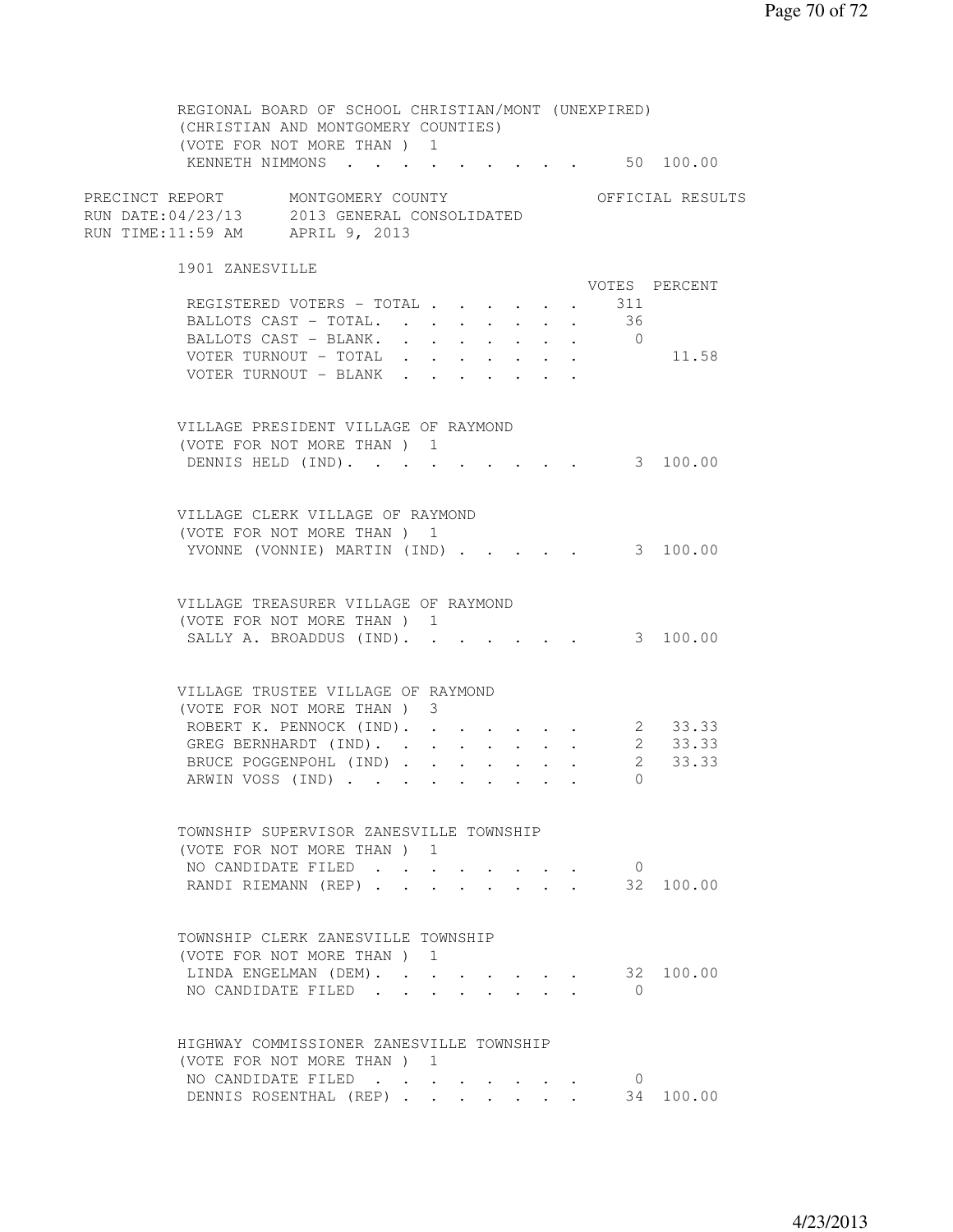REGIONAL BOARD OF SCHOOL CHRISTIAN/MONT (UNEXPIRED)
(CHRISTIAN AND MONTGOMERY COUNTIES)
(VOTE FOR NOT MORE THAN ) 1

| | VOTES | PERCENT |
|---|---|---|
| KENNETH NIMMONS | 50 | 100.00 |

PRECINCT REPORT MONTGOMERY COUNTY OFFICIAL RESULTS
RUN DATE:04/23/13 2013 GENERAL CONSOLIDATED
RUN TIME:11:59 AM APRIL 9, 2013

## 1901 ZANESVILLE

| | VOTES | PERCENT |
|---|---|---|
| REGISTERED VOTERS - TOTAL | 311 | |
| BALLOTS CAST - TOTAL. | 36 | |
| BALLOTS CAST - BLANK. | 0 | |
| VOTER TURNOUT - TOTAL | | 11.58 |
| VOTER TURNOUT - BLANK | | |

VILLAGE PRESIDENT VILLAGE OF RAYMOND
(VOTE FOR NOT MORE THAN ) 1

| | VOTES | PERCENT |
|---|---|---|
| DENNIS HELD (IND). | 3 | 100.00 |

VILLAGE CLERK VILLAGE OF RAYMOND
(VOTE FOR NOT MORE THAN ) 1

| | VOTES | PERCENT |
|---|---|---|
| YVONNE (VONNIE) MARTIN (IND) | 3 | 100.00 |

VILLAGE TREASURER VILLAGE OF RAYMOND
(VOTE FOR NOT MORE THAN ) 1

| | VOTES | PERCENT |
|---|---|---|
| SALLY A. BROADDUS (IND). | 3 | 100.00 |

VILLAGE TRUSTEE VILLAGE OF RAYMOND
(VOTE FOR NOT MORE THAN ) 3

| | VOTES | PERCENT |
|---|---|---|
| ROBERT K. PENNOCK (IND). | 2 | 33.33 |
| GREG BERNHARDT (IND). | 2 | 33.33 |
| BRUCE POGGENPOHL (IND) | 2 | 33.33 |
| ARWIN VOSS (IND) | 0 | |

TOWNSHIP SUPERVISOR ZANESVILLE TOWNSHIP
(VOTE FOR NOT MORE THAN ) 1

| | VOTES | PERCENT |
|---|---|---|
| NO CANDIDATE FILED | 0 | |
| RANDI RIEMANN (REP) | 32 | 100.00 |

TOWNSHIP CLERK ZANESVILLE TOWNSHIP
(VOTE FOR NOT MORE THAN ) 1

| | VOTES | PERCENT |
|---|---|---|
| LINDA ENGELMAN (DEM). | 32 | 100.00 |
| NO CANDIDATE FILED | 0 | |

HIGHWAY COMMISSIONER ZANESVILLE TOWNSHIP
(VOTE FOR NOT MORE THAN ) 1

| | VOTES | PERCENT |
|---|---|---|
| NO CANDIDATE FILED | 0 | |
| DENNIS ROSENTHAL (REP) | 34 | 100.00 |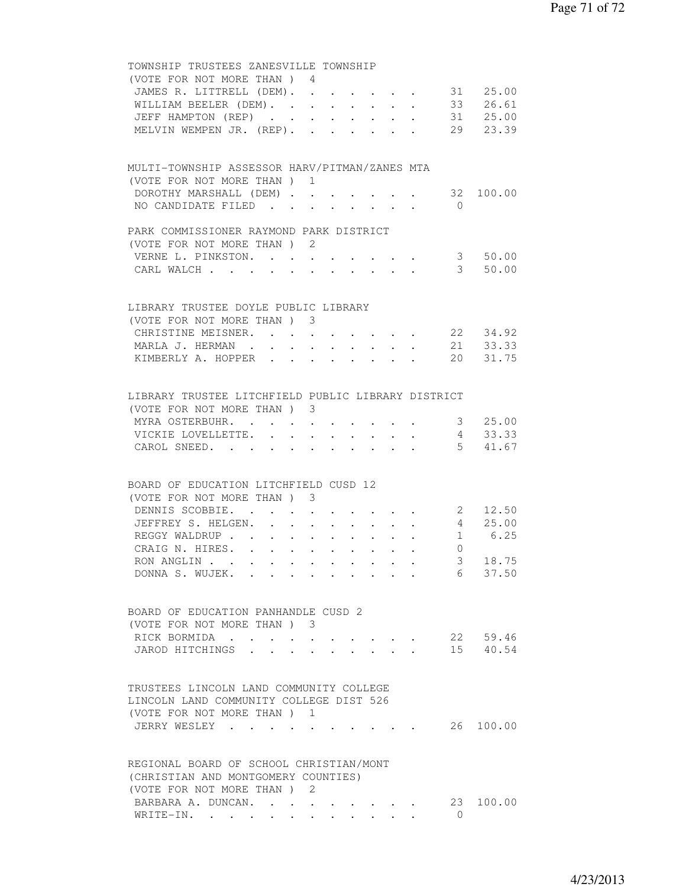## TOWNSHIP TRUSTEES ZANESVILLE TOWNSHIP
(VOTE FOR NOT MORE THAN ) 4

| Candidate | Votes | Percent |
|---|---|---|
| JAMES R. LITTRELL (DEM) | 31 | 25.00 |
| WILLIAM BEELER (DEM) | 33 | 26.61 |
| JEFF HAMPTON (REP) | 31 | 25.00 |
| MELVIN WEMPEN JR. (REP) | 29 | 23.39 |

## MULTI-TOWNSHIP ASSESSOR HARV/PITMAN/ZANES MTA
(VOTE FOR NOT MORE THAN ) 1

| Candidate | Votes | Percent |
|---|---|---|
| DOROTHY MARSHALL (DEM) | 32 | 100.00 |
| NO CANDIDATE FILED | 0 | |

## PARK COMMISSIONER RAYMOND PARK DISTRICT
(VOTE FOR NOT MORE THAN ) 2

| Candidate | Votes | Percent |
|---|---|---|
| VERNE L. PINKSTON | 3 | 50.00 |
| CARL WALCH | 3 | 50.00 |

## LIBRARY TRUSTEE DOYLE PUBLIC LIBRARY
(VOTE FOR NOT MORE THAN ) 3

| Candidate | Votes | Percent |
|---|---|---|
| CHRISTINE MEISNER | 22 | 34.92 |
| MARLA J. HERMAN | 21 | 33.33 |
| KIMBERLY A. HOPPER | 20 | 31.75 |

## LIBRARY TRUSTEE LITCHFIELD PUBLIC LIBRARY DISTRICT
(VOTE FOR NOT MORE THAN ) 3

| Candidate | Votes | Percent |
|---|---|---|
| MYRA OSTERBUHR | 3 | 25.00 |
| VICKIE LOVELLETTE | 4 | 33.33 |
| CAROL SNEED | 5 | 41.67 |

## BOARD OF EDUCATION LITCHFIELD CUSD 12
(VOTE FOR NOT MORE THAN ) 3

| Candidate | Votes | Percent |
|---|---|---|
| DENNIS SCOBBIE | 2 | 12.50 |
| JEFFREY S. HELGEN | 4 | 25.00 |
| REGGY WALDRUP | 1 | 6.25 |
| CRAIG N. HIRES | 0 | |
| RON ANGLIN | 3 | 18.75 |
| DONNA S. WUJEK | 6 | 37.50 |

## BOARD OF EDUCATION PANHANDLE CUSD 2
(VOTE FOR NOT MORE THAN ) 3

| Candidate | Votes | Percent |
|---|---|---|
| RICK BORMIDA | 22 | 59.46 |
| JAROD HITCHINGS | 15 | 40.54 |

## TRUSTEES LINCOLN LAND COMMUNITY COLLEGE
LINCOLN LAND COMMUNITY COLLEGE DIST 526
(VOTE FOR NOT MORE THAN ) 1

| Candidate | Votes | Percent |
|---|---|---|
| JERRY WESLEY | 26 | 100.00 |

## REGIONAL BOARD OF SCHOOL CHRISTIAN/MONT
(CHRISTIAN AND MONTGOMERY COUNTIES)
(VOTE FOR NOT MORE THAN ) 2

| Candidate | Votes | Percent |
|---|---|---|
| BARBARA A. DUNCAN | 23 | 100.00 |
| WRITE-IN | 0 | |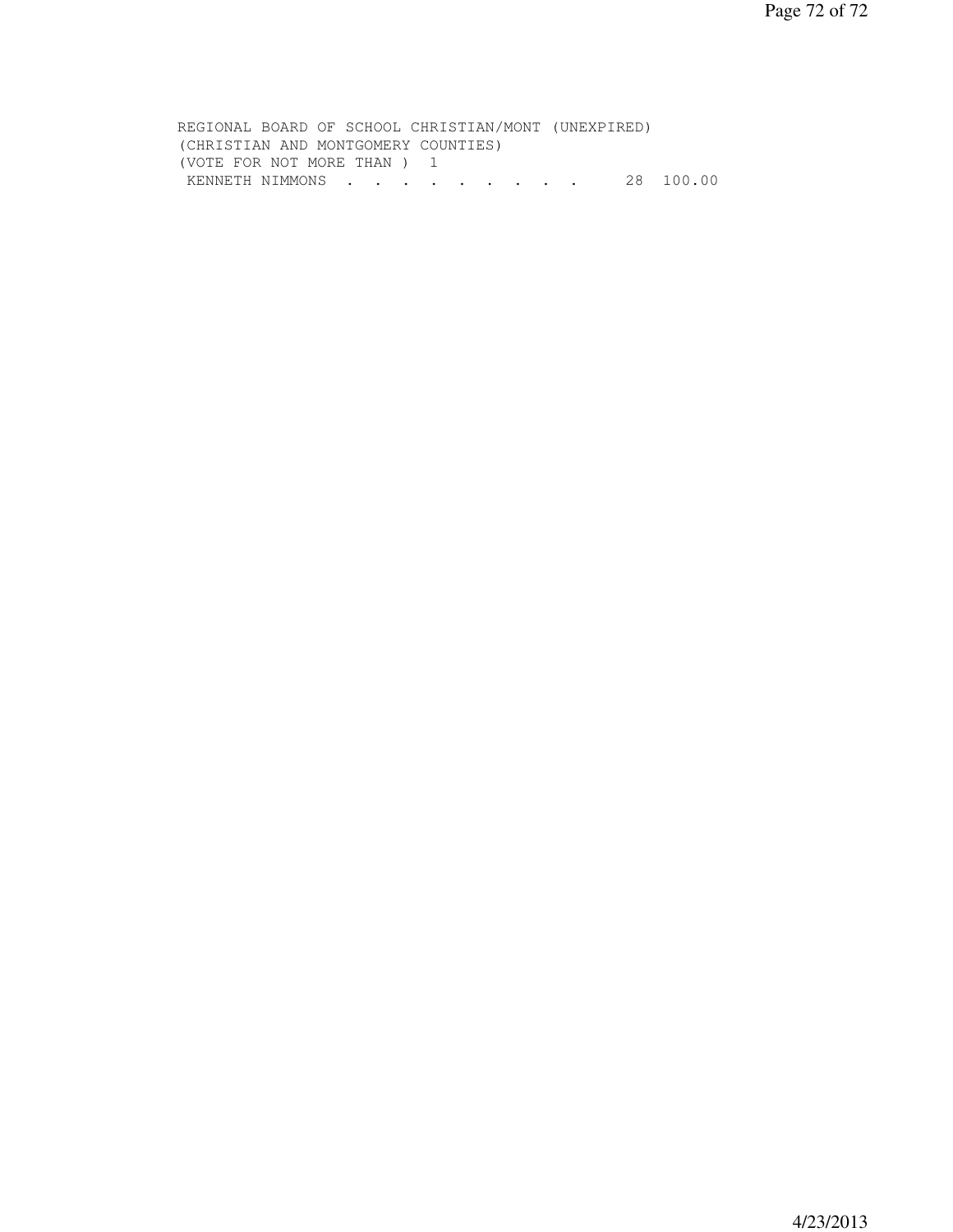REGIONAL BOARD OF SCHOOL CHRISTIAN/MONT (UNEXPIRED)
(CHRISTIAN AND MONTGOMERY COUNTIES)
(VOTE FOR NOT MORE THAN ) 1

| | | |
|---|---|---|
| KENNETH NIMMONS . . . . . . . . . . | 28 | 100.00 |